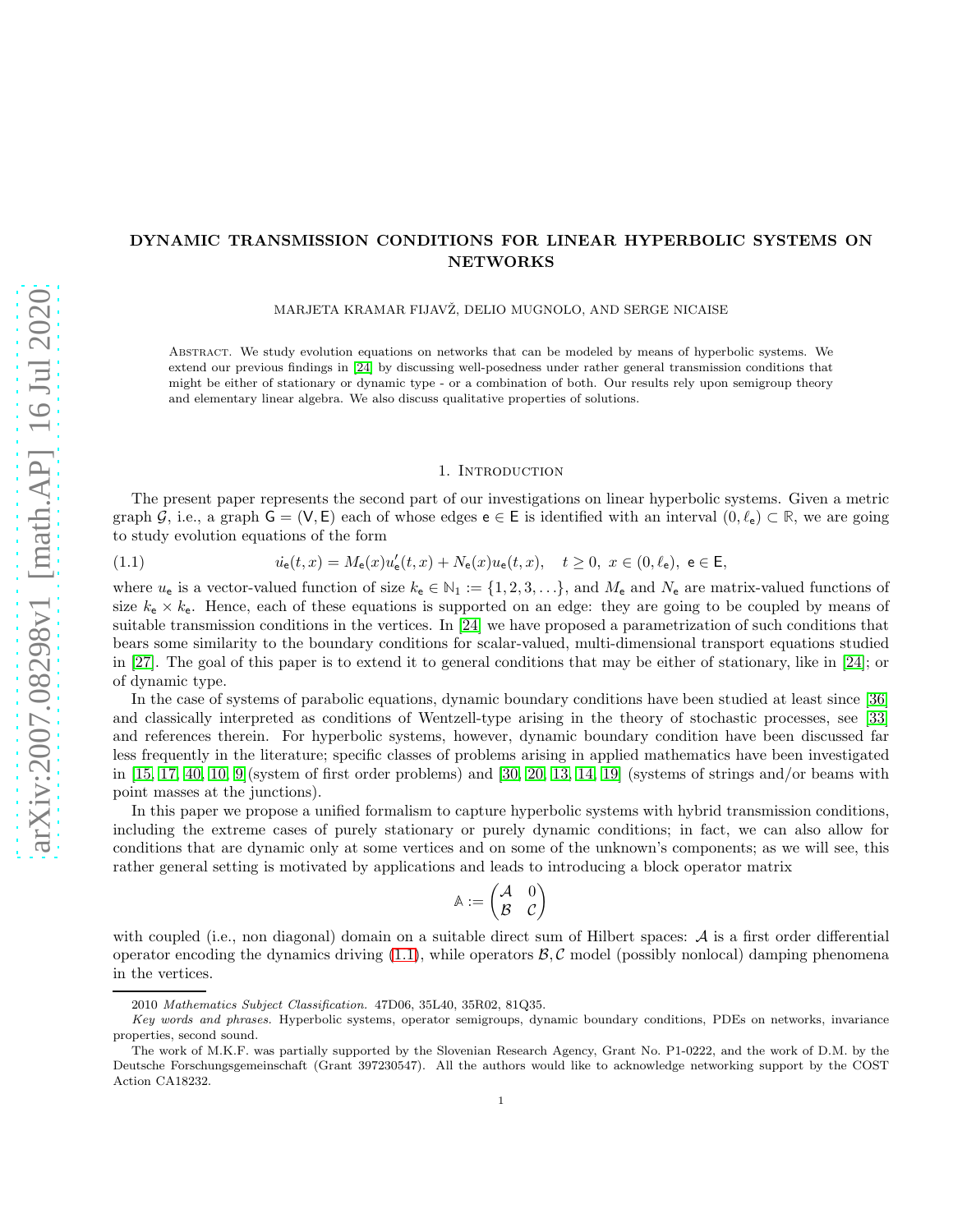# DYNAMIC TRANSMISSION CONDITIONS FOR LINEAR HYPERBOLIC SYSTEMS ON NETWORKS

MARJETA KRAMAR FIJAVŽ, DELIO MUGNOLO, AND SERGE NICAISE

Abstract. We study evolution equations on networks that can be modeled by means of hyperbolic systems. We extend our previous findings in [24] by discussing well-posedness under rather general transmission conditions that might be either of stationary or dynamic type - or a combination of both. Our results rely upon semigroup theory and elementary linear algebra. We also discuss qualitative properties of solutions.

## 1. Introduction

The present paper represents the second part of our investigations on linear hyperbolic systems. Given a metric graph $\mathcal{G}$, i.e., a graph $\mathsf{G} = (\mathsf{V}, \mathsf{E})$ each of whose edges $\mathsf{e} \in \mathsf{E}$ is identified with an interval $(0, \ell_{\mathsf{e}}) \subset \mathbb{R}$, we are going to study evolution equations of the form

$$\dot{u}_{\mathsf{e}}(t,x) = M_{\mathsf{e}}(x)u'_{\mathsf{e}}(t,x) + N_{\mathsf{e}}(x)u_{\mathsf{e}}(t,x), \quad t \geq 0, \ x \in (0,\ell_{\mathsf{e}}), \ \mathsf{e} \in \mathsf{E}, \tag{1.1}$$

where $u_{\mathsf{e}}$ is a vector-valued function of size $k_{\mathsf{e}} \in \mathbb{N}_1 := \{1,2,3,\ldots\}$, and $M_{\mathsf{e}}$ and $N_{\mathsf{e}}$ are matrix-valued functions of size $k_{\mathsf{e}} \times k_{\mathsf{e}}$. Hence, each of these equations is supported on an edge: they are going to be coupled by means of suitable transmission conditions in the vertices. In [24] we have proposed a parametrization of such conditions that bears some similarity to the boundary conditions for scalar-valued, multi-dimensional transport equations studied in [27]. The goal of this paper is to extend it to general conditions that may be either of stationary, like in [24]; or of dynamic type.

In the case of systems of parabolic equations, dynamic boundary conditions have been studied at least since [36] and classically interpreted as conditions of Wentzell-type arising in the theory of stochastic processes, see [33] and references therein. For hyperbolic systems, however, dynamic boundary condition have been discussed far less frequently in the literature; specific classes of problems arising in applied mathematics have been investigated in [15, 17, 40, 10, 9](system of first order problems) and [30, 20, 13, 14, 19] (systems of strings and/or beams with point masses at the junctions).

In this paper we propose a unified formalism to capture hyperbolic systems with hybrid transmission conditions, including the extreme cases of purely stationary or purely dynamic conditions; in fact, we can also allow for conditions that are dynamic only at some vertices and on some of the unknown's components; as we will see, this rather general setting is motivated by applications and leads to introducing a block operator matrix

$$\mathbb{A} := \begin{pmatrix} \mathcal{A} & 0 \\ \mathcal{B} & \mathcal{C} \end{pmatrix}$$

with coupled (i.e., non diagonal) domain on a suitable direct sum of Hilbert spaces: $\mathcal{A}$ is a first order differential operator encoding the dynamics driving (1.1), while operators $\mathcal{B}, \mathcal{C}$ model (possibly nonlocal) damping phenomena in the vertices.

---

2010 *Mathematics Subject Classification.* 47D06, 35L40, 35R02, 81Q35.

*Key words and phrases.* Hyperbolic systems, operator semigroups, dynamic boundary conditions, PDEs on networks, invariance properties, second sound.

The work of M.K.F. was partially supported by the Slovenian Research Agency, Grant No. P1-0222, and the work of D.M. by the Deutsche Forschungsgemeinschaft (Grant 397230547). All the authors would like to acknowledge networking support by the COST Action CA18232.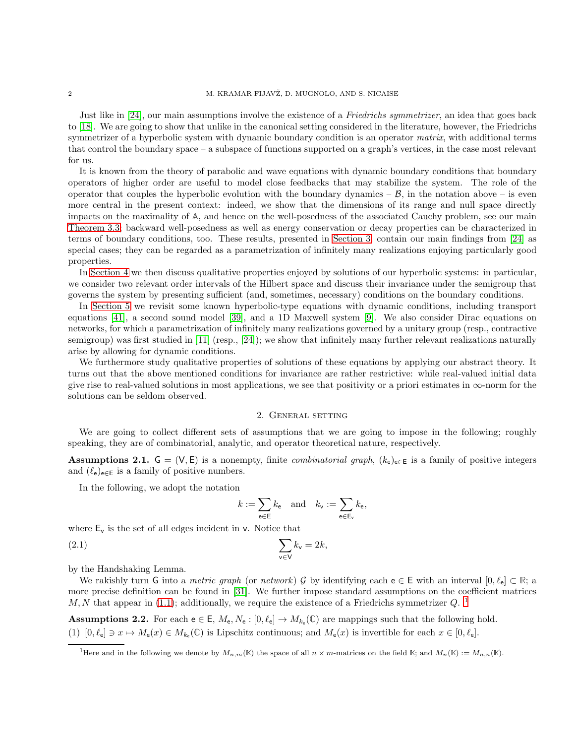Just like in [24], our main assumptions involve the existence of a *Friedrichs symmetrizer*, an idea that goes back to [18]. We are going to show that unlike in the canonical setting considered in the literature, however, the Friedrichs symmetrizer of a hyperbolic system with dynamic boundary condition is an operator *matrix*, with additional terms that control the boundary space – a subspace of functions supported on a graph's vertices, in the case most relevant for us.

It is known from the theory of parabolic and wave equations with dynamic boundary conditions that boundary operators of higher order are useful to model close feedbacks that may stabilize the system. The role of the operator that couples the hyperbolic evolution with the boundary dynamics – $\mathcal{B}$, in the notation above – is even more central in the present context: indeed, we show that the dimensions of its range and null space directly impacts on the maximality of $\mathbb{A}$, and hence on the well-posedness of the associated Cauchy problem, see our main Theorem 3.3; backward well-posedness as well as energy conservation or decay properties can be characterized in terms of boundary conditions, too. These results, presented in Section 3, contain our main findings from [24] as special cases; they can be regarded as a parametrization of infinitely many realizations enjoying particularly good properties.

In Section 4 we then discuss qualitative properties enjoyed by solutions of our hyperbolic systems: in particular, we consider two relevant order intervals of the Hilbert space and discuss their invariance under the semigroup that governs the system by presenting sufficient (and, sometimes, necessary) conditions on the boundary conditions.

In Section 5 we revisit some known hyperbolic-type equations with dynamic conditions, including transport equations [41], a second sound model [39], and a 1D Maxwell system [9]. We also consider Dirac equations on networks, for which a parametrization of infinitely many realizations governed by a unitary group (resp., contractive semigroup) was first studied in [11] (resp., [24]); we show that infinitely many further relevant realizations naturally arise by allowing for dynamic conditions.

We furthermore study qualitative properties of solutions of these equations by applying our abstract theory. It turns out that the above mentioned conditions for invariance are rather restrictive: while real-valued initial data give rise to real-valued solutions in most applications, we see that positivity or a priori estimates in $\infty$-norm for the solutions can be seldom observed.

## 2. General setting

We are going to collect different sets of assumptions that we are going to impose in the following; roughly speaking, they are of combinatorial, analytic, and operator theoretical nature, respectively.

**Assumptions 2.1.** $\mathsf{G} = (\mathsf{V}, \mathsf{E})$ is a nonempty, finite *combinatorial graph*, $(k_\mathsf{e})_{\mathsf{e}\in\mathsf{E}}$ is a family of positive integers and $(\ell_\mathsf{e})_{\mathsf{e}\in\mathsf{E}}$ is a family of positive numbers.

In the following, we adopt the notation

$$k := \sum_{\mathsf{e}\in\mathsf{E}} k_\mathsf{e} \quad \text{and} \quad k_\mathsf{v} := \sum_{\mathsf{e}\in\mathsf{E}_\mathsf{v}} k_\mathsf{e},$$

where $\mathsf{E}_\mathsf{v}$ is the set of all edges incident in $\mathsf{v}$. Notice that

$$\sum_{\mathsf{v}\in\mathsf{V}} k_\mathsf{v} = 2k, \tag{2.1}$$

by the Handshaking Lemma.

We rakishly turn $\mathsf{G}$ into a *metric graph* (or *network*) $\mathcal{G}$ by identifying each $\mathsf{e} \in \mathsf{E}$ with an interval $[0, \ell_\mathsf{e}] \subset \mathbb{R}$; a more precise definition can be found in [31]. We further impose standard assumptions on the coefficient matrices $M, N$ that appear in (1.1); additionally, we require the existence of a Friedrichs symmetrizer $Q$. [1]

**Assumptions 2.2.** For each $\mathsf{e} \in \mathsf{E}$, $M_\mathsf{e}, N_\mathsf{e} : [0, \ell_\mathsf{e}] \to M_{k_\mathsf{e}}(\mathbb{C})$ are mappings such that the following hold.

(1) $[0, \ell_\mathsf{e}] \ni x \mapsto M_\mathsf{e}(x) \in M_{k_\mathsf{e}}(\mathbb{C})$ is Lipschitz continuous; and $M_\mathsf{e}(x)$ is invertible for each $x \in [0, \ell_\mathsf{e}]$.

[1] Here and in the following we denote by $M_{n,m}(\mathbb{K})$ the space of all $n \times m$-matrices on the field $\mathbb{K}$; and $M_n(\mathbb{K}) := M_{n,n}(\mathbb{K})$.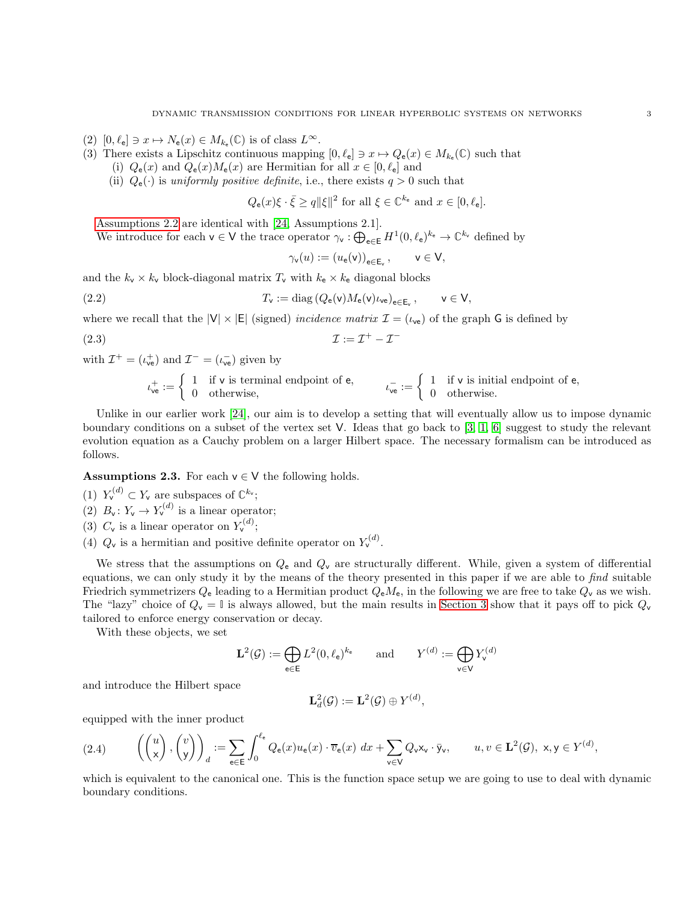(2) $[0, \ell_{\mathsf{e}}] \ni x \mapsto N_{\mathsf{e}}(x) \in M_{k_{\mathsf{e}}}(\mathbb{C})$ is of class $L^\infty$.
(3) There exists a Lipschitz continuous mapping $[0, \ell_{\mathsf{e}}] \ni x \mapsto Q_{\mathsf{e}}(x) \in M_{k_{\mathsf{e}}}(\mathbb{C})$ such that
  (i) $Q_{\mathsf{e}}(x)$ and $Q_{\mathsf{e}}(x)M_{\mathsf{e}}(x)$ are Hermitian for all $x \in [0, \ell_{\mathsf{e}}]$ and
  (ii) $Q_{\mathsf{e}}(\cdot)$ is *uniformly positive definite*, i.e., there exists $q > 0$ such that

$$Q_{\mathsf{e}}(x)\xi \cdot \bar{\xi} \geq q\|\xi\|^2 \text{ for all } \xi \in \mathbb{C}^{k_{\mathsf{e}}} \text{ and } x \in [0, \ell_{\mathsf{e}}].$$

Assumptions 2.2 are identical with [24, Assumptions 2.1].

We introduce for each $\mathsf{v} \in \mathsf{V}$ the trace operator $\gamma_{\mathsf{v}} : \bigoplus_{\mathsf{e}\in\mathsf{E}} H^1(0, \ell_{\mathsf{e}})^{k_{\mathsf{e}}} \to \mathbb{C}^{k_{\mathsf{v}}}$ defined by

$$\gamma_{\mathsf{v}}(u) := (u_{\mathsf{e}}(\mathsf{v}))_{\mathsf{e}\in\mathsf{E}_{\mathsf{v}}}, \qquad \mathsf{v} \in \mathsf{V},$$

and the $k_{\mathsf{v}} \times k_{\mathsf{v}}$ block-diagonal matrix $T_{\mathsf{v}}$ with $k_{\mathsf{e}} \times k_{\mathsf{e}}$ diagonal blocks

$$T_{\mathsf{v}} := \operatorname{diag}\left(Q_{\mathsf{e}}(\mathsf{v})M_{\mathsf{e}}(\mathsf{v})\iota_{\mathsf{ve}}\right)_{\mathsf{e}\in\mathsf{E}_{\mathsf{v}}}, \qquad \mathsf{v} \in \mathsf{V}, \tag{2.2}$$

where we recall that the $|\mathsf{V}| \times |\mathsf{E}|$ (signed) *incidence matrix* $\mathcal{I} = (\iota_{\mathsf{ve}})$ of the graph $\mathsf{G}$ is defined by

$$\mathcal{I} := \mathcal{I}^+ - \mathcal{I}^- \tag{2.3}$$

with $\mathcal{I}^+ = (\iota^+_{\mathsf{ve}})$ and $\mathcal{I}^- = (\iota^-_{\mathsf{ve}})$ given by

$$\iota^+_{\mathsf{ve}} := \begin{cases} 1 & \text{if } \mathsf{v} \text{ is terminal endpoint of } \mathsf{e}, \\ 0 & \text{otherwise,} \end{cases} \qquad \iota^-_{\mathsf{ve}} := \begin{cases} 1 & \text{if } \mathsf{v} \text{ is initial endpoint of } \mathsf{e}, \\ 0 & \text{otherwise.} \end{cases}$$

Unlike in our earlier work [24], our aim is to develop a setting that will eventually allow us to impose dynamic boundary conditions on a subset of the vertex set $\mathsf{V}$. Ideas that go back to [3, 1, 6] suggest to study the relevant evolution equation as a Cauchy problem on a larger Hilbert space. The necessary formalism can be introduced as follows.

**Assumptions 2.3.** For each $\mathsf{v} \in \mathsf{V}$ the following holds.
(1) $Y^{(d)}_{\mathsf{v}} \subset Y_{\mathsf{v}}$ are subspaces of $\mathbb{C}^{k_{\mathsf{v}}}$;
(2) $B_{\mathsf{v}} \colon Y_{\mathsf{v}} \to Y^{(d)}_{\mathsf{v}}$ is a linear operator;
(3) $C_{\mathsf{v}}$ is a linear operator on $Y^{(d)}_{\mathsf{v}}$;
(4) $Q_{\mathsf{v}}$ is a hermitian and positive definite operator on $Y^{(d)}_{\mathsf{v}}$.

We stress that the assumptions on $Q_{\mathsf{e}}$ and $Q_{\mathsf{v}}$ are structurally different. While, given a system of differential equations, we can only study it by the means of the theory presented in this paper if we are able to *find* suitable Friedrich symmetrizers $Q_{\mathsf{e}}$ leading to a Hermitian product $Q_{\mathsf{e}}M_{\mathsf{e}}$, in the following we are free to take $Q_{\mathsf{v}}$ as we wish. The "lazy" choice of $Q_{\mathsf{v}} = \mathbb{I}$ is always allowed, but the main results in Section 3 show that it pays off to pick $Q_{\mathsf{v}}$ tailored to enforce energy conservation or decay.

With these objects, we set

$$\mathbf{L}^2(\mathcal{G}) := \bigoplus_{\mathsf{e}\in\mathsf{E}} L^2(0, \ell_{\mathsf{e}})^{k_{\mathsf{e}}} \qquad \text{and} \qquad Y^{(d)} := \bigoplus_{\mathsf{v}\in\mathsf{V}} Y^{(d)}_{\mathsf{v}}$$

and introduce the Hilbert space

$$\mathbf{L}^2_d(\mathcal{G}) := \mathbf{L}^2(\mathcal{G}) \oplus Y^{(d)},$$

equipped with the inner product

$$\left( \begin{pmatrix} u \\ \mathsf{x} \end{pmatrix}, \begin{pmatrix} v \\ \mathsf{y} \end{pmatrix} \right)_d := \sum_{\mathsf{e}\in\mathsf{E}} \int_0^{\ell_{\mathsf{e}}} Q_{\mathsf{e}}(x)u_{\mathsf{e}}(x) \cdot \overline{v}_{\mathsf{e}}(x)\, dx + \sum_{\mathsf{v}\in\mathsf{V}} Q_{\mathsf{v}}\mathsf{x}_{\mathsf{v}} \cdot \bar{\mathsf{y}}_{\mathsf{v}}, \qquad u, v \in \mathbf{L}^2(\mathcal{G}),\ \mathsf{x}, \mathsf{y} \in Y^{(d)}, \tag{2.4}$$

which is equivalent to the canonical one. This is the function space setup we are going to use to deal with dynamic boundary conditions.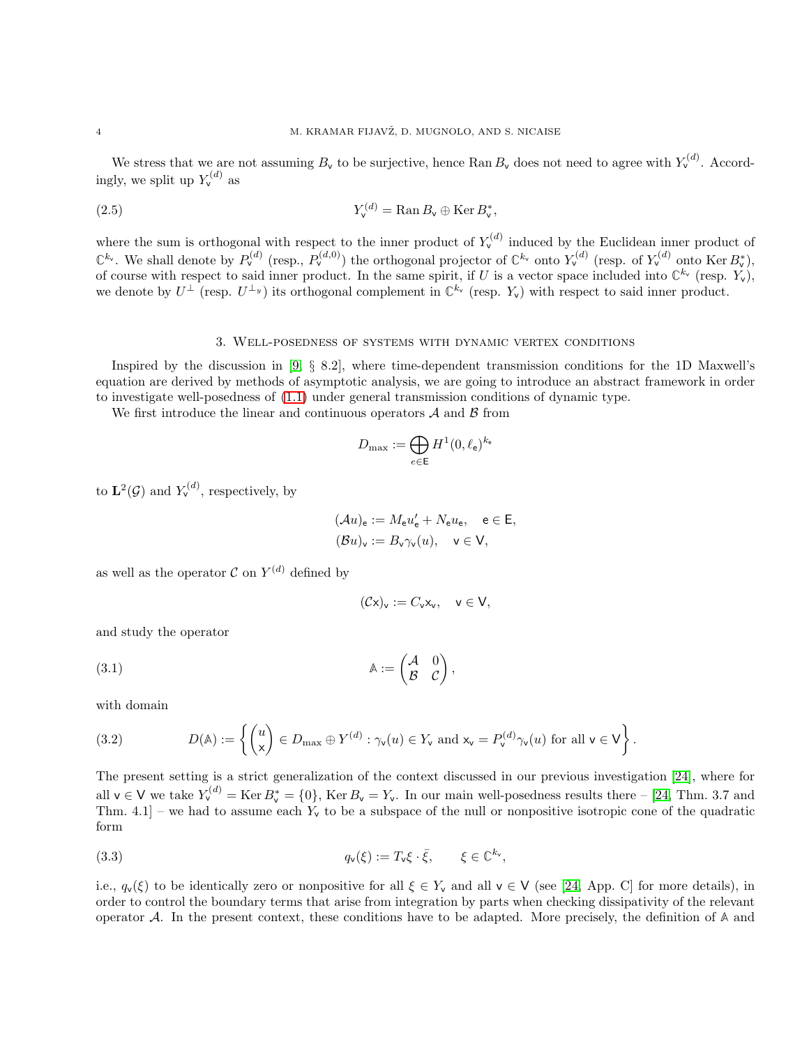We stress that we are not assuming $B_{\mathsf{v}}$ to be surjective, hence $\operatorname{Ran} B_{\mathsf{v}}$ does not need to agree with $Y_{\mathsf{v}}^{(d)}$. Accordingly, we split up $Y_{\mathsf{v}}^{(d)}$ as

$$Y_{\mathsf{v}}^{(d)} = \operatorname{Ran} B_{\mathsf{v}} \oplus \operatorname{Ker} B_{\mathsf{v}}^*, \tag{2.5}$$

where the sum is orthogonal with respect to the inner product of $Y_{\mathsf{v}}^{(d)}$ induced by the Euclidean inner product of $\mathbb{C}^{k_{\mathsf{v}}}$. We shall denote by $P_{\mathsf{v}}^{(d)}$ (resp., $P_{\mathsf{v}}^{(d,0)}$) the orthogonal projector of $\mathbb{C}^{k_{\mathsf{v}}}$ onto $Y_{\mathsf{v}}^{(d)}$ (resp. of $Y_{\mathsf{v}}^{(d)}$ onto $\operatorname{Ker} B_{\mathsf{v}}^*$), of course with respect to said inner product. In the same spirit, if $U$ is a vector space included into $\mathbb{C}^{k_{\mathsf{v}}}$ (resp. $Y_{\mathsf{v}}$), we denote by $U^{\perp}$ (resp. $U^{\perp_y}$) its orthogonal complement in $\mathbb{C}^{k_{\mathsf{v}}}$ (resp. $Y_{\mathsf{v}}$) with respect to said inner product.

## 3. Well-posedness of systems with dynamic vertex conditions

Inspired by the discussion in [9, § 8.2], where time-dependent transmission conditions for the 1D Maxwell's equation are derived by methods of asymptotic analysis, we are going to introduce an abstract framework in order to investigate well-posedness of (1.1) under general transmission conditions of dynamic type.

We first introduce the linear and continuous operators $\mathcal{A}$ and $\mathcal{B}$ from

$$D_{\max} := \bigoplus_{e\in\mathsf{E}} H^1(0,\ell_{\mathsf{e}})^{k_{\mathsf{e}}}$$

to $\mathbf{L}^2(\mathcal{G})$ and $Y_{\mathsf{v}}^{(d)}$, respectively, by

$$(\mathcal{A}u)_{\mathsf{e}} := M_{\mathsf{e}} u_{\mathsf{e}}' + N_{\mathsf{e}} u_{\mathsf{e}}, \quad \mathsf{e} \in \mathsf{E},$$
$$(\mathcal{B}u)_{\mathsf{v}} := B_{\mathsf{v}} \gamma_{\mathsf{v}}(u), \quad \mathsf{v} \in \mathsf{V},$$

as well as the operator $\mathcal{C}$ on $Y^{(d)}$ defined by

$$(\mathcal{C}\mathsf{x})_{\mathsf{v}} := C_{\mathsf{v}} \mathsf{x}_{\mathsf{v}}, \quad \mathsf{v} \in \mathsf{V},$$

and study the operator

$$\mathbb{A} := \begin{pmatrix} \mathcal{A} & 0 \\ \mathcal{B} & \mathcal{C} \end{pmatrix}, \tag{3.1}$$

with domain

$$D(\mathbb{A}) := \left\{ \begin{pmatrix} u \\ \mathsf{x} \end{pmatrix} \in D_{\max} \oplus Y^{(d)} : \gamma_{\mathsf{v}}(u) \in Y_{\mathsf{v}} \text{ and } \mathsf{x}_{\mathsf{v}} = P_{\mathsf{v}}^{(d)} \gamma_{\mathsf{v}}(u) \text{ for all } \mathsf{v} \in \mathsf{V} \right\}. \tag{3.2}$$

The present setting is a strict generalization of the context discussed in our previous investigation [24], where for all $\mathsf{v} \in \mathsf{V}$ we take $Y_{\mathsf{v}}^{(d)} = \operatorname{Ker} B_{\mathsf{v}}^* = \{0\}$, $\operatorname{Ker} B_{\mathsf{v}} = Y_{\mathsf{v}}$. In our main well-posedness results there – [24, Thm. 3.7 and Thm. 4.1] – we had to assume each $Y_{\mathsf{v}}$ to be a subspace of the null or nonpositive isotropic cone of the quadratic form

$$q_{\mathsf{v}}(\xi) := T_{\mathsf{v}} \xi \cdot \bar{\xi}, \qquad \xi \in \mathbb{C}^{k_{\mathsf{v}}}, \tag{3.3}$$

i.e., $q_{\mathsf{v}}(\xi)$ to be identically zero or nonpositive for all $\xi \in Y_{\mathsf{v}}$ and all $\mathsf{v} \in \mathsf{V}$ (see [24, App. C] for more details), in order to control the boundary terms that arise from integration by parts when checking dissipativity of the relevant operator $\mathcal{A}$. In the present context, these conditions have to be adapted. More precisely, the definition of $\mathbb{A}$ and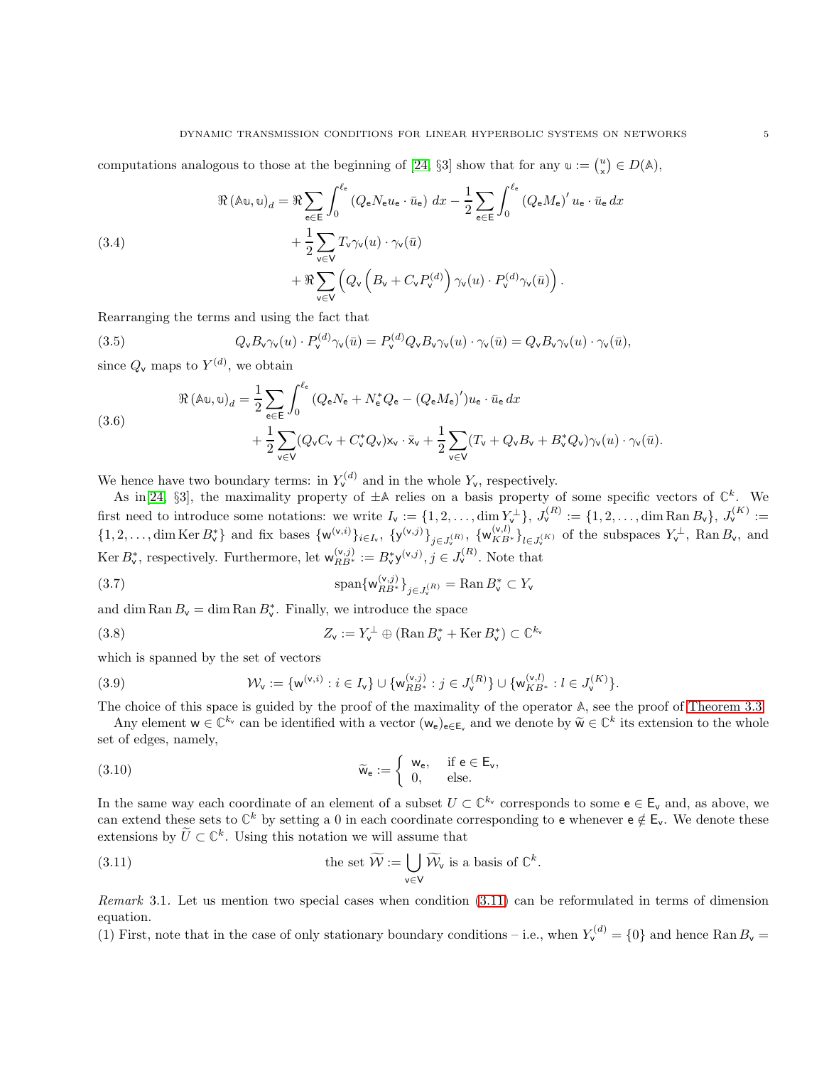computations analogous to those at the beginning of [24, §3] show that for any $\mathbb{u} := \binom{u}{\mathsf{x}} \in D(\mathbb{A})$,

$$
\begin{aligned}
\Re\left(\mathbb{A}\mathbb{u}, \mathbb{u}\right)_d = \Re \sum_{\mathsf{e}\in\mathsf{E}} \int_0^{\ell_\mathsf{e}} \left(Q_\mathsf{e} N_\mathsf{e} u_\mathsf{e} \cdot \bar{u}_\mathsf{e}\right)\, dx - \frac{1}{2} \sum_{\mathsf{e}\in\mathsf{E}} \int_0^{\ell_\mathsf{e}} \left(Q_\mathsf{e} M_\mathsf{e}\right)' u_\mathsf{e} \cdot \bar{u}_\mathsf{e}\, dx \\
+ \frac{1}{2} \sum_{\mathsf{v}\in\mathsf{V}} T_\mathsf{v} \gamma_\mathsf{v}(u) \cdot \gamma_\mathsf{v}(\bar{u}) \\
+ \Re \sum_{\mathsf{v}\in\mathsf{V}} \left( Q_\mathsf{v} \left( B_\mathsf{v} + C_\mathsf{v} P_\mathsf{v}^{(d)} \right) \gamma_\mathsf{v}(u) \cdot P_\mathsf{v}^{(d)} \gamma_\mathsf{v}(\bar{u}) \right).
\end{aligned}
\tag{3.4}
$$

Rearranging the terms and using the fact that

$$
Q_\mathsf{v} B_\mathsf{v} \gamma_\mathsf{v}(u) \cdot P_\mathsf{v}^{(d)} \gamma_\mathsf{v}(\bar{u}) = P_\mathsf{v}^{(d)} Q_\mathsf{v} B_\mathsf{v} \gamma_\mathsf{v}(u) \cdot \gamma_\mathsf{v}(\bar{u}) = Q_\mathsf{v} B_\mathsf{v} \gamma_\mathsf{v}(u) \cdot \gamma_\mathsf{v}(\bar{u}),
\tag{3.5}
$$

since $Q_\mathsf{v}$ maps to $Y^{(d)}$, we obtain

$$
\begin{aligned}
\Re\left(\mathbb{A}\mathbb{u}, \mathbb{u}\right)_d = \frac{1}{2} \sum_{\mathsf{e}\in\mathsf{E}} \int_0^{\ell_\mathsf{e}} \left(Q_\mathsf{e} N_\mathsf{e} + N_\mathsf{e}^* Q_\mathsf{e} - (Q_\mathsf{e} M_\mathsf{e})'\right) u_\mathsf{e} \cdot \bar{u}_\mathsf{e}\, dx \\
+ \frac{1}{2} \sum_{\mathsf{v}\in\mathsf{V}} (Q_\mathsf{v} C_\mathsf{v} + C_\mathsf{v}^* Q_\mathsf{v}) \mathsf{x}_\mathsf{v} \cdot \bar{\mathsf{x}}_\mathsf{v} + \frac{1}{2} \sum_{\mathsf{v}\in\mathsf{V}} (T_\mathsf{v} + Q_\mathsf{v} B_\mathsf{v} + B_\mathsf{v}^* Q_\mathsf{v}) \gamma_\mathsf{v}(u) \cdot \gamma_\mathsf{v}(\bar{u}).
\end{aligned}
\tag{3.6}
$$

We hence have two boundary terms: in $Y_\mathsf{v}^{(d)}$ and in the whole $Y_\mathsf{v}$, respectively.

As in [24, §3], the maximality property of $\pm\mathbb{A}$ relies on a basis property of some specific vectors of $\mathbb{C}^k$. We first need to introduce some notations: we write $I_\mathsf{v} := \{1, 2, \ldots, \dim Y_\mathsf{v}^\perp\}$, $J_\mathsf{v}^{(R)} := \{1, 2, \ldots, \dim \operatorname{Ran} B_\mathsf{v}\}$, $J_\mathsf{v}^{(K)} := \{1, 2, \ldots, \dim \operatorname{Ker} B_\mathsf{v}^*\}$ and fix bases $\{\mathsf{w}^{(\mathsf{v},i)}\}_{i\in I_\mathsf{v}}$, $\{\mathsf{y}^{(\mathsf{v},j)}\}_{j\in J_\mathsf{v}^{(R)}}$, $\{\mathsf{w}_{KB^*}^{(\mathsf{v},l)}\}_{l\in J_\mathsf{v}^{(K)}}$ of the subspaces $Y_\mathsf{v}^\perp$, $\operatorname{Ran} B_\mathsf{v}$, and $\operatorname{Ker} B_\mathsf{v}^*$, respectively. Furthermore, let $\mathsf{w}_{RB^*}^{(\mathsf{v},j)} := B_\mathsf{v}^* \mathsf{y}^{(\mathsf{v},j)}$, $j \in J_\mathsf{v}^{(R)}$. Note that

$$
\operatorname{span}\{\mathsf{w}_{RB^*}^{(\mathsf{v},j)}\}_{j\in J_\mathsf{v}^{(R)}} = \operatorname{Ran} B_\mathsf{v}^* \subset Y_\mathsf{v}
\tag{3.7}
$$

and $\dim \operatorname{Ran} B_\mathsf{v} = \dim \operatorname{Ran} B_\mathsf{v}^*$. Finally, we introduce the space

$$
Z_\mathsf{v} := Y_\mathsf{v}^\perp \oplus (\operatorname{Ran} B_\mathsf{v}^* + \operatorname{Ker} B_\mathsf{v}^*) \subset \mathbb{C}^{k_\mathsf{v}}
\tag{3.8}
$$

which is spanned by the set of vectors

$$
\mathcal{W}_\mathsf{v} := \{\mathsf{w}^{(\mathsf{v},i)} : i \in I_\mathsf{v}\} \cup \{\mathsf{w}_{RB^*}^{(\mathsf{v},j)} : j \in J_\mathsf{v}^{(R)}\} \cup \{\mathsf{w}_{KB^*}^{(\mathsf{v},l)} : l \in J_\mathsf{v}^{(K)}\}.
\tag{3.9}
$$

The choice of this space is guided by the proof of the maximality of the operator $\mathbb{A}$, see the proof of Theorem 3.3.

Any element $\mathsf{w} \in \mathbb{C}^{k_\mathsf{v}}$ can be identified with a vector $(\mathsf{w}_\mathsf{e})_{\mathsf{e}\in\mathsf{E}_\mathsf{v}}$ and we denote by $\widetilde{\mathsf{w}} \in \mathbb{C}^k$ its extension to the whole set of edges, namely,

$$
\widetilde{\mathsf{w}}_\mathsf{e} := \begin{cases} \mathsf{w}_\mathsf{e}, & \text{if } \mathsf{e} \in \mathsf{E}_\mathsf{v}, \\ 0, & \text{else.} \end{cases}
\tag{3.10}
$$

In the same way each coordinate of an element of a subset $U \subset \mathbb{C}^{k_\mathsf{v}}$ corresponds to some $\mathsf{e} \in \mathsf{E}_\mathsf{v}$ and, as above, we can extend these sets to $\mathbb{C}^k$ by setting a 0 in each coordinate corresponding to $\mathsf{e}$ whenever $\mathsf{e} \notin \mathsf{E}_\mathsf{v}$. We denote these extensions by $\widetilde{U} \subset \mathbb{C}^k$. Using this notation we will assume that

$$
\text{the set } \widetilde{\mathcal{W}} := \bigcup_{\mathsf{v}\in\mathsf{V}} \widetilde{\mathcal{W}}_\mathsf{v} \text{ is a basis of } \mathbb{C}^k.
\tag{3.11}
$$

*Remark* 3.1. Let us mention two special cases when condition (3.11) can be reformulated in terms of dimension equation.

(1) First, note that in the case of only stationary boundary conditions – i.e., when $Y_\mathsf{v}^{(d)} = \{0\}$ and hence $\operatorname{Ran} B_\mathsf{v} =$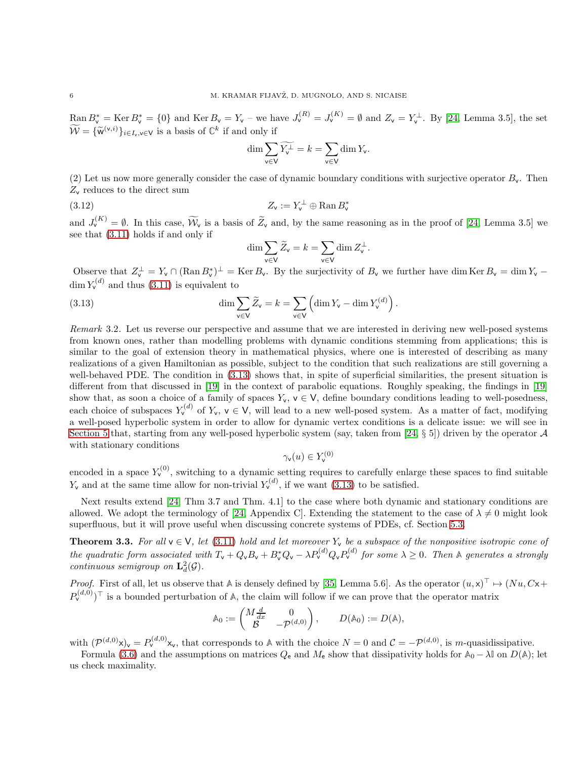$\operatorname{Ran} B_{\mathsf{v}}^* = \operatorname{Ker} B_{\mathsf{v}}^* = \{0\}$ and $\operatorname{Ker} B_{\mathsf{v}} = Y_{\mathsf{v}}$ – we have $J_{\mathsf{v}}^{(R)} = J_{\mathsf{v}}^{(K)} = \emptyset$ and $Z_{\mathsf{v}} = Y_{\mathsf{v}}^{\perp}$. By [24, Lemma 3.5], the set $\widetilde{\mathcal{W}} = \{\widetilde{\mathsf{w}}^{(\mathsf{v},i)}\}_{i \in I_{\mathsf{v}}, \mathsf{v} \in \mathsf{V}}$ is a basis of $\mathbb{C}^k$ if and only if

$$\dim \sum_{\mathsf{v} \in \mathsf{V}} \widetilde{Y_{\mathsf{v}}^{\perp}} = k = \sum_{\mathsf{v} \in \mathsf{V}} \dim Y_{\mathsf{v}}.$$

(2) Let us now more generally consider the case of dynamic boundary conditions with surjective operator $B_{\mathsf{v}}$. Then $Z_{\mathsf{v}}$ reduces to the direct sum

$$Z_{\mathsf{v}} := Y_{\mathsf{v}}^{\perp} \oplus \operatorname{Ran} B_{\mathsf{v}}^* \tag{3.12}$$

and $J_{\mathsf{v}}^{(K)} = \emptyset$. In this case, $\widetilde{\mathcal{W}}_{\mathsf{v}}$ is a basis of $\widetilde{Z}_{\mathsf{v}}$ and, by the same reasoning as in the proof of [24, Lemma 3.5] we see that (3.11) holds if and only if

$$\dim \sum_{\mathsf{v} \in \mathsf{V}} \widetilde{Z}_{\mathsf{v}} = k = \sum_{\mathsf{v} \in \mathsf{V}} \dim Z_{\mathsf{v}}^{\perp}.$$

Observe that $Z_{\mathsf{v}}^{\perp} = Y_{\mathsf{v}} \cap (\operatorname{Ran} B_{\mathsf{v}}^*)^{\perp} = \operatorname{Ker} B_{\mathsf{v}}$. By the surjectivity of $B_{\mathsf{v}}$ we further have $\dim \operatorname{Ker} B_{\mathsf{v}} = \dim Y_{\mathsf{v}} - \dim Y_{\mathsf{v}}^{(d)}$ and thus (3.11) is equivalent to

$$\dim \sum_{\mathsf{v} \in \mathsf{V}} \widetilde{Z}_{\mathsf{v}} = k = \sum_{\mathsf{v} \in \mathsf{V}} \left( \dim Y_{\mathsf{v}} - \dim Y_{\mathsf{v}}^{(d)} \right). \tag{3.13}$$

*Remark* 3.2. Let us reverse our perspective and assume that we are interested in deriving new well-posed systems from known ones, rather than modelling problems with dynamic conditions stemming from applications; this is similar to the goal of extension theory in mathematical physics, where one is interested of describing as many realizations of a given Hamiltonian as possible, subject to the condition that such realizations are still governing a well-behaved PDE. The condition in (3.13) shows that, in spite of superficial similarities, the present situation is different from that discussed in [19] in the context of parabolic equations. Roughly speaking, the findings in [19] show that, as soon a choice of a family of spaces $Y_{\mathsf{v}}$, $\mathsf{v} \in \mathsf{V}$, define boundary conditions leading to well-posedness, each choice of subspaces $Y_{\mathsf{v}}^{(d)}$ of $Y_{\mathsf{v}}$, $\mathsf{v} \in \mathsf{V}$, will lead to a new well-posed system. As a matter of fact, modifying a well-posed hyperbolic system in order to allow for dynamic vertex conditions is a delicate issue: we will see in Section 5 that, starting from any well-posed hyperbolic system (say, taken from [24, § 5]) driven by the operator $\mathcal{A}$ with stationary conditions

$$\gamma_{\mathsf{v}}(u) \in Y_{\mathsf{v}}^{(0)}$$

encoded in a space $Y_{\mathsf{v}}^{(0)}$, switching to a dynamic setting requires to carefully enlarge these spaces to find suitable $Y_{\mathsf{v}}$ and at the same time allow for non-trivial $Y_{\mathsf{v}}^{(d)}$, if we want (3.13) to be satisfied.

Next results extend [24, Thm 3.7 and Thm. 4.1] to the case where both dynamic and stationary conditions are allowed. We adopt the terminology of [24, Appendix C]. Extending the statement to the case of $\lambda \neq 0$ might look superfluous, but it will prove useful when discussing concrete systems of PDEs, cf. Section 5.3.

**Theorem 3.3.** *For all $\mathsf{v} \in \mathsf{V}$, let (3.11) hold and let moreover $Y_{\mathsf{v}}$ be a subspace of the nonpositive isotropic cone of the quadratic form associated with $T_{\mathsf{v}} + Q_{\mathsf{v}} B_{\mathsf{v}} + B_{\mathsf{v}}^* Q_{\mathsf{v}} - \lambda P_{\mathsf{v}}^{(d)} Q_{\mathsf{v}} P_{\mathsf{v}}^{(d)}$ for some $\lambda \geq 0$. Then $\mathbb{A}$ generates a strongly continuous semigroup on $\mathbf{L}^2_d(\mathcal{G})$.*

*Proof.* First of all, let us observe that $\mathbb{A}$ is densely defined by [35, Lemma 5.6]. As the operator $(u, \mathsf{x})^\top \mapsto (Nu, C\mathsf{x} + P_{\mathsf{v}}^{(d,0)})^\top$ is a bounded perturbation of $\mathbb{A}$, the claim will follow if we can prove that the operator matrix

$$\mathbb{A}_0 := \begin{pmatrix} M \frac{d}{dx} & 0 \\ \mathcal{B} & -\mathcal{P}^{(d,0)} \end{pmatrix}, \qquad D(\mathbb{A}_0) := D(\mathbb{A}),$$

with $(\mathcal{P}^{(d,0)}\mathsf{x})_{\mathsf{v}} = P_{\mathsf{v}}^{(d,0)} \mathsf{x}_{\mathsf{v}}$, that corresponds to $\mathbb{A}$ with the choice $N = 0$ and $\mathcal{C} = -\mathcal{P}^{(d,0)}$, is $m$-quasidissipative.

Formula (3.6) and the assumptions on matrices $Q_{\mathsf{e}}$ and $M_{\mathsf{e}}$ show that dissipativity holds for $\mathbb{A}_0 - \lambda \mathbb{I}$ on $D(\mathbb{A})$; let us check maximality.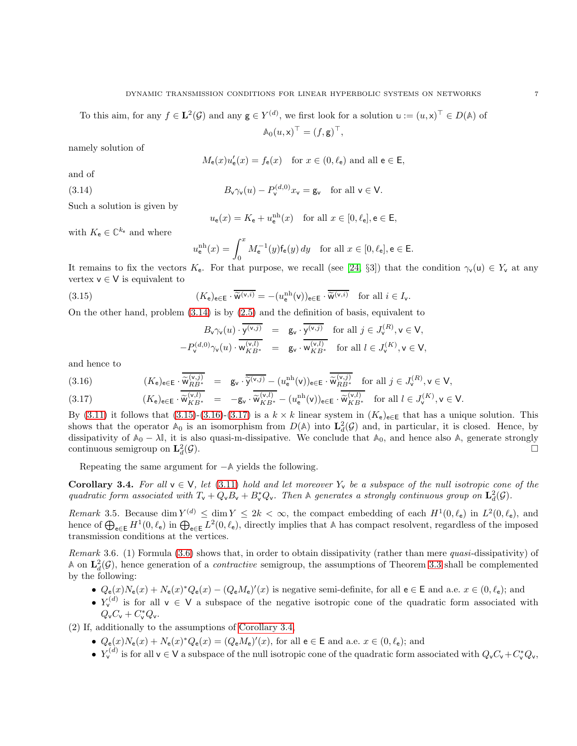To this aim, for any $f \in \mathbf{L}^2(\mathcal{G})$ and any $\mathsf{g} \in Y^{(d)}$, we first look for a solution $\mathbb{u} := (u, \mathsf{x})^\top \in D(\mathbb{A})$ of

$$\mathbb{A}_0(u, \mathsf{x})^\top = (f, \mathsf{g})^\top,$$

namely solution of

$$M_{\mathsf{e}}(x)u_{\mathsf{e}}'(x) = f_{\mathsf{e}}(x) \quad \text{for } x \in (0, \ell_{\mathsf{e}}) \text{ and all } \mathsf{e} \in \mathsf{E},$$

and of

$$B_{\mathsf{v}}\gamma_{\mathsf{v}}(u) - P_{\mathsf{v}}^{(d,0)}x_{\mathsf{v}} = \mathsf{g}_{\mathsf{v}} \quad \text{for all } \mathsf{v} \in \mathsf{V}. \tag{3.14}$$

Such a solution is given by

$$u_{\mathsf{e}}(x) = K_{\mathsf{e}} + u_{\mathsf{e}}^{\mathrm{nh}}(x) \quad \text{for all } x \in [0, \ell_{\mathsf{e}}], \mathsf{e} \in \mathsf{E},$$

with $K_{\mathsf{e}} \in \mathbb{C}^{k_{\mathsf{e}}}$ and where

$$u_{\mathsf{e}}^{\mathrm{nh}}(x) = \int_0^x M_{\mathsf{e}}^{-1}(y) \mathsf{f}_{\mathsf{e}}(y)\, dy \quad \text{for all } x \in [0, \ell_{\mathsf{e}}], \mathsf{e} \in \mathsf{E}.$$

It remains to fix the vectors $K_{\mathsf{e}}$. For that purpose, we recall (see [24, §3]) that the condition $\gamma_{\mathsf{v}}(\mathsf{u}) \in Y_{\mathsf{v}}$ at any vertex $\mathsf{v} \in \mathsf{V}$ is equivalent to

$$(K_{\mathsf{e}})_{\mathsf{e}\in\mathsf{E}} \cdot \overline{\widetilde{\mathsf{w}}^{(\mathsf{v},i)}} = -(u_{\mathsf{e}}^{\mathrm{nh}}(\mathsf{v}))_{\mathsf{e}\in\mathsf{E}} \cdot \overline{\widetilde{\mathsf{w}}^{(\mathsf{v},i)}} \quad \text{for all } i \in I_{\mathsf{v}}. \tag{3.15}$$

On the other hand, problem (3.14) is by (2.5) and the definition of basis, equivalent to

$$\begin{aligned}
B_{\mathsf{v}}\gamma_{\mathsf{v}}(u) \cdot \overline{\mathsf{y}^{(\mathsf{v},j)}} &= \mathsf{g}_{\mathsf{v}} \cdot \overline{\mathsf{y}^{(\mathsf{v},j)}} \quad \text{for all } j \in J_{\mathsf{v}}^{(R)}, \mathsf{v} \in \mathsf{V},\\
-P_{\mathsf{v}}^{(d,0)}\gamma_{\mathsf{v}}(u) \cdot \overline{\mathsf{w}_{KB^*}^{(\mathsf{v},l)}} &= \mathsf{g}_{\mathsf{v}} \cdot \overline{\mathsf{w}_{KB^*}^{(\mathsf{v},l)}} \quad \text{for all } l \in J_{\mathsf{v}}^{(K)}, \mathsf{v} \in \mathsf{V},
\end{aligned}$$

and hence to

$$(K_{\mathsf{e}})_{\mathsf{e}\in\mathsf{E}} \cdot \overline{\widetilde{\mathsf{w}}_{RB^*}^{(\mathsf{v},j)}} = \mathsf{g}_{\mathsf{v}} \cdot \overline{\widetilde{\mathsf{y}}^{(\mathsf{v},j)}} - (u_{\mathsf{e}}^{\mathrm{nh}}(\mathsf{v}))_{\mathsf{e}\in\mathsf{E}} \cdot \overline{\widetilde{\mathsf{w}}_{RB^*}^{(\mathsf{v},j)}} \quad \text{for all } j \in J_{\mathsf{v}}^{(R)}, \mathsf{v} \in \mathsf{V}, \tag{3.16}$$

$$(K_{\mathsf{e}})_{\mathsf{e}\in\mathsf{E}} \cdot \overline{\widetilde{\mathsf{w}}_{KB^*}^{(\mathsf{v},l)}} = -\mathsf{g}_{\mathsf{v}} \cdot \overline{\widetilde{\mathsf{w}}_{KB^*}^{(\mathsf{v},l)}} - (u_{\mathsf{e}}^{\mathrm{nh}}(\mathsf{v}))_{\mathsf{e}\in\mathsf{E}} \cdot \overline{\widetilde{\mathsf{w}}_{KB^*}^{(\mathsf{v},l)}} \quad \text{for all } l \in J_{\mathsf{v}}^{(K)}, \mathsf{v} \in \mathsf{V}. \tag{3.17}$$

By (3.11) it follows that (3.15)-(3.16)-(3.17) is a $k \times k$ linear system in $(K_{\mathsf{e}})_{\mathsf{e}\in\mathsf{E}}$ that has a unique solution. This shows that the operator $\mathbb{A}_0$ is an isomorphism from $D(\mathbb{A})$ into $\mathbf{L}_d^2(\mathcal{G})$ and, in particular, it is closed. Hence, by dissipativity of $\mathbb{A}_0 - \lambda\mathbb{I}$, it is also quasi-m-dissipative. We conclude that $\mathbb{A}_0$, and hence also $\mathbb{A}$, generate strongly continuous semigroup on $\mathbf{L}_d^2(\mathcal{G})$. $\square$

Repeating the same argument for $-\mathbb{A}$ yields the following.

**Corollary 3.4.** *For all $\mathsf{v} \in \mathsf{V}$, let (3.11) hold and let moreover $Y_{\mathsf{v}}$ be a subspace of the null isotropic cone of the quadratic form associated with $T_{\mathsf{v}} + Q_{\mathsf{v}}B_{\mathsf{v}} + B_{\mathsf{v}}^*Q_{\mathsf{v}}$. Then $\mathbb{A}$ generates a strongly continuous group on $\mathbf{L}_d^2(\mathcal{G})$.*

*Remark* 3.5. Because $\dim Y^{(d)} \leq \dim Y \leq 2k < \infty$, the compact embedding of each $H^1(0, \ell_{\mathsf{e}})$ in $L^2(0, \ell_{\mathsf{e}})$, and hence of $\bigoplus_{\mathsf{e}\in\mathsf{E}} H^1(0, \ell_{\mathsf{e}})$ in $\bigoplus_{\mathsf{e}\in\mathsf{E}} L^2(0, \ell_{\mathsf{e}})$, directly implies that $\mathbb{A}$ has compact resolvent, regardless of the imposed transmission conditions at the vertices.

*Remark* 3.6. (1) Formula (3.6) shows that, in order to obtain dissipativity (rather than mere *quasi*-dissipativity) of $\mathbb{A}$ on $\mathbf{L}_d^2(\mathcal{G})$, hence generation of a *contractive* semigroup, the assumptions of Theorem 3.3 shall be complemented by the following:

- $Q_{\mathsf{e}}(x)N_{\mathsf{e}}(x) + N_{\mathsf{e}}(x)^*Q_{\mathsf{e}}(x) - (Q_{\mathsf{e}}M_{\mathsf{e}})'(x)$ is negative semi-definite, for all $\mathsf{e} \in \mathsf{E}$ and a.e. $x \in (0, \ell_{\mathsf{e}})$; and
- $Y_{\mathsf{v}}^{(d)}$ is for all $\mathsf{v} \in \mathsf{V}$ a subspace of the negative isotropic cone of the quadratic form associated with $Q_{\mathsf{v}}C_{\mathsf{v}} + C_{\mathsf{v}}^*Q_{\mathsf{v}}$.

(2) If, additionally to the assumptions of Corollary 3.4,

- $Q_{\mathsf{e}}(x)N_{\mathsf{e}}(x) + N_{\mathsf{e}}(x)^*Q_{\mathsf{e}}(x) = (Q_{\mathsf{e}}M_{\mathsf{e}})'(x)$, for all $\mathsf{e} \in \mathsf{E}$ and a.e. $x \in (0, \ell_{\mathsf{e}})$; and
- $Y_{\mathsf{v}}^{(d)}$ is for all $\mathsf{v} \in \mathsf{V}$ a subspace of the null isotropic cone of the quadratic form associated with $Q_{\mathsf{v}}C_{\mathsf{v}} + C_{\mathsf{v}}^*Q_{\mathsf{v}}$,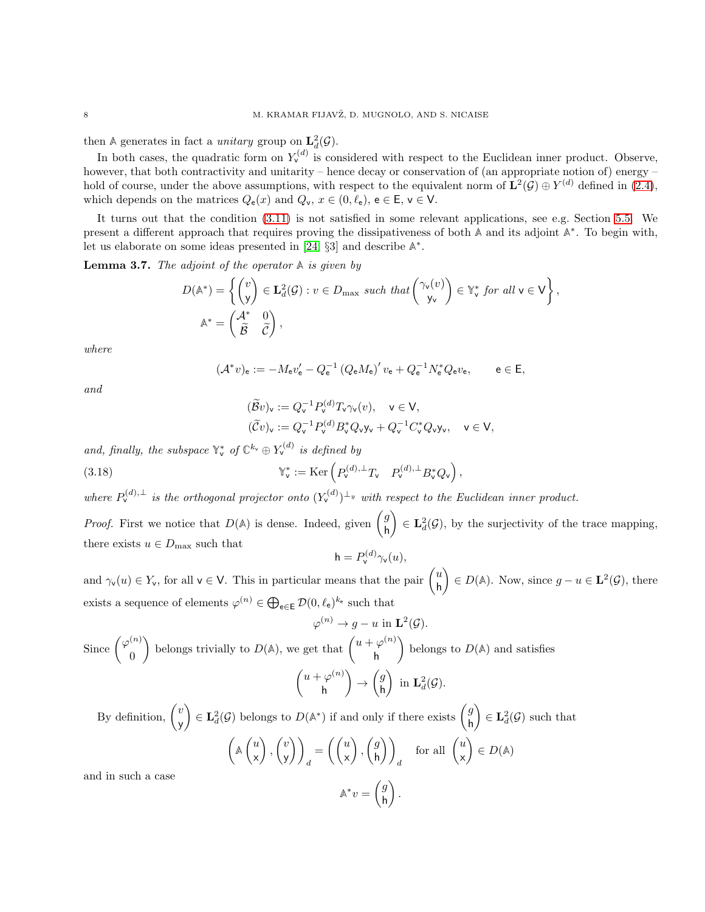then $\mathbb{A}$ generates in fact a *unitary* group on $\mathbf{L}^2_d(\mathcal{G})$.

In both cases, the quadratic form on $Y_{\mathsf{v}}^{(d)}$ is considered with respect to the Euclidean inner product. Observe, however, that both contractivity and unitarity – hence decay or conservation of (an appropriate notion of) energy – hold of course, under the above assumptions, with respect to the equivalent norm of $\mathbf{L}^2(\mathcal{G}) \oplus Y^{(d)}$ defined in (2.4), which depends on the matrices $Q_{\mathsf{e}}(x)$ and $Q_{\mathsf{v}}$, $x \in (0, \ell_{\mathsf{e}})$, $\mathsf{e} \in \mathsf{E}$, $\mathsf{v} \in \mathsf{V}$.

It turns out that the condition (3.11) is not satisfied in some relevant applications, see e.g. Section 5.5. We present a different approach that requires proving the dissipativeness of both $\mathbb{A}$ and its adjoint $\mathbb{A}^*$. To begin with, let us elaborate on some ideas presented in [24, §3] and describe $\mathbb{A}^*$.

**Lemma 3.7.** *The adjoint of the operator $\mathbb{A}$ is given by*

$$
D(\mathbb{A}^*) = \left\{ \begin{pmatrix} v \\ \mathsf{y} \end{pmatrix} \in \mathbf{L}^2_d(\mathcal{G}) : v \in D_{\max} \text{ such that } \begin{pmatrix} \gamma_{\mathsf{v}}(v) \\ \mathsf{y}_{\mathsf{v}} \end{pmatrix} \in \mathbb{Y}^*_{\mathsf{v}} \text{ for all } \mathsf{v} \in \mathsf{V} \right\},
$$
$$
\mathbb{A}^* = \begin{pmatrix} \mathcal{A}^* & 0 \\ \widetilde{\mathcal{B}} & \widetilde{\mathcal{C}} \end{pmatrix},
$$

*where*

$$
(\mathcal{A}^* v)_{\mathsf{e}} := -M_{\mathsf{e}} v_{\mathsf{e}}' - Q_{\mathsf{e}}^{-1} \left( Q_{\mathsf{e}} M_{\mathsf{e}} \right)' v_{\mathsf{e}} + Q_{\mathsf{e}}^{-1} N_{\mathsf{e}}^* Q_{\mathsf{e}} v_{\mathsf{e}}, \qquad \mathsf{e} \in \mathsf{E},
$$

*and*

$$
(\widetilde{\mathcal{B}} v)_{\mathsf{v}} := Q_{\mathsf{v}}^{-1} P_{\mathsf{v}}^{(d)} T_{\mathsf{v}} \gamma_{\mathsf{v}}(v), \quad \mathsf{v} \in \mathsf{V},
$$
$$
(\widetilde{\mathcal{C}} v)_{\mathsf{v}} := Q_{\mathsf{v}}^{-1} P_{\mathsf{v}}^{(d)} B_{\mathsf{v}}^* Q_{\mathsf{v}} \mathsf{y}_{\mathsf{v}} + Q_{\mathsf{v}}^{-1} C_{\mathsf{v}}^* Q_{\mathsf{v}} \mathsf{y}_{\mathsf{v}}, \quad \mathsf{v} \in \mathsf{V},
$$

*and, finally, the subspace $\mathbb{Y}^*_{\mathsf{v}}$ of $\mathbb{C}^{k_{\mathsf{v}}} \oplus Y_{\mathsf{v}}^{(d)}$ is defined by*

$$
\mathbb{Y}^*_{\mathsf{v}} := \operatorname{Ker} \left( P_{\mathsf{v}}^{(d),\perp} T_{\mathsf{v}} \quad P_{\mathsf{v}}^{(d),\perp} B_{\mathsf{v}}^* Q_{\mathsf{v}} \right), \tag{3.18}
$$

*where $P_{\mathsf{v}}^{(d),\perp}$ is the orthogonal projector onto $(Y_{\mathsf{v}}^{(d)})^{\perp_y}$ with respect to the Euclidean inner product.*

*Proof.* First we notice that $D(\mathbb{A})$ is dense. Indeed, given $\begin{pmatrix} g \\ \mathsf{h} \end{pmatrix} \in \mathbf{L}^2_d(\mathcal{G})$, by the surjectivity of the trace mapping, there exists $u \in D_{\max}$ such that

$$
\mathsf{h} = P_{\mathsf{v}}^{(d)} \gamma_{\mathsf{v}}(u),
$$

and $\gamma_{\mathsf{v}}(u) \in Y_{\mathsf{v}}$, for all $\mathsf{v} \in \mathsf{V}$. This in particular means that the pair $\begin{pmatrix} u \\ \mathsf{h} \end{pmatrix} \in D(\mathbb{A})$. Now, since $g - u \in \mathbf{L}^2(\mathcal{G})$, there exists a sequence of elements $\varphi^{(n)} \in \bigoplus_{\mathsf{e} \in \mathsf{E}} \mathcal{D}(0, \ell_{\mathsf{e}})^{k_{\mathsf{e}}}$ such that

$$
\varphi^{(n)} \to g - u \text{ in } \mathbf{L}^2(\mathcal{G}).
$$

Since $\begin{pmatrix} \varphi^{(n)} \\ 0 \end{pmatrix}$ belongs trivially to $D(\mathbb{A})$, we get that $\begin{pmatrix} u + \varphi^{(n)} \\ \mathsf{h} \end{pmatrix}$ belongs to $D(\mathbb{A})$ and satisfies

$$
\begin{pmatrix} u + \varphi^{(n)} \\ \mathsf{h} \end{pmatrix} \to \begin{pmatrix} g \\ \mathsf{h} \end{pmatrix} \text{ in } \mathbf{L}^2_d(\mathcal{G}).
$$

By definition, $\begin{pmatrix} v \\ \mathsf{y} \end{pmatrix} \in \mathbf{L}^2_d(\mathcal{G})$ belongs to $D(\mathbb{A}^*)$ if and only if there exists $\begin{pmatrix} g \\ \mathsf{h} \end{pmatrix} \in \mathbf{L}^2_d(\mathcal{G})$ such that

$$
\left( \mathbb{A} \begin{pmatrix} u \\ \mathsf{x} \end{pmatrix}, \begin{pmatrix} v \\ \mathsf{y} \end{pmatrix} \right)_d = \left( \begin{pmatrix} u \\ \mathsf{x} \end{pmatrix}, \begin{pmatrix} g \\ \mathsf{h} \end{pmatrix} \right)_d \quad \text{for all } \begin{pmatrix} u \\ \mathsf{x} \end{pmatrix} \in D(\mathbb{A})
$$

and in such a case

$$
\mathbb{A}^* v = \begin{pmatrix} g \\ \mathsf{h} \end{pmatrix}.
$$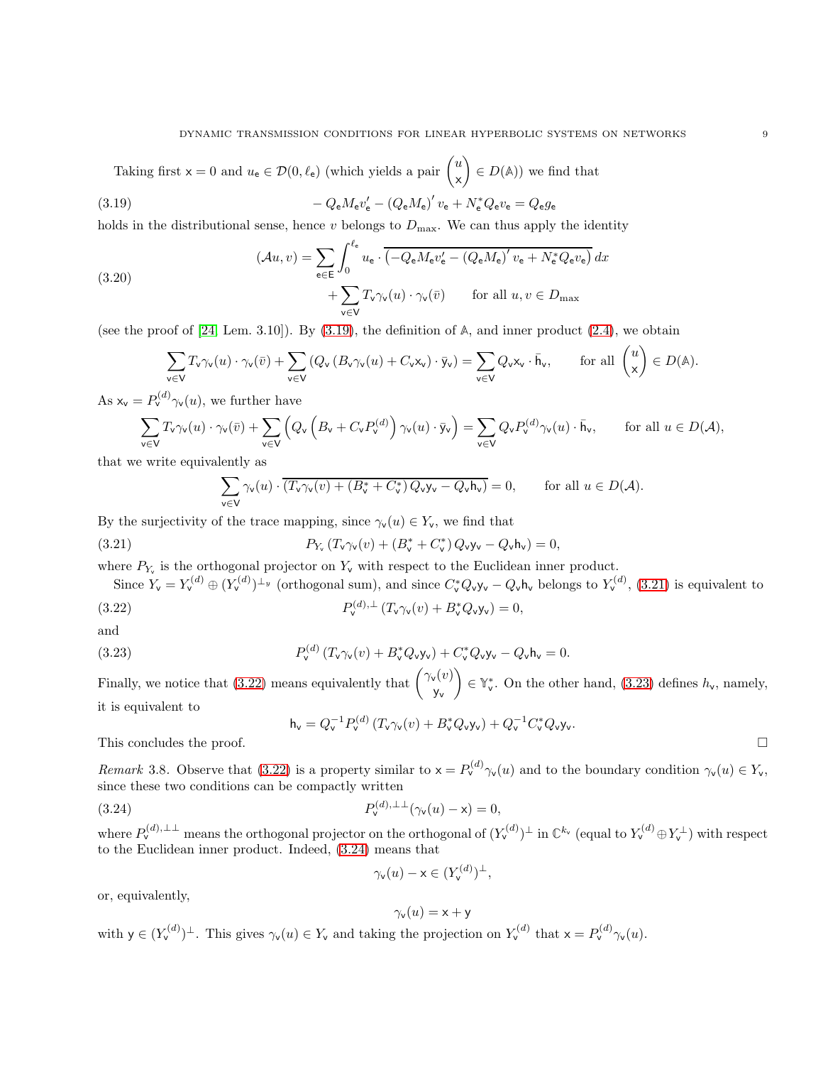Taking first $\mathsf{x} = 0$ and $u_{\mathsf{e}} \in \mathcal{D}(0, \ell_{\mathsf{e}})$ (which yields a pair $\begin{pmatrix} u \\ \mathsf{x} \end{pmatrix} \in D(\mathbb{A})$) we find that

$$-Q_{\mathsf{e}} M_{\mathsf{e}} v_{\mathsf{e}}' - (Q_{\mathsf{e}} M_{\mathsf{e}})' v_{\mathsf{e}} + N_{\mathsf{e}}^* Q_{\mathsf{e}} v_{\mathsf{e}} = Q_{\mathsf{e}} g_{\mathsf{e}} \tag{3.19}$$

holds in the distributional sense, hence $v$ belongs to $D_{\max}$. We can thus apply the identity

$$\begin{aligned}(\mathcal{A}u, v) = \sum_{\mathsf{e}\in\mathsf{E}} \int_0^{\ell_{\mathsf{e}}} u_{\mathsf{e}} \cdot \overline{\left(-Q_{\mathsf{e}} M_{\mathsf{e}} v_{\mathsf{e}}' - (Q_{\mathsf{e}} M_{\mathsf{e}})' v_{\mathsf{e}} + N_{\mathsf{e}}^* Q_{\mathsf{e}} v_{\mathsf{e}}\right)}\, dx \\ + \sum_{\mathsf{v}\in\mathsf{V}} T_{\mathsf{v}} \gamma_{\mathsf{v}}(u) \cdot \gamma_{\mathsf{v}}(\bar{v}) \qquad \text{for all } u, v \in D_{\max}\end{aligned} \tag{3.20}$$

(see the proof of [24, Lem. 3.10]). By (3.19), the definition of $\mathbb{A}$, and inner product (2.4), we obtain

$$\sum_{\mathsf{v}\in\mathsf{V}} T_{\mathsf{v}} \gamma_{\mathsf{v}}(u) \cdot \gamma_{\mathsf{v}}(\bar{v}) + \sum_{\mathsf{v}\in\mathsf{V}} \left(Q_{\mathsf{v}} \left(B_{\mathsf{v}} \gamma_{\mathsf{v}}(u) + C_{\mathsf{v}} \mathsf{x}_{\mathsf{v}}\right) \cdot \bar{\mathsf{y}}_{\mathsf{v}}\right) = \sum_{\mathsf{v}\in\mathsf{V}} Q_{\mathsf{v}} \mathsf{x}_{\mathsf{v}} \cdot \bar{\mathsf{h}}_{\mathsf{v}}, \qquad \text{for all } \begin{pmatrix} u \\ \mathsf{x} \end{pmatrix} \in D(\mathbb{A}).$$

As $\mathsf{x}_{\mathsf{v}} = P_{\mathsf{v}}^{(d)} \gamma_{\mathsf{v}}(u)$, we further have

$$\sum_{\mathsf{v}\in\mathsf{V}} T_{\mathsf{v}} \gamma_{\mathsf{v}}(u) \cdot \gamma_{\mathsf{v}}(\bar{v}) + \sum_{\mathsf{v}\in\mathsf{V}} \left(Q_{\mathsf{v}} \left(B_{\mathsf{v}} + C_{\mathsf{v}} P_{\mathsf{v}}^{(d)}\right) \gamma_{\mathsf{v}}(u) \cdot \bar{\mathsf{y}}_{\mathsf{v}}\right) = \sum_{\mathsf{v}\in\mathsf{V}} Q_{\mathsf{v}} P_{\mathsf{v}}^{(d)} \gamma_{\mathsf{v}}(u) \cdot \bar{\mathsf{h}}_{\mathsf{v}}, \qquad \text{for all } u \in D(\mathcal{A}),$$

that we write equivalently as

$$\sum_{\mathsf{v}\in\mathsf{V}} \gamma_{\mathsf{v}}(u) \cdot \overline{\left(T_{\mathsf{v}} \gamma_{\mathsf{v}}(v) + (B_{\mathsf{v}}^* + C_{\mathsf{v}}^*) Q_{\mathsf{v}} \mathsf{y}_{\mathsf{v}} - Q_{\mathsf{v}} \mathsf{h}_{\mathsf{v}}\right)} = 0, \qquad \text{for all } u \in D(\mathcal{A}).$$

By the surjectivity of the trace mapping, since $\gamma_{\mathsf{v}}(u) \in Y_{\mathsf{v}}$, we find that

$$P_{Y_{\mathsf{v}}} \left(T_{\mathsf{v}} \gamma_{\mathsf{v}}(v) + (B_{\mathsf{v}}^* + C_{\mathsf{v}}^*) Q_{\mathsf{v}} \mathsf{y}_{\mathsf{v}} - Q_{\mathsf{v}} \mathsf{h}_{\mathsf{v}}\right) = 0, \tag{3.21}$$

where $P_{Y_{\mathsf{v}}}$ is the orthogonal projector on $Y_{\mathsf{v}}$ with respect to the Euclidean inner product.

Since $Y_{\mathsf{v}} = Y_{\mathsf{v}}^{(d)} \oplus (Y_{\mathsf{v}}^{(d)})^{\perp_y}$ (orthogonal sum), and since $C_{\mathsf{v}}^* Q_{\mathsf{v}} \mathsf{y}_{\mathsf{v}} - Q_{\mathsf{v}} \mathsf{h}_{\mathsf{v}}$ belongs to $Y_{\mathsf{v}}^{(d)}$, (3.21) is equivalent to

$$P_{\mathsf{v}}^{(d),\perp} \left(T_{\mathsf{v}} \gamma_{\mathsf{v}}(v) + B_{\mathsf{v}}^* Q_{\mathsf{v}} \mathsf{y}_{\mathsf{v}}\right) = 0, \tag{3.22}$$

and

$$P_{\mathsf{v}}^{(d)} \left(T_{\mathsf{v}} \gamma_{\mathsf{v}}(v) + B_{\mathsf{v}}^* Q_{\mathsf{v}} \mathsf{y}_{\mathsf{v}}\right) + C_{\mathsf{v}}^* Q_{\mathsf{v}} \mathsf{y}_{\mathsf{v}} - Q_{\mathsf{v}} \mathsf{h}_{\mathsf{v}} = 0. \tag{3.23}$$

Finally, we notice that (3.22) means equivalently that $\begin{pmatrix} \gamma_{\mathsf{v}}(v) \\ \mathsf{y}_{\mathsf{v}} \end{pmatrix} \in \mathbb{Y}_{\mathsf{v}}^*$. On the other hand, (3.23) defines $h_{\mathsf{v}}$, namely, it is equivalent to

$$\mathsf{h}_{\mathsf{v}} = Q_{\mathsf{v}}^{-1} P_{\mathsf{v}}^{(d)} \left(T_{\mathsf{v}} \gamma_{\mathsf{v}}(v) + B_{\mathsf{v}}^* Q_{\mathsf{v}} \mathsf{y}_{\mathsf{v}}\right) + Q_{\mathsf{v}}^{-1} C_{\mathsf{v}}^* Q_{\mathsf{v}} \mathsf{y}_{\mathsf{v}}.$$

This concludes the proof. $\square$

*Remark* 3.8. Observe that (3.22) is a property similar to $\mathsf{x} = P_{\mathsf{v}}^{(d)} \gamma_{\mathsf{v}}(u)$ and to the boundary condition $\gamma_{\mathsf{v}}(u) \in Y_{\mathsf{v}}$, since these two conditions can be compactly written

$$P_{\mathsf{v}}^{(d),\perp\perp} (\gamma_{\mathsf{v}}(u) - \mathsf{x}) = 0, \tag{3.24}$$

where $P_{\mathsf{v}}^{(d),\perp\perp}$ means the orthogonal projector on the orthogonal of $(Y_{\mathsf{v}}^{(d)})^\perp$ in $\mathbb{C}^{k_{\mathsf{v}}}$ (equal to $Y_{\mathsf{v}}^{(d)} \oplus Y_{\mathsf{v}}^\perp$) with respect to the Euclidean inner product. Indeed, (3.24) means that

$$\gamma_{\mathsf{v}}(u) - \mathsf{x} \in (Y_{\mathsf{v}}^{(d)})^\perp,$$

or, equivalently,

$$\gamma_{\mathsf{v}}(u) = \mathsf{x} + \mathsf{y}$$

with $\mathsf{y} \in (Y_{\mathsf{v}}^{(d)})^\perp$. This gives $\gamma_{\mathsf{v}}(u) \in Y_{\mathsf{v}}$ and taking the projection on $Y_{\mathsf{v}}^{(d)}$ that $\mathsf{x} = P_{\mathsf{v}}^{(d)} \gamma_{\mathsf{v}}(u)$.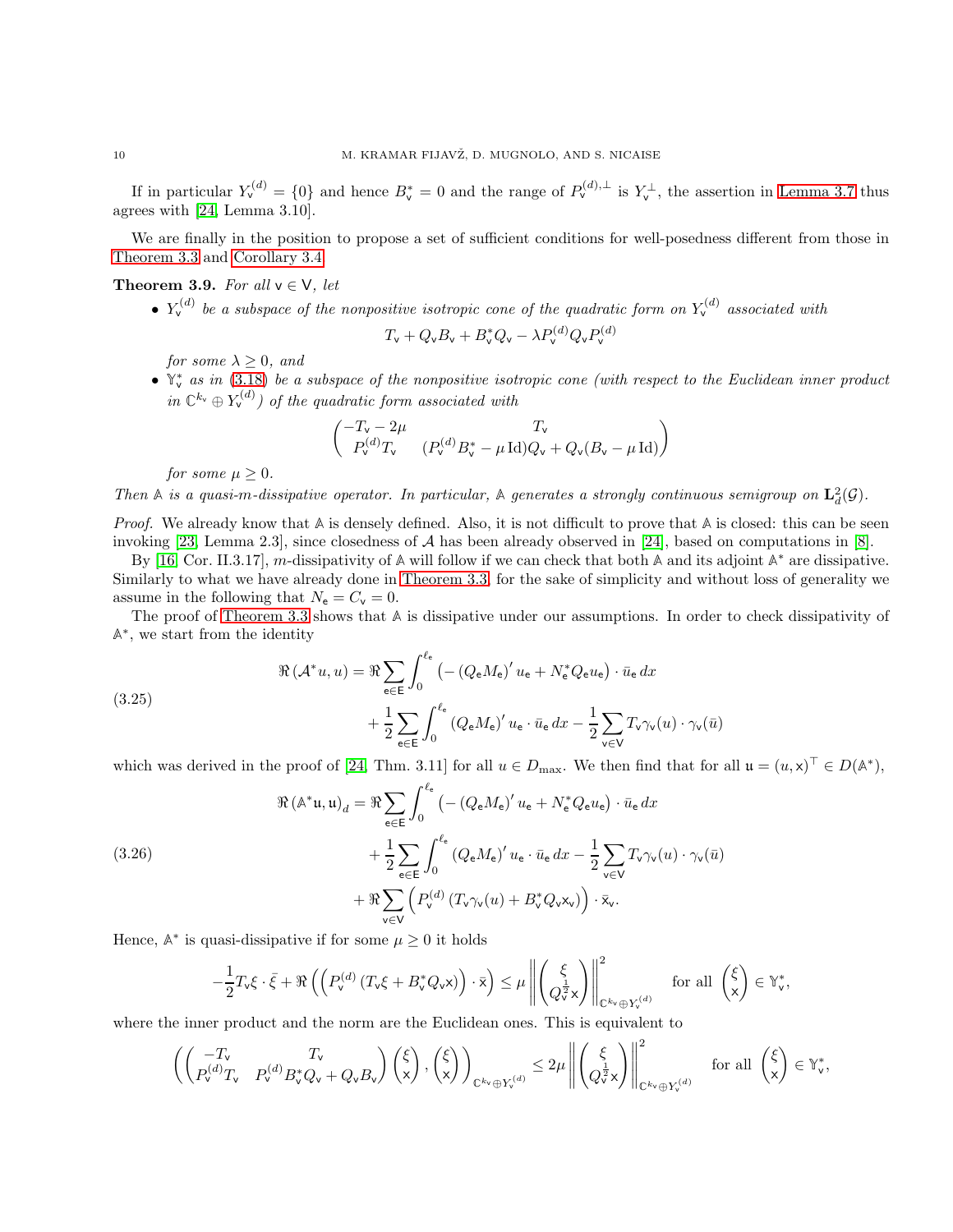If in particular $Y_{\mathsf{v}}^{(d)} = \{0\}$ and hence $B_{\mathsf{v}}^* = 0$ and the range of $P_{\mathsf{v}}^{(d),\perp}$ is $Y_{\mathsf{v}}^\perp$, the assertion in Lemma 3.7 thus agrees with [24, Lemma 3.10].

We are finally in the position to propose a set of sufficient conditions for well-posedness different from those in Theorem 3.3 and Corollary 3.4.

**Theorem 3.9.** *For all $\mathsf{v} \in \mathsf{V}$, let*

- *$Y_{\mathsf{v}}^{(d)}$ be a subspace of the nonpositive isotropic cone of the quadratic form on $Y_{\mathsf{v}}^{(d)}$ associated with*
$$T_{\mathsf{v}} + Q_{\mathsf{v}} B_{\mathsf{v}} + B_{\mathsf{v}}^* Q_{\mathsf{v}} - \lambda P_{\mathsf{v}}^{(d)} Q_{\mathsf{v}} P_{\mathsf{v}}^{(d)}$$
*for some $\lambda \geq 0$, and*
- *$\mathbb{Y}_{\mathsf{v}}^*$ as in (3.18) be a subspace of the nonpositive isotropic cone (with respect to the Euclidean inner product in $\mathbb{C}^{k_{\mathsf{v}}} \oplus Y_{\mathsf{v}}^{(d)}$) of the quadratic form associated with*
$$\begin{pmatrix} -T_{\mathsf{v}} - 2\mu & T_{\mathsf{v}} \\ P_{\mathsf{v}}^{(d)} T_{\mathsf{v}} & (P_{\mathsf{v}}^{(d)} B_{\mathsf{v}}^* - \mu \operatorname{Id}) Q_{\mathsf{v}} + Q_{\mathsf{v}} (B_{\mathsf{v}} - \mu \operatorname{Id}) \end{pmatrix}$$
*for some $\mu \geq 0$.*

*Then $\mathbb{A}$ is a quasi-m-dissipative operator. In particular, $\mathbb{A}$ generates a strongly continuous semigroup on $\mathbf{L}^2_d(\mathcal{G})$.*

*Proof.* We already know that $\mathbb{A}$ is densely defined. Also, it is not difficult to prove that $\mathbb{A}$ is closed: this can be seen invoking [23, Lemma 2.3], since closedness of $\mathcal{A}$ has been already observed in [24], based on computations in [8].

By [16, Cor. II.3.17], $m$-dissipativity of $\mathbb{A}$ will follow if we can check that both $\mathbb{A}$ and its adjoint $\mathbb{A}^*$ are dissipative. Similarly to what we have already done in Theorem 3.3, for the sake of simplicity and without loss of generality we assume in the following that $N_{\mathsf{e}} = C_{\mathsf{v}} = 0$.

The proof of Theorem 3.3 shows that $\mathbb{A}$ is dissipative under our assumptions. In order to check dissipativity of $\mathbb{A}^*$, we start from the identity

$$\begin{aligned} \Re\,(\mathcal{A}^* u, u) = {} & \Re \sum_{\mathsf{e} \in \mathsf{E}} \int_0^{\ell_{\mathsf{e}}} \left( -\left(Q_{\mathsf{e}} M_{\mathsf{e}}\right)' u_{\mathsf{e}} + N_{\mathsf{e}}^* Q_{\mathsf{e}} u_{\mathsf{e}} \right) \cdot \bar{u}_{\mathsf{e}} \, dx \\ & + \frac{1}{2} \sum_{\mathsf{e} \in \mathsf{E}} \int_0^{\ell_{\mathsf{e}}} \left(Q_{\mathsf{e}} M_{\mathsf{e}}\right)' u_{\mathsf{e}} \cdot \bar{u}_{\mathsf{e}} \, dx - \frac{1}{2} \sum_{\mathsf{v} \in \mathsf{V}} T_{\mathsf{v}} \gamma_{\mathsf{v}}(u) \cdot \gamma_{\mathsf{v}}(\bar{u}) \end{aligned} \tag{3.25}$$

which was derived in the proof of [24, Thm. 3.11] for all $u \in D_{\max}$. We then find that for all $\mathfrak{u} = (u, \mathsf{x})^\top \in D(\mathbb{A}^*)$,

$$\begin{aligned} \Re\,(\mathbb{A}^* \mathfrak{u}, \mathfrak{u})_d = {} & \Re \sum_{\mathsf{e} \in \mathsf{E}} \int_0^{\ell_{\mathsf{e}}} \left( -\left(Q_{\mathsf{e}} M_{\mathsf{e}}\right)' u_{\mathsf{e}} + N_{\mathsf{e}}^* Q_{\mathsf{e}} u_{\mathsf{e}} \right) \cdot \bar{u}_{\mathsf{e}} \, dx \\ & + \frac{1}{2} \sum_{\mathsf{e} \in \mathsf{E}} \int_0^{\ell_{\mathsf{e}}} \left(Q_{\mathsf{e}} M_{\mathsf{e}}\right)' u_{\mathsf{e}} \cdot \bar{u}_{\mathsf{e}} \, dx - \frac{1}{2} \sum_{\mathsf{v} \in \mathsf{V}} T_{\mathsf{v}} \gamma_{\mathsf{v}}(u) \cdot \gamma_{\mathsf{v}}(\bar{u}) \\ & + \Re \sum_{\mathsf{v} \in \mathsf{V}} \left( P_{\mathsf{v}}^{(d)} \left( T_{\mathsf{v}} \gamma_{\mathsf{v}}(u) + B_{\mathsf{v}}^* Q_{\mathsf{v}} \mathsf{x}_{\mathsf{v}} \right) \right) \cdot \bar{\mathsf{x}}_{\mathsf{v}}. \end{aligned} \tag{3.26}$$

Hence, $\mathbb{A}^*$ is quasi-dissipative if for some $\mu \geq 0$ it holds

$$-\frac{1}{2} T_{\mathsf{v}} \xi \cdot \bar{\xi} + \Re \left( \left( P_{\mathsf{v}}^{(d)} \left( T_{\mathsf{v}} \xi + B_{\mathsf{v}}^* Q_{\mathsf{v}} \mathsf{x} \right) \right) \cdot \bar{\mathsf{x}} \right) \leq \mu \left\| \begin{pmatrix} \xi \\ Q_{\mathsf{v}}^{\frac{1}{2}} \mathsf{x} \end{pmatrix} \right\|^2_{\mathbb{C}^{k_{\mathsf{v}}} \oplus Y_{\mathsf{v}}^{(d)}} \quad \text{for all } \begin{pmatrix} \xi \\ \mathsf{x} \end{pmatrix} \in \mathbb{Y}_{\mathsf{v}}^*,$$

where the inner product and the norm are the Euclidean ones. This is equivalent to

$$\left( \begin{pmatrix} -T_{\mathsf{v}} & T_{\mathsf{v}} \\ P_{\mathsf{v}}^{(d)} T_{\mathsf{v}} & P_{\mathsf{v}}^{(d)} B_{\mathsf{v}}^* Q_{\mathsf{v}} + Q_{\mathsf{v}} B_{\mathsf{v}} \end{pmatrix} \begin{pmatrix} \xi \\ \mathsf{x} \end{pmatrix}, \begin{pmatrix} \xi \\ \mathsf{x} \end{pmatrix} \right)_{\mathbb{C}^{k_{\mathsf{v}}} \oplus Y_{\mathsf{v}}^{(d)}} \leq 2\mu \left\| \begin{pmatrix} \xi \\ Q_{\mathsf{v}}^{\frac{1}{2}} \mathsf{x} \end{pmatrix} \right\|^2_{\mathbb{C}^{k_{\mathsf{v}}} \oplus Y_{\mathsf{v}}^{(d)}} \quad \text{for all } \begin{pmatrix} \xi \\ \mathsf{x} \end{pmatrix} \in \mathbb{Y}_{\mathsf{v}}^*,$$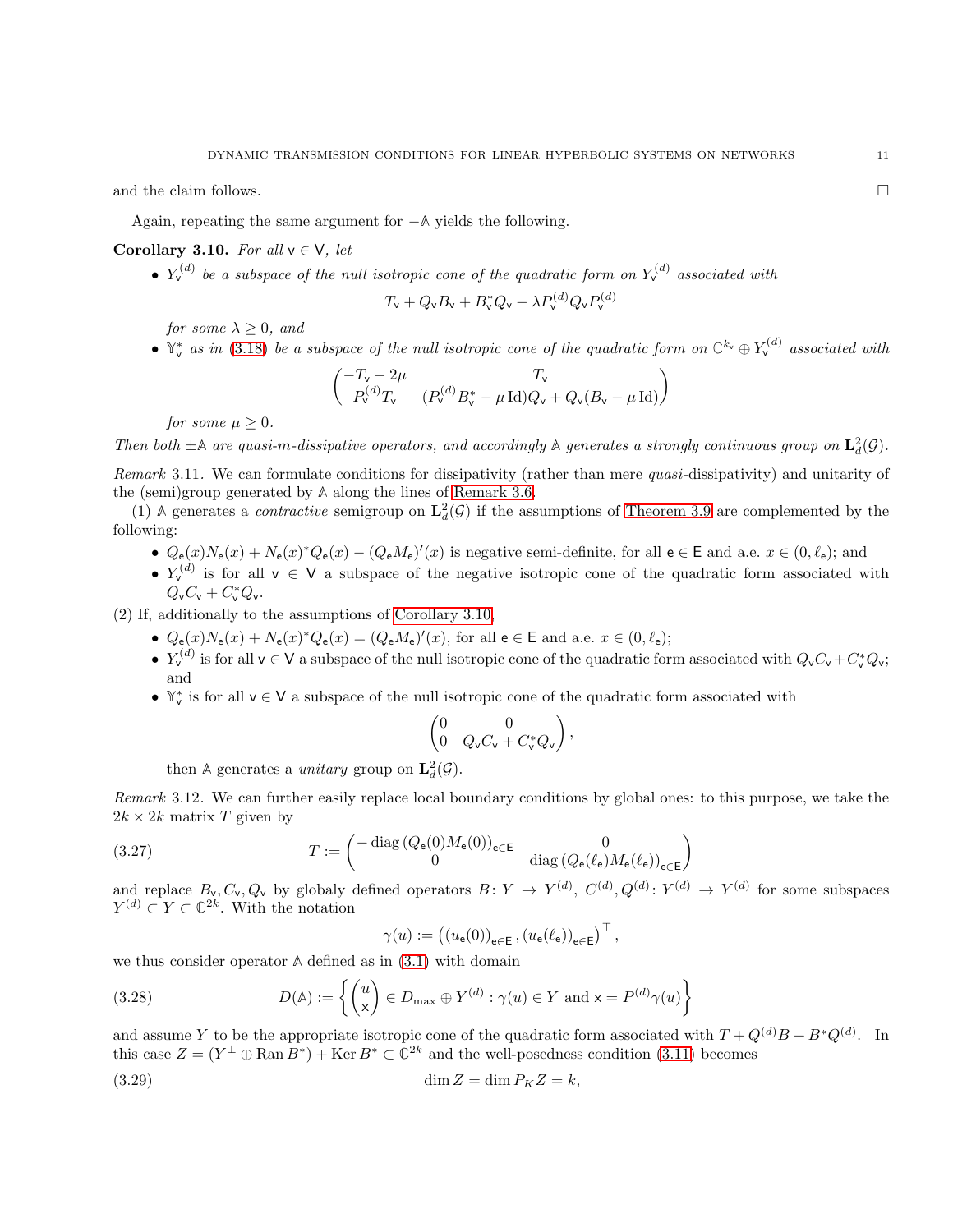and the claim follows. $\square$

Again, repeating the same argument for $-\mathbb{A}$ yields the following.

**Corollary 3.10.** *For all $\mathsf{v} \in \mathsf{V}$, let*

- $Y_{\mathsf{v}}^{(d)}$ *be a subspace of the null isotropic cone of the quadratic form on $Y_{\mathsf{v}}^{(d)}$ associated with*
$$T_{\mathsf{v}} + Q_{\mathsf{v}} B_{\mathsf{v}} + B_{\mathsf{v}}^* Q_{\mathsf{v}} - \lambda P_{\mathsf{v}}^{(d)} Q_{\mathsf{v}} P_{\mathsf{v}}^{(d)}$$
*for some $\lambda \geq 0$, and*
- $\mathbb{Y}_{\mathsf{v}}^*$ *as in (3.18) be a subspace of the null isotropic cone of the quadratic form on $\mathbb{C}^{k_{\mathsf{v}}} \oplus Y_{\mathsf{v}}^{(d)}$ associated with*
$$\begin{pmatrix} -T_{\mathsf{v}} - 2\mu & T_{\mathsf{v}} \\ P_{\mathsf{v}}^{(d)} T_{\mathsf{v}} & (P_{\mathsf{v}}^{(d)} B_{\mathsf{v}}^* - \mu \operatorname{Id}) Q_{\mathsf{v}} + Q_{\mathsf{v}} (B_{\mathsf{v}} - \mu \operatorname{Id}) \end{pmatrix}$$
*for some $\mu \geq 0$.*

*Then both $\pm\mathbb{A}$ are quasi-m-dissipative operators, and accordingly $\mathbb{A}$ generates a strongly continuous group on $\mathbf{L}_d^2(\mathcal{G})$.*

*Remark* 3.11. We can formulate conditions for dissipativity (rather than mere *quasi*-dissipativity) and unitarity of the (semi)group generated by $\mathbb{A}$ along the lines of Remark 3.6.

(1) $\mathbb{A}$ generates a *contractive* semigroup on $\mathbf{L}_d^2(\mathcal{G})$ if the assumptions of Theorem 3.9 are complemented by the following:

- $Q_{\mathsf{e}}(x) N_{\mathsf{e}}(x) + N_{\mathsf{e}}(x)^* Q_{\mathsf{e}}(x) - (Q_{\mathsf{e}} M_{\mathsf{e}})'(x)$ is negative semi-definite, for all $\mathsf{e} \in \mathsf{E}$ and a.e. $x \in (0, \ell_{\mathsf{e}})$; and
- $Y_{\mathsf{v}}^{(d)}$ is for all $\mathsf{v} \in \mathsf{V}$ a subspace of the negative isotropic cone of the quadratic form associated with $Q_{\mathsf{v}} C_{\mathsf{v}} + C_{\mathsf{v}}^* Q_{\mathsf{v}}$.

(2) If, additionally to the assumptions of Corollary 3.10,

- $Q_{\mathsf{e}}(x) N_{\mathsf{e}}(x) + N_{\mathsf{e}}(x)^* Q_{\mathsf{e}}(x) = (Q_{\mathsf{e}} M_{\mathsf{e}})'(x)$, for all $\mathsf{e} \in \mathsf{E}$ and a.e. $x \in (0, \ell_{\mathsf{e}})$;
- $Y_{\mathsf{v}}^{(d)}$ is for all $\mathsf{v} \in \mathsf{V}$ a subspace of the null isotropic cone of the quadratic form associated with $Q_{\mathsf{v}} C_{\mathsf{v}} + C_{\mathsf{v}}^* Q_{\mathsf{v}}$; and
- $\mathbb{Y}_{\mathsf{v}}^*$ is for all $\mathsf{v} \in \mathsf{V}$ a subspace of the null isotropic cone of the quadratic form associated with
$$\begin{pmatrix} 0 & 0 \\ 0 & Q_{\mathsf{v}} C_{\mathsf{v}} + C_{\mathsf{v}}^* Q_{\mathsf{v}} \end{pmatrix},$$

then $\mathbb{A}$ generates a *unitary* group on $\mathbf{L}_d^2(\mathcal{G})$.

*Remark* 3.12. We can further easily replace local boundary conditions by global ones: to this purpose, we take the $2k \times 2k$ matrix $T$ given by

$$T := \begin{pmatrix} -\operatorname{diag}\left(Q_{\mathsf{e}}(0) M_{\mathsf{e}}(0)\right)_{\mathsf{e} \in \mathsf{E}} & 0 \\ 0 & \operatorname{diag}\left(Q_{\mathsf{e}}(\ell_{\mathsf{e}}) M_{\mathsf{e}}(\ell_{\mathsf{e}})\right)_{\mathsf{e} \in \mathsf{E}} \end{pmatrix} \tag{3.27}$$

and replace $B_{\mathsf{v}}, C_{\mathsf{v}}, Q_{\mathsf{v}}$ by globaly defined operators $B \colon Y \to Y^{(d)}$, $C^{(d)}, Q^{(d)} \colon Y^{(d)} \to Y^{(d)}$ for some subspaces $Y^{(d)} \subset Y \subset \mathbb{C}^{2k}$. With the notation

$$\gamma(u) := \left( (u_{\mathsf{e}}(0))_{\mathsf{e} \in \mathsf{E}}, (u_{\mathsf{e}}(\ell_{\mathsf{e}}))_{\mathsf{e} \in \mathsf{E}} \right)^\top,$$

we thus consider operator $\mathbb{A}$ defined as in (3.1) with domain

$$D(\mathbb{A}) := \left\{ \begin{pmatrix} u \\ \mathsf{x} \end{pmatrix} \in D_{\max} \oplus Y^{(d)} : \gamma(u) \in Y \text{ and } \mathsf{x} = P^{(d)} \gamma(u) \right\} \tag{3.28}$$

and assume $Y$ to be the appropriate isotropic cone of the quadratic form associated with $T + Q^{(d)} B + B^* Q^{(d)}$. In this case $Z = (Y^\perp \oplus \operatorname{Ran} B^*) + \operatorname{Ker} B^* \subset \mathbb{C}^{2k}$ and the well-posedness condition (3.11) becomes

$$\dim Z = \dim P_K Z = k, \tag{3.29}$$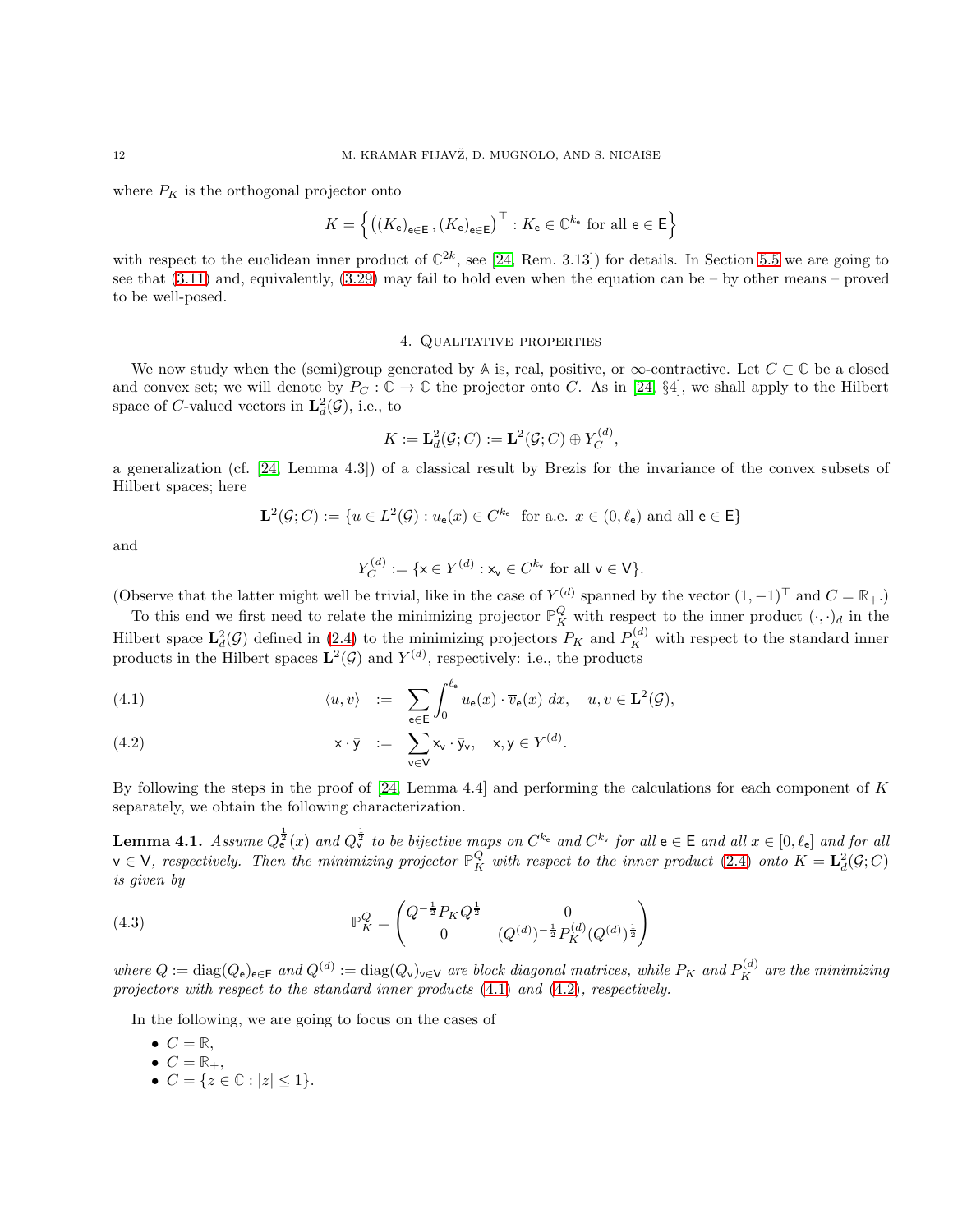where $P_K$ is the orthogonal projector onto

$$K = \left\{ \left( (K_{\mathsf{e}})_{\mathsf{e}\in\mathsf{E}}, (K_{\mathsf{e}})_{\mathsf{e}\in\mathsf{E}} \right)^\top : K_{\mathsf{e}} \in \mathbb{C}^{k_{\mathsf{e}}} \text{ for all } \mathsf{e} \in \mathsf{E} \right\}$$

with respect to the euclidean inner product of $\mathbb{C}^{2k}$, see [24, Rem. 3.13]) for details. In Section 5.5 we are going to see that (3.11) and, equivalently, (3.29) may fail to hold even when the equation can be – by other means – proved to be well-posed.

## 4. Qualitative properties

We now study when the (semi)group generated by $\mathbb{A}$ is, real, positive, or $\infty$-contractive. Let $C \subset \mathbb{C}$ be a closed and convex set; we will denote by $P_C : \mathbb{C} \to \mathbb{C}$ the projector onto $C$. As in [24, §4], we shall apply to the Hilbert space of $C$-valued vectors in $\mathbf{L}^2_d(\mathcal{G})$, i.e., to

$$K := \mathbf{L}^2_d(\mathcal{G}; C) := \mathbf{L}^2(\mathcal{G}; C) \oplus Y^{(d)}_C,$$

a generalization (cf. [24, Lemma 4.3]) of a classical result by Brezis for the invariance of the convex subsets of Hilbert spaces; here

$$\mathbf{L}^2(\mathcal{G}; C) := \{ u \in L^2(\mathcal{G}) : u_{\mathsf{e}}(x) \in C^{k_{\mathsf{e}}} \text{ for a.e. } x \in (0, \ell_{\mathsf{e}}) \text{ and all } \mathsf{e} \in \mathsf{E} \}$$

and

$$Y^{(d)}_C := \{ \mathsf{x} \in Y^{(d)} : \mathsf{x}_{\mathsf{v}} \in C^{k_{\mathsf{v}}} \text{ for all } \mathsf{v} \in \mathsf{V} \}.$$

(Observe that the latter might well be trivial, like in the case of $Y^{(d)}$ spanned by the vector $(1, -1)^\top$ and $C = \mathbb{R}_+$.)

To this end we first need to relate the minimizing projector $\mathbb{P}^Q_K$ with respect to the inner product $(\cdot, \cdot)_d$ in the Hilbert space $\mathbf{L}^2_d(\mathcal{G})$ defined in (2.4) to the minimizing projectors $P_K$ and $P^{(d)}_K$ with respect to the standard inner products in the Hilbert spaces $\mathbf{L}^2(\mathcal{G})$ and $Y^{(d)}$, respectively: i.e., the products

$$\langle u, v \rangle := \sum_{\mathsf{e}\in\mathsf{E}} \int_0^{\ell_{\mathsf{e}}} u_{\mathsf{e}}(x) \cdot \overline{v}_{\mathsf{e}}(x)\, dx, \quad u, v \in \mathbf{L}^2(\mathcal{G}), \tag{4.1}$$

$$\mathsf{x} \cdot \bar{\mathsf{y}} := \sum_{\mathsf{v}\in\mathsf{V}} \mathsf{x}_{\mathsf{v}} \cdot \bar{\mathsf{y}}_{\mathsf{v}}, \quad \mathsf{x}, \mathsf{y} \in Y^{(d)}. \tag{4.2}$$

By following the steps in the proof of [24, Lemma 4.4] and performing the calculations for each component of $K$ separately, we obtain the following characterization.

**Lemma 4.1.** *Assume $Q_{\mathsf{e}}^{\frac{1}{2}}(x)$ and $Q_{\mathsf{v}}^{\frac{1}{2}}$ to be bijective maps on $C^{k_{\mathsf{e}}}$ and $C^{k_{\mathsf{v}}}$ for all $\mathsf{e} \in \mathsf{E}$ and all $x \in [0, \ell_{\mathsf{e}}]$ and for all $\mathsf{v} \in \mathsf{V}$, respectively. Then the minimizing projector $\mathbb{P}^Q_K$ with respect to the inner product (2.4) onto $K = \mathbf{L}^2_d(\mathcal{G}; C)$ is given by*

$$\mathbb{P}^Q_K = \begin{pmatrix} Q^{-\frac{1}{2}} P_K Q^{\frac{1}{2}} & 0 \\ 0 & (Q^{(d)})^{-\frac{1}{2}} P^{(d)}_K (Q^{(d)})^{\frac{1}{2}} \end{pmatrix} \tag{4.3}$$

*where $Q := \operatorname{diag}(Q_{\mathsf{e}})_{\mathsf{e}\in\mathsf{E}}$ and $Q^{(d)} := \operatorname{diag}(Q_{\mathsf{v}})_{\mathsf{v}\in\mathsf{V}}$ are block diagonal matrices, while $P_K$ and $P^{(d)}_K$ are the minimizing projectors with respect to the standard inner products (4.1) and (4.2), respectively.*

In the following, we are going to focus on the cases of

- $C = \mathbb{R}$,
- $C = \mathbb{R}_+$,
- $C = \{ z \in \mathbb{C} : |z| \leq 1 \}$.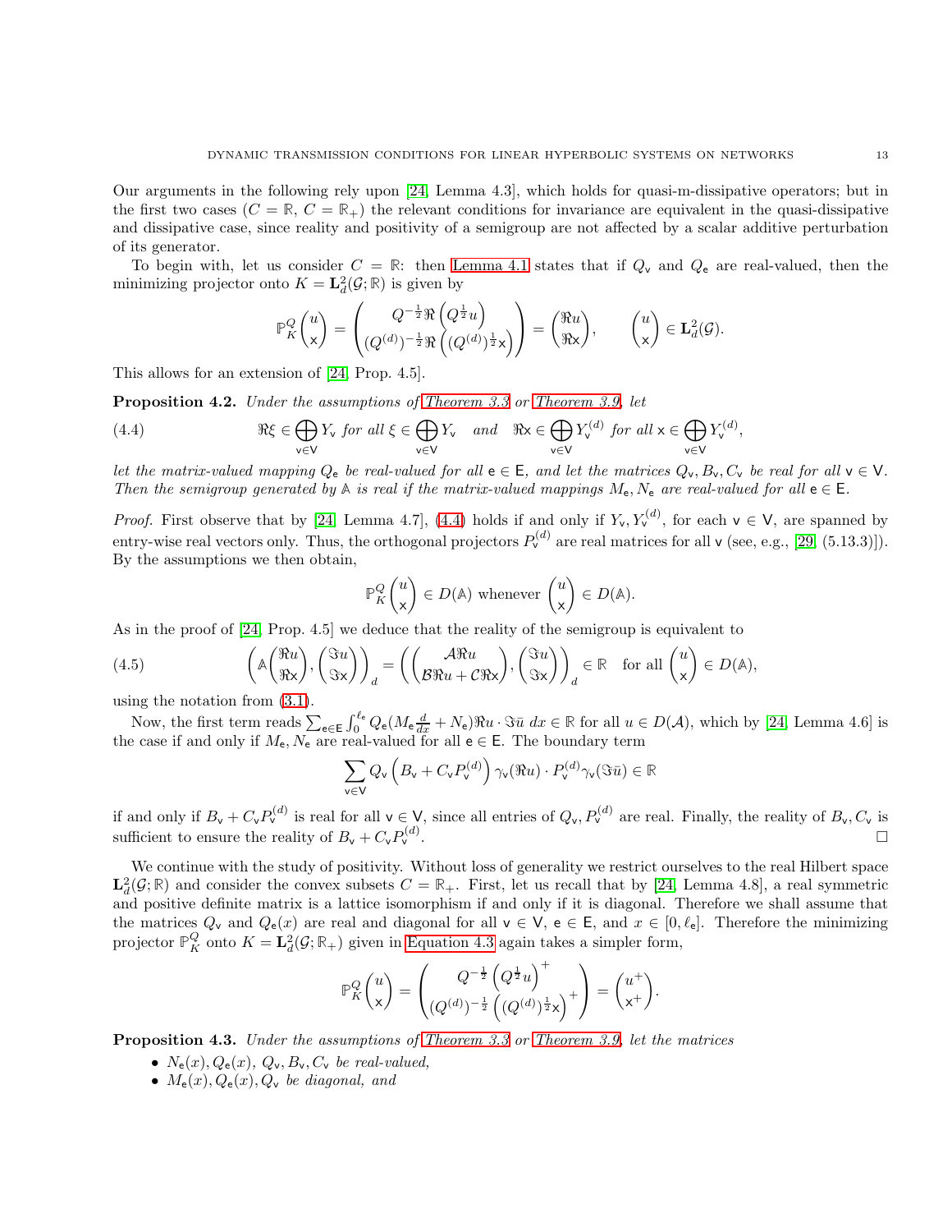Our arguments in the following rely upon [24, Lemma 4.3], which holds for quasi-m-dissipative operators; but in the first two cases ($C = \mathbb{R}$, $C = \mathbb{R}_+$) the relevant conditions for invariance are equivalent in the quasi-dissipative and dissipative case, since reality and positivity of a semigroup are not affected by a scalar additive perturbation of its generator.

To begin with, let us consider $C = \mathbb{R}$: then Lemma 4.1 states that if $Q_{\mathsf{v}}$ and $Q_{\mathsf{e}}$ are real-valued, then the minimizing projector onto $K = \mathbf{L}^2_d(\mathcal{G};\mathbb{R})$ is given by

$$\mathbb{P}^Q_K \begin{pmatrix} u \\ \mathsf{x} \end{pmatrix} = \begin{pmatrix} Q^{-\frac{1}{2}} \Re \left( Q^{\frac{1}{2}} u \right) \\ (Q^{(d)})^{-\frac{1}{2}} \Re \left( (Q^{(d)})^{\frac{1}{2}} \mathsf{x} \right) \end{pmatrix} = \begin{pmatrix} \Re u \\ \Re \mathsf{x} \end{pmatrix}, \qquad \begin{pmatrix} u \\ \mathsf{x} \end{pmatrix} \in \mathbf{L}^2_d(\mathcal{G}).$$

This allows for an extension of [24, Prop. 4.5].

**Proposition 4.2.** *Under the assumptions of Theorem 3.3 or Theorem 3.9, let*

$$\Re \xi \in \bigoplus_{\mathsf{v}\in\mathsf{V}} Y_{\mathsf{v}} \text{ for all } \xi \in \bigoplus_{\mathsf{v}\in\mathsf{V}} Y_{\mathsf{v}} \quad \text{and} \quad \Re \mathsf{x} \in \bigoplus_{\mathsf{v}\in\mathsf{V}} Y^{(d)}_{\mathsf{v}} \text{ for all } \mathsf{x} \in \bigoplus_{\mathsf{v}\in\mathsf{V}} Y^{(d)}_{\mathsf{v}}, \tag{4.4}$$

*let the matrix-valued mapping $Q_{\mathsf{e}}$ be real-valued for all $\mathsf{e} \in \mathsf{E}$, and let the matrices $Q_{\mathsf{v}}, B_{\mathsf{v}}, C_{\mathsf{v}}$ be real for all $\mathsf{v} \in \mathsf{V}$. Then the semigroup generated by $\mathbb{A}$ is real if the matrix-valued mappings $M_{\mathsf{e}}, N_{\mathsf{e}}$ are real-valued for all $\mathsf{e} \in \mathsf{E}$.*

*Proof.* First observe that by [24, Lemma 4.7], (4.4) holds if and only if $Y_{\mathsf{v}}, Y^{(d)}_{\mathsf{v}}$, for each $\mathsf{v} \in \mathsf{V}$, are spanned by entry-wise real vectors only. Thus, the orthogonal projectors $P^{(d)}_{\mathsf{v}}$ are real matrices for all $\mathsf{v}$ (see, e.g., [29, (5.13.3)]). By the assumptions we then obtain,

$$\mathbb{P}^Q_K \begin{pmatrix} u \\ \mathsf{x} \end{pmatrix} \in D(\mathbb{A}) \text{ whenever } \begin{pmatrix} u \\ \mathsf{x} \end{pmatrix} \in D(\mathbb{A}).$$

As in the proof of [24, Prop. 4.5] we deduce that the reality of the semigroup is equivalent to

$$\left( \mathbb{A} \begin{pmatrix} \Re u \\ \Re \mathsf{x} \end{pmatrix}, \begin{pmatrix} \Im u \\ \Im \mathsf{x} \end{pmatrix} \right)_d = \left( \begin{pmatrix} \mathcal{A} \Re u \\ \mathcal{B} \Re u + \mathcal{C} \Re \mathsf{x} \end{pmatrix}, \begin{pmatrix} \Im u \\ \Im \mathsf{x} \end{pmatrix} \right)_d \in \mathbb{R} \quad \text{for all } \begin{pmatrix} u \\ \mathsf{x} \end{pmatrix} \in D(\mathbb{A}), \tag{4.5}$$

using the notation from (3.1).

Now, the first term reads $\sum_{\mathsf{e}\in\mathsf{E}} \int_0^{\ell_{\mathsf{e}}} Q_{\mathsf{e}} (M_{\mathsf{e}} \frac{d}{dx} + N_{\mathsf{e}}) \Re u \cdot \Im \bar{u} \, dx \in \mathbb{R}$ for all $u \in D(\mathcal{A})$, which by [24, Lemma 4.6] is the case if and only if $M_{\mathsf{e}}, N_{\mathsf{e}}$ are real-valued for all $\mathsf{e} \in \mathsf{E}$. The boundary term

$$\sum_{\mathsf{v}\in\mathsf{V}} Q_{\mathsf{v}} \left( B_{\mathsf{v}} + C_{\mathsf{v}} P^{(d)}_{\mathsf{v}} \right) \gamma_{\mathsf{v}}(\Re u) \cdot P^{(d)}_{\mathsf{v}} \gamma_{\mathsf{v}}(\Im \bar{u}) \in \mathbb{R}$$

if and only if $B_{\mathsf{v}} + C_{\mathsf{v}} P^{(d)}_{\mathsf{v}}$ is real for all $\mathsf{v} \in \mathsf{V}$, since all entries of $Q_{\mathsf{v}}, P^{(d)}_{\mathsf{v}}$ are real. Finally, the reality of $B_{\mathsf{v}}, C_{\mathsf{v}}$ is sufficient to ensure the reality of $B_{\mathsf{v}} + C_{\mathsf{v}} P^{(d)}_{\mathsf{v}}$. □

We continue with the study of positivity. Without loss of generality we restrict ourselves to the real Hilbert space $\mathbf{L}^2_d(\mathcal{G};\mathbb{R})$ and consider the convex subsets $C = \mathbb{R}_+$. First, let us recall that by [24, Lemma 4.8], a real symmetric and positive definite matrix is a lattice isomorphism if and only if it is diagonal. Therefore we shall assume that the matrices $Q_{\mathsf{v}}$ and $Q_{\mathsf{e}}(x)$ are real and diagonal for all $\mathsf{v} \in \mathsf{V}$, $\mathsf{e} \in \mathsf{E}$, and $x \in [0, \ell_{\mathsf{e}}]$. Therefore the minimizing projector $\mathbb{P}^Q_K$ onto $K = \mathbf{L}^2_d(\mathcal{G};\mathbb{R}_+)$ given in Equation 4.3 again takes a simpler form,

$$\mathbb{P}^Q_K \begin{pmatrix} u \\ \mathsf{x} \end{pmatrix} = \begin{pmatrix} Q^{-\frac{1}{2}} \left( Q^{\frac{1}{2}} u \right)^+ \\ (Q^{(d)})^{-\frac{1}{2}} \left( (Q^{(d)})^{\frac{1}{2}} \mathsf{x} \right)^+ \end{pmatrix} = \begin{pmatrix} u^+ \\ \mathsf{x}^+ \end{pmatrix}.$$

**Proposition 4.3.** *Under the assumptions of Theorem 3.3 or Theorem 3.9, let the matrices*

- *$N_{\mathsf{e}}(x), Q_{\mathsf{e}}(x)$, $Q_{\mathsf{v}}, B_{\mathsf{v}}, C_{\mathsf{v}}$ be real-valued,*
- *$M_{\mathsf{e}}(x), Q_{\mathsf{e}}(x), Q_{\mathsf{v}}$ be diagonal, and*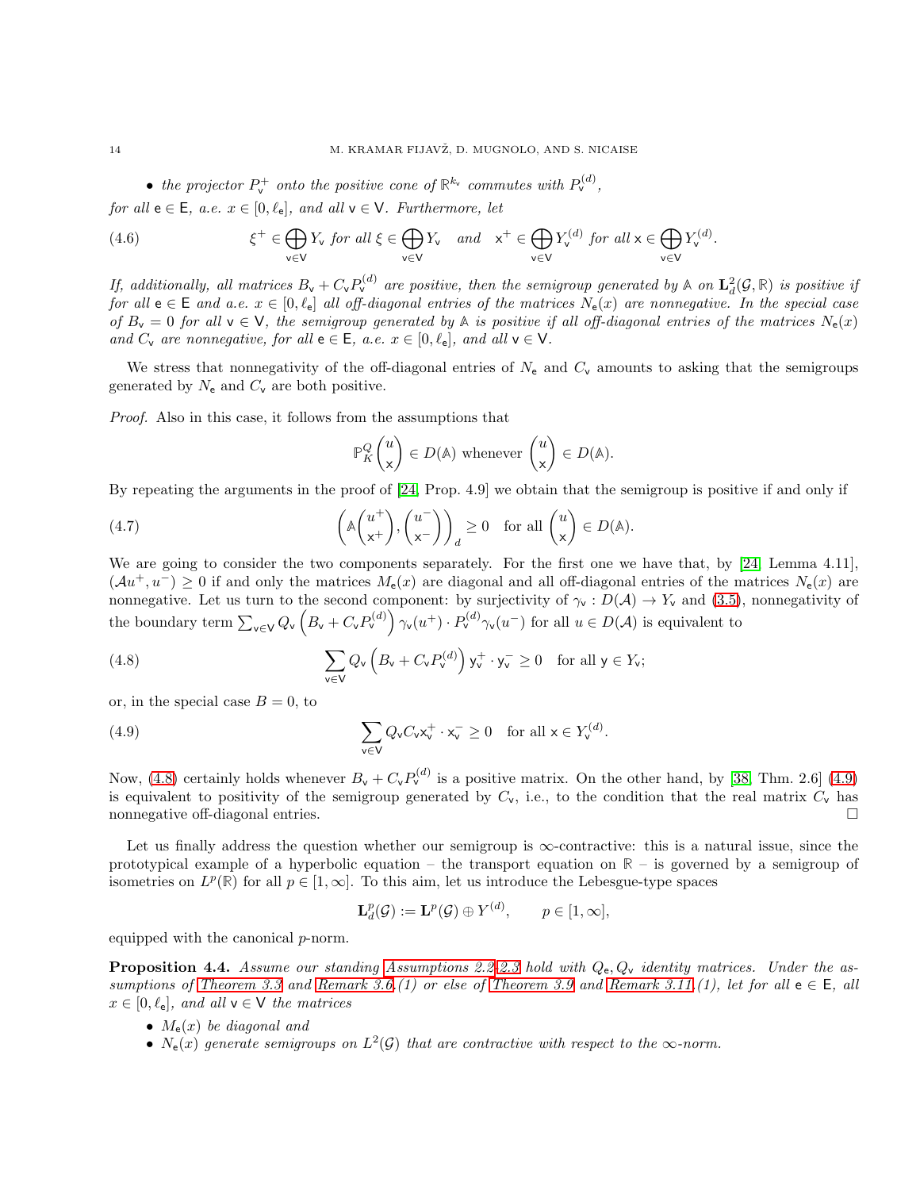- *the projector $P_{\mathsf{v}}^+$ onto the positive cone of $\mathbb{R}^{k_{\mathsf{v}}}$ commutes with $P_{\mathsf{v}}^{(d)}$,*

*for all $\mathsf{e} \in \mathsf{E}$, a.e. $x \in [0, \ell_{\mathsf{e}}]$, and all $\mathsf{v} \in \mathsf{V}$. Furthermore, let*

$$\xi^+ \in \bigoplus_{\mathsf{v}\in\mathsf{V}} Y_{\mathsf{v}} \text{ for all } \xi \in \bigoplus_{\mathsf{v}\in\mathsf{V}} Y_{\mathsf{v}} \quad \text{and} \quad \mathsf{x}^+ \in \bigoplus_{\mathsf{v}\in\mathsf{V}} Y_{\mathsf{v}}^{(d)} \text{ for all } \mathsf{x} \in \bigoplus_{\mathsf{v}\in\mathsf{V}} Y_{\mathsf{v}}^{(d)}. \tag{4.6}$$

*If, additionally, all matrices $B_{\mathsf{v}} + C_{\mathsf{v}} P_{\mathsf{v}}^{(d)}$ are positive, then the semigroup generated by $\mathbb{A}$ on $\mathbf{L}^2_d(\mathcal{G}, \mathbb{R})$ is positive if for all $\mathsf{e} \in \mathsf{E}$ and a.e. $x \in [0, \ell_{\mathsf{e}}]$ all off-diagonal entries of the matrices $N_{\mathsf{e}}(x)$ are nonnegative. In the special case of $B_{\mathsf{v}} = 0$ for all $\mathsf{v} \in \mathsf{V}$, the semigroup generated by $\mathbb{A}$ is positive if all off-diagonal entries of the matrices $N_{\mathsf{e}}(x)$ and $C_{\mathsf{v}}$ are nonnegative, for all $\mathsf{e} \in \mathsf{E}$, a.e. $x \in [0, \ell_{\mathsf{e}}]$, and all $\mathsf{v} \in \mathsf{V}$.*

We stress that nonnegativity of the off-diagonal entries of $N_{\mathsf{e}}$ and $C_{\mathsf{v}}$ amounts to asking that the semigroups generated by $N_{\mathsf{e}}$ and $C_{\mathsf{v}}$ are both positive.

*Proof.* Also in this case, it follows from the assumptions that

$$\mathbb{P}_K^Q \begin{pmatrix} u \\ \mathsf{x} \end{pmatrix} \in D(\mathbb{A}) \text{ whenever } \begin{pmatrix} u \\ \mathsf{x} \end{pmatrix} \in D(\mathbb{A}).$$

By repeating the arguments in the proof of [24, Prop. 4.9] we obtain that the semigroup is positive if and only if

$$\left( \mathbb{A} \begin{pmatrix} u^+ \\ \mathsf{x}^+ \end{pmatrix}, \begin{pmatrix} u^- \\ \mathsf{x}^- \end{pmatrix} \right)_d \geq 0 \quad \text{for all } \begin{pmatrix} u \\ \mathsf{x} \end{pmatrix} \in D(\mathbb{A}). \tag{4.7}$$

We are going to consider the two components separately. For the first one we have that, by [24, Lemma 4.11], $(\mathcal{A}u^+, u^-) \geq 0$ if and only the matrices $M_{\mathsf{e}}(x)$ are diagonal and all off-diagonal entries of the matrices $N_{\mathsf{e}}(x)$ are nonnegative. Let us turn to the second component: by surjectivity of $\gamma_{\mathsf{v}} : D(\mathcal{A}) \to Y_{\mathsf{v}}$ and (3.5), nonnegativity of the boundary term $\sum_{\mathsf{v}\in\mathsf{V}} Q_{\mathsf{v}} \left( B_{\mathsf{v}} + C_{\mathsf{v}} P_{\mathsf{v}}^{(d)} \right) \gamma_{\mathsf{v}}(u^+) \cdot P_{\mathsf{v}}^{(d)} \gamma_{\mathsf{v}}(u^-)$ for all $u \in D(\mathcal{A})$ is equivalent to

$$\sum_{\mathsf{v}\in\mathsf{V}} Q_{\mathsf{v}} \left( B_{\mathsf{v}} + C_{\mathsf{v}} P_{\mathsf{v}}^{(d)} \right) \mathsf{y}_{\mathsf{v}}^+ \cdot \mathsf{y}_{\mathsf{v}}^- \geq 0 \quad \text{for all } \mathsf{y} \in Y_{\mathsf{v}}; \tag{4.8}$$

or, in the special case $B = 0$, to

$$\sum_{\mathsf{v}\in\mathsf{V}} Q_{\mathsf{v}} C_{\mathsf{v}} \mathsf{x}_{\mathsf{v}}^+ \cdot \mathsf{x}_{\mathsf{v}}^- \geq 0 \quad \text{for all } \mathsf{x} \in Y_{\mathsf{v}}^{(d)}. \tag{4.9}$$

Now, (4.8) certainly holds whenever $B_{\mathsf{v}} + C_{\mathsf{v}} P_{\mathsf{v}}^{(d)}$ is a positive matrix. On the other hand, by [38, Thm. 2.6] (4.9) is equivalent to positivity of the semigroup generated by $C_{\mathsf{v}}$, i.e., to the condition that the real matrix $C_{\mathsf{v}}$ has nonnegative off-diagonal entries. $\square$

Let us finally address the question whether our semigroup is $\infty$-contractive: this is a natural issue, since the prototypical example of a hyperbolic equation – the transport equation on $\mathbb{R}$ – is governed by a semigroup of isometries on $L^p(\mathbb{R})$ for all $p \in [1, \infty]$. To this aim, let us introduce the Lebesgue-type spaces

$$\mathbf{L}^p_d(\mathcal{G}) := \mathbf{L}^p(\mathcal{G}) \oplus Y^{(d)}, \qquad p \in [1, \infty],$$

equipped with the canonical $p$-norm.

**Proposition 4.4.** *Assume our standing Assumptions 2.2–2.3 hold with $Q_{\mathsf{e}}, Q_{\mathsf{v}}$ identity matrices. Under the assumptions of Theorem 3.3 and Remark 3.6.(1) or else of Theorem 3.9 and Remark 3.11.(1), let for all $\mathsf{e} \in \mathsf{E}$, all $x \in [0, \ell_{\mathsf{e}}]$, and all $\mathsf{v} \in \mathsf{V}$ the matrices*

- *$M_{\mathsf{e}}(x)$ be diagonal and*
- *$N_{\mathsf{e}}(x)$ generate semigroups on $L^2(\mathcal{G})$ that are contractive with respect to the $\infty$-norm.*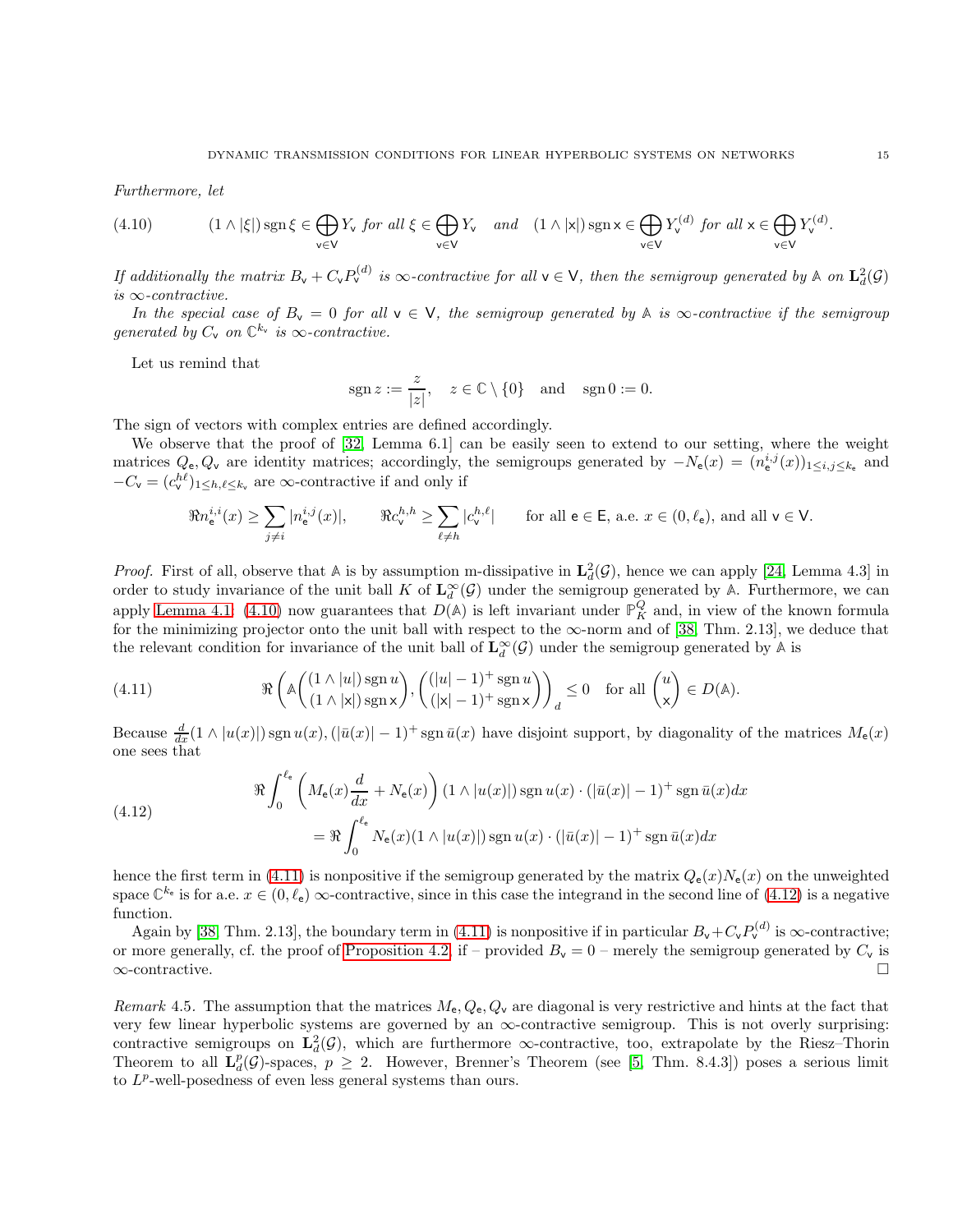*Furthermore, let*

$$(1 \wedge |\xi|) \operatorname{sgn} \xi \in \bigoplus_{\mathsf{v}\in\mathsf{V}} Y_{\mathsf{v}} \text{ for all } \xi \in \bigoplus_{\mathsf{v}\in\mathsf{V}} Y_{\mathsf{v}} \quad \text{and} \quad (1 \wedge |\mathsf{x}|) \operatorname{sgn} \mathsf{x} \in \bigoplus_{\mathsf{v}\in\mathsf{V}} Y_{\mathsf{v}}^{(d)} \text{ for all } \mathsf{x} \in \bigoplus_{\mathsf{v}\in\mathsf{V}} Y_{\mathsf{v}}^{(d)}. \tag{4.10}$$

*If additionally the matrix $B_{\mathsf{v}} + C_{\mathsf{v}} P_{\mathsf{v}}^{(d)}$ is $\infty$-contractive for all $\mathsf{v} \in \mathsf{V}$, then the semigroup generated by $\mathbb{A}$ on $\mathbf{L}^2_d(\mathcal{G})$ is $\infty$-contractive.*

*In the special case of $B_{\mathsf{v}} = 0$ for all $\mathsf{v} \in \mathsf{V}$, the semigroup generated by $\mathbb{A}$ is $\infty$-contractive if the semigroup generated by $C_{\mathsf{v}}$ on $\mathbb{C}^{k_{\mathsf{v}}}$ is $\infty$-contractive.*

Let us remind that

$$\operatorname{sgn} z := \frac{z}{|z|}, \quad z \in \mathbb{C} \setminus \{0\} \quad \text{and} \quad \operatorname{sgn} 0 := 0.$$

The sign of vectors with complex entries are defined accordingly.

We observe that the proof of [32, Lemma 6.1] can be easily seen to extend to our setting, where the weight matrices $Q_{\mathsf{e}}, Q_{\mathsf{v}}$ are identity matrices; accordingly, the semigroups generated by $-N_{\mathsf{e}}(x) = (n_{\mathsf{e}}^{i,j}(x))_{1\le i,j\le k_{\mathsf{e}}}$ and $-C_{\mathsf{v}} = (c_{\mathsf{v}}^{h\ell})_{1\le h,\ell\le k_{\mathsf{v}}}$ are $\infty$-contractive if and only if

$$\Re n_{\mathsf{e}}^{i,i}(x) \ge \sum_{j\ne i} |n_{\mathsf{e}}^{i,j}(x)|, \qquad \Re c_{\mathsf{v}}^{h,h} \ge \sum_{\ell \ne h} |c_{\mathsf{v}}^{h,\ell}| \qquad \text{for all } \mathsf{e}\in\mathsf{E}, \text{ a.e. } x\in(0,\ell_{\mathsf{e}}), \text{ and all } \mathsf{v}\in\mathsf{V}.$$

*Proof.* First of all, observe that $\mathbb{A}$ is by assumption m-dissipative in $\mathbf{L}^2_d(\mathcal{G})$, hence we can apply [24, Lemma 4.3] in order to study invariance of the unit ball $K$ of $\mathbf{L}^\infty_d(\mathcal{G})$ under the semigroup generated by $\mathbb{A}$. Furthermore, we can apply Lemma 4.1: (4.10) now guarantees that $D(\mathbb{A})$ is left invariant under $\mathbb{P}_K^Q$ and, in view of the known formula for the minimizing projector onto the unit ball with respect to the $\infty$-norm and of [38, Thm. 2.13], we deduce that the relevant condition for invariance of the unit ball of $\mathbf{L}^\infty_d(\mathcal{G})$ under the semigroup generated by $\mathbb{A}$ is

$$\Re \left( \mathbb{A} \begin{pmatrix} (1\wedge|u|)\operatorname{sgn} u \\ (1\wedge|\mathsf{x}|)\operatorname{sgn}\mathsf{x} \end{pmatrix}, \begin{pmatrix} (|u|-1)^+ \operatorname{sgn} u \\ (|\mathsf{x}|-1)^+\operatorname{sgn}\mathsf{x} \end{pmatrix} \right)_d \le 0 \quad \text{for all } \begin{pmatrix} u \\ \mathsf{x} \end{pmatrix} \in D(\mathbb{A}). \tag{4.11}$$

Because $\frac{d}{dx}(1\wedge|u(x)|)\operatorname{sgn} u(x), (|\bar u(x)|-1)^+ \operatorname{sgn} \bar u(x)$ have disjoint support, by diagonality of the matrices $M_{\mathsf{e}}(x)$ one sees that

$$\begin{aligned} &\Re \int_0^{\ell_{\mathsf{e}}} \left( M_{\mathsf{e}}(x) \frac{d}{dx} + N_{\mathsf{e}}(x) \right) (1\wedge|u(x)|)\operatorname{sgn} u(x) \cdot (|\bar u(x)|-1)^+ \operatorname{sgn}\bar u(x) dx \\ &\qquad = \Re \int_0^{\ell_{\mathsf{e}}} N_{\mathsf{e}}(x) (1\wedge|u(x)|)\operatorname{sgn} u(x) \cdot (|\bar u(x)|-1)^+ \operatorname{sgn}\bar u(x) dx \end{aligned} \tag{4.12}$$

hence the first term in (4.11) is nonpositive if the semigroup generated by the matrix $Q_{\mathsf{e}}(x)N_{\mathsf{e}}(x)$ on the unweighted space $\mathbb{C}^{k_{\mathsf{e}}}$ is for a.e. $x\in(0,\ell_{\mathsf{e}})$ $\infty$-contractive, since in this case the integrand in the second line of (4.12) is a negative function.

Again by [38, Thm. 2.13], the boundary term in (4.11) is nonpositive if in particular $B_{\mathsf{v}} + C_{\mathsf{v}} P_{\mathsf{v}}^{(d)}$ is $\infty$-contractive; or more generally, cf. the proof of Proposition 4.2, if – provided $B_{\mathsf{v}} = 0$ – merely the semigroup generated by $C_{\mathsf{v}}$ is $\infty$-contractive. $\square$

*Remark* 4.5. The assumption that the matrices $M_{\mathsf{e}}, Q_{\mathsf{e}}, Q_{\mathsf{v}}$ are diagonal is very restrictive and hints at the fact that very few linear hyperbolic systems are governed by an $\infty$-contractive semigroup. This is not overly surprising: contractive semigroups on $\mathbf{L}^2_d(\mathcal{G})$, which are furthermore $\infty$-contractive, too, extrapolate by the Riesz–Thorin Theorem to all $\mathbf{L}^p_d(\mathcal{G})$-spaces, $p \ge 2$. However, Brenner's Theorem (see [5, Thm. 8.4.3]) poses a serious limit to $L^p$-well-posedness of even less general systems than ours.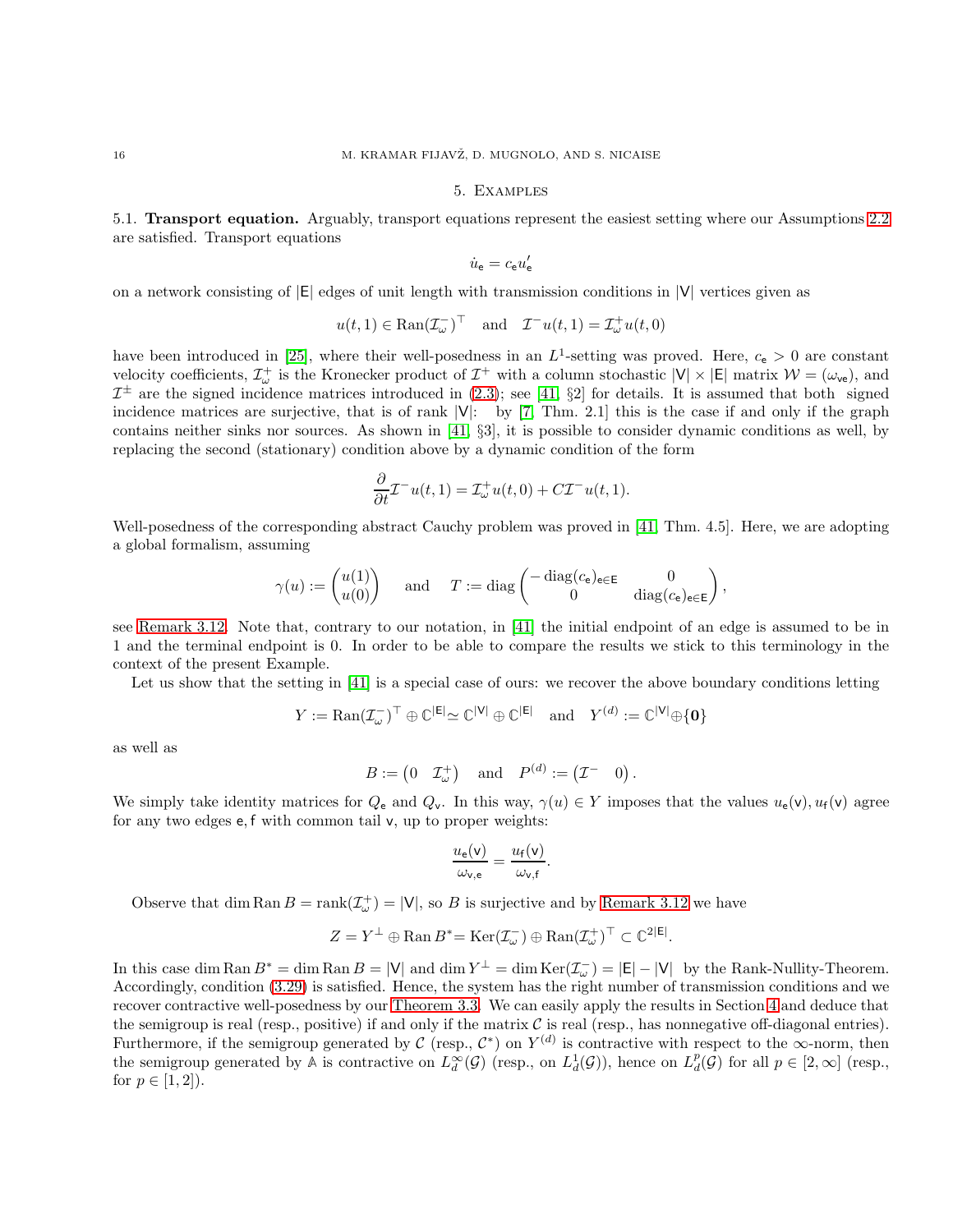## 5. Examples

**5.1. Transport equation.** Arguably, transport equations represent the easiest setting where our Assumptions 2.2 are satisfied. Transport equations

$$\dot{u}_{\mathsf{e}} = c_{\mathsf{e}} u'_{\mathsf{e}}$$

on a network consisting of $|\mathsf{E}|$ edges of unit length with transmission conditions in $|\mathsf{V}|$ vertices given as

$$u(t,1) \in \operatorname{Ran}(\mathcal{I}_\omega^-)^\top \quad \text{and} \quad \mathcal{I}^- u(t,1) = \mathcal{I}_\omega^+ u(t,0)$$

have been introduced in [25], where their well-posedness in an $L^1$-setting was proved. Here, $c_{\mathsf{e}} > 0$ are constant velocity coefficients, $\mathcal{I}_\omega^+$ is the Kronecker product of $\mathcal{I}^+$ with a column stochastic $|\mathsf{V}| \times |\mathsf{E}|$ matrix $\mathcal{W} = (\omega_{\mathsf{ve}})$, and $\mathcal{I}^\pm$ are the signed incidence matrices introduced in (2.3); see [41, §2] for details. It is assumed that both signed incidence matrices are surjective, that is of rank $|\mathsf{V}|$: by [7, Thm. 2.1] this is the case if and only if the graph contains neither sinks nor sources. As shown in [41, §3], it is possible to consider dynamic conditions as well, by replacing the second (stationary) condition above by a dynamic condition of the form

$$\frac{\partial}{\partial t}\mathcal{I}^- u(t,1) = \mathcal{I}_\omega^+ u(t,0) + C\mathcal{I}^- u(t,1).$$

Well-posedness of the corresponding abstract Cauchy problem was proved in [41, Thm. 4.5]. Here, we are adopting a global formalism, assuming

$$\gamma(u) := \begin{pmatrix} u(1) \\ u(0) \end{pmatrix} \quad \text{and} \quad T := \operatorname{diag}\begin{pmatrix} -\operatorname{diag}(c_{\mathsf{e}})_{\mathsf{e}\in\mathsf{E}} & 0 \\ 0 & \operatorname{diag}(c_{\mathsf{e}})_{\mathsf{e}\in\mathsf{E}} \end{pmatrix},$$

see Remark 3.12. Note that, contrary to our notation, in [41] the initial endpoint of an edge is assumed to be in 1 and the terminal endpoint is 0. In order to be able to compare the results we stick to this terminology in the context of the present Example.

Let us show that the setting in [41] is a special case of ours: we recover the above boundary conditions letting

$$Y := \operatorname{Ran}(\mathcal{I}_\omega^-)^\top \oplus \mathbb{C}^{|\mathsf{E}|} \simeq \mathbb{C}^{|\mathsf{V}|} \oplus \mathbb{C}^{|\mathsf{E}|} \quad \text{and} \quad Y^{(d)} := \mathbb{C}^{|\mathsf{V}|} \oplus \{\mathbf{0}\}$$

as well as

$$B := \begin{pmatrix} 0 & \mathcal{I}_\omega^+ \end{pmatrix} \quad \text{and} \quad P^{(d)} := \begin{pmatrix} \mathcal{I}^- & 0 \end{pmatrix}.$$

We simply take identity matrices for $Q_{\mathsf{e}}$ and $Q_{\mathsf{v}}$. In this way, $\gamma(u) \in Y$ imposes that the values $u_{\mathsf{e}}(\mathsf{v}), u_{\mathsf{f}}(\mathsf{v})$ agree for any two edges $\mathsf{e}, \mathsf{f}$ with common tail $\mathsf{v}$, up to proper weights:

$$\frac{u_{\mathsf{e}}(\mathsf{v})}{\omega_{\mathsf{v},\mathsf{e}}} = \frac{u_{\mathsf{f}}(\mathsf{v})}{\omega_{\mathsf{v},\mathsf{f}}}.$$

Observe that $\dim \operatorname{Ran} B = \operatorname{rank}(\mathcal{I}_\omega^+) = |\mathsf{V}|$, so $B$ is surjective and by Remark 3.12 we have

$$Z = Y^\perp \oplus \operatorname{Ran} B^* = \operatorname{Ker}(\mathcal{I}_\omega^-) \oplus \operatorname{Ran}(\mathcal{I}_\omega^+)^\top \subset \mathbb{C}^{2|\mathsf{E}|}.$$

In this case $\dim \operatorname{Ran} B^* = \dim \operatorname{Ran} B = |\mathsf{V}|$ and $\dim Y^\perp = \dim \operatorname{Ker}(\mathcal{I}_\omega^-) = |\mathsf{E}| - |\mathsf{V}|$ by the Rank-Nullity-Theorem. Accordingly, condition (3.29) is satisfied. Hence, the system has the right number of transmission conditions and we recover contractive well-posedness by our Theorem 3.3. We can easily apply the results in Section 4 and deduce that the semigroup is real (resp., positive) if and only if the matrix $\mathcal{C}$ is real (resp., has nonnegative off-diagonal entries). Furthermore, if the semigroup generated by $\mathcal{C}$ (resp., $\mathcal{C}^*$) on $Y^{(d)}$ is contractive with respect to the $\infty$-norm, then the semigroup generated by $\mathbb{A}$ is contractive on $L^\infty_d(\mathcal{G})$ (resp., on $L^1_d(\mathcal{G})$), hence on $L^p_d(\mathcal{G})$ for all $p \in [2,\infty]$ (resp., for $p \in [1,2]$).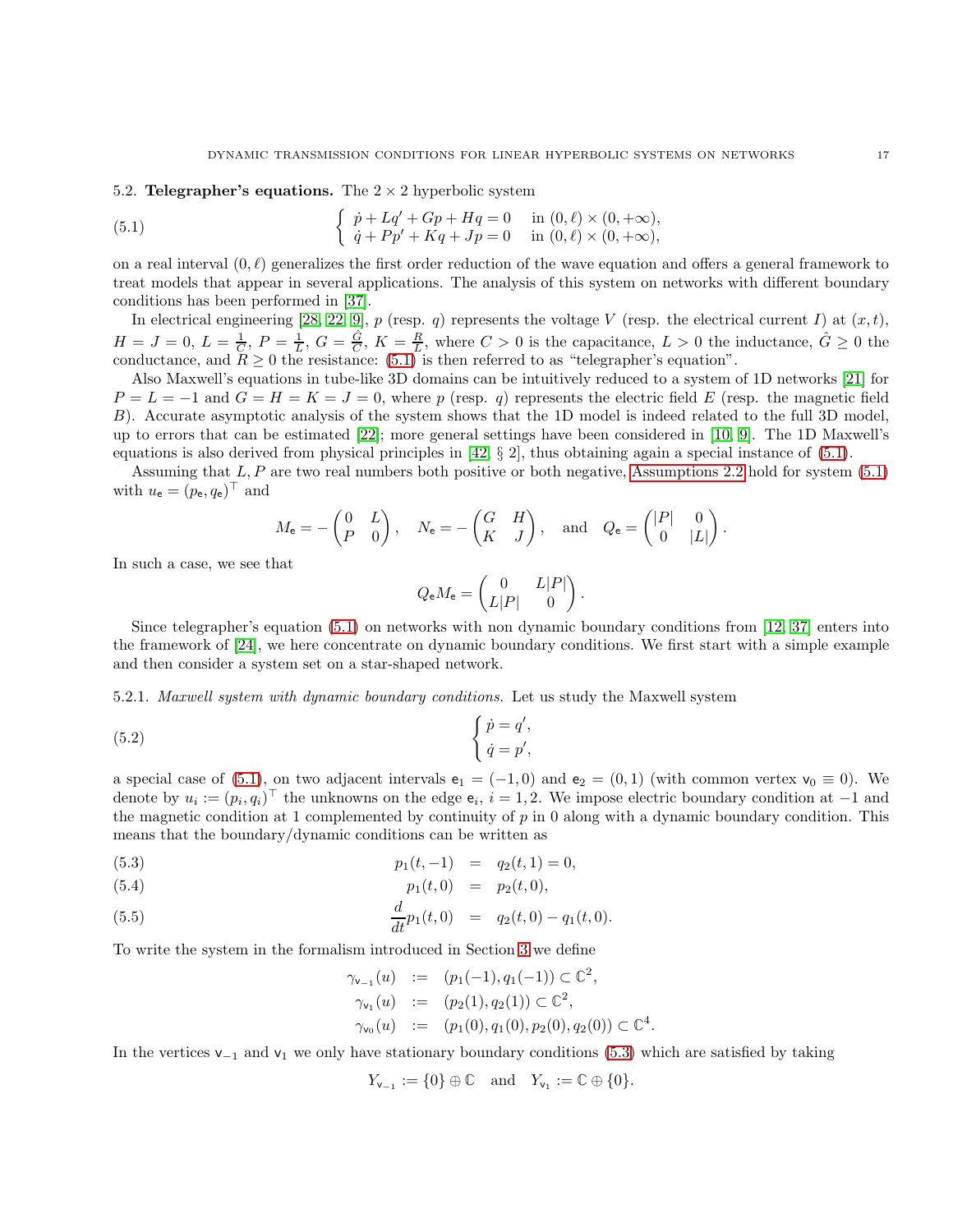## 5.2. **Telegrapher's equations.**

The $2\times 2$ hyperbolic system

$$
\left\{ \begin{array}{ll} \dot{p} + Lq' + Gp + Hq = 0 & \text{in } (0,\ell)\times(0,+\infty), \\ \dot{q} + Pp' + Kq + Jp = 0 & \text{in } (0,\ell)\times(0,+\infty), \end{array} \right. \tag{5.1}
$$

on a real interval $(0,\ell)$ generalizes the first order reduction of the wave equation and offers a general framework to treat models that appear in several applications. The analysis of this system on networks with different boundary conditions has been performed in [37].

In electrical engineering [28, 22, 9], $p$ (resp. $q$) represents the voltage $V$ (resp. the electrical current $I$) at $(x,t)$, $H = J = 0$, $L = \frac{1}{C}$, $P = \frac{1}{L}$, $G = \frac{\hat{G}}{C}$, $K = \frac{R}{L}$, where $C > 0$ is the capacitance, $L > 0$ the inductance, $\hat{G} \geq 0$ the conductance, and $R \geq 0$ the resistance: (5.1) is then referred to as "telegrapher's equation".

Also Maxwell's equations in tube-like 3D domains can be intuitively reduced to a system of 1D networks [21] for $P = L = -1$ and $G = H = K = J = 0$, where $p$ (resp. $q$) represents the electric field $E$ (resp. the magnetic field $B$). Accurate asymptotic analysis of the system shows that the 1D model is indeed related to the full 3D model, up to errors that can be estimated [22]; more general settings have been considered in [10, 9]. The 1D Maxwell's equations is also derived from physical principles in [42, § 2], thus obtaining again a special instance of (5.1).

Assuming that $L, P$ are two real numbers both positive or both negative, Assumptions 2.2 hold for system (5.1) with $u_{\mathsf{e}} = (p_{\mathsf{e}}, q_{\mathsf{e}})^\top$ and

$$
M_{\mathsf{e}} = -\begin{pmatrix} 0 & L \\ P & 0 \end{pmatrix}, \quad N_{\mathsf{e}} = -\begin{pmatrix} G & H \\ K & J \end{pmatrix}, \quad \text{and} \quad Q_{\mathsf{e}} = \begin{pmatrix} |P| & 0 \\ 0 & |L| \end{pmatrix}.
$$

In such a case, we see that

$$
Q_{\mathsf{e}} M_{\mathsf{e}} = \begin{pmatrix} 0 & L|P| \\ L|P| & 0 \end{pmatrix}.
$$

Since telegrapher's equation (5.1) on networks with non dynamic boundary conditions from [12, 37] enters into the framework of [24], we here concentrate on dynamic boundary conditions. We first start with a simple example and then consider a system set on a star-shaped network.

### 5.2.1. *Maxwell system with dynamic boundary conditions.*

Let us study the Maxwell system

$$
\begin{cases} \dot{p} = q', \\ \dot{q} = p', \end{cases} \tag{5.2}
$$

a special case of (5.1), on two adjacent intervals $\mathsf{e}_1 = (-1,0)$ and $\mathsf{e}_2 = (0,1)$ (with common vertex $\mathsf{v}_0 \equiv 0$). We denote by $u_i := (p_i, q_i)^\top$ the unknowns on the edge $\mathsf{e}_i$, $i = 1,2$. We impose electric boundary condition at $-1$ and the magnetic condition at 1 complemented by continuity of $p$ in 0 along with a dynamic boundary condition. This means that the boundary/dynamic conditions can be written as

$$
p_1(t,-1) = q_2(t,1) = 0, \tag{5.3}
$$

$$
p_1(t,0) = p_2(t,0), \tag{5.4}
$$

$$
\frac{d}{dt} p_1(t,0) = q_2(t,0) - q_1(t,0). \tag{5.5}
$$

To write the system in the formalism introduced in Section 3 we define

$$
\begin{aligned}
\gamma_{\mathsf{v}_{-1}}(u) &:= (p_1(-1), q_1(-1)) \subset \mathbb{C}^2, \\
\gamma_{\mathsf{v}_1}(u) &:= (p_2(1), q_2(1)) \subset \mathbb{C}^2, \\
\gamma_{\mathsf{v}_0}(u) &:= (p_1(0), q_1(0), p_2(0), q_2(0)) \subset \mathbb{C}^4.
\end{aligned}
$$

In the vertices $\mathsf{v}_{-1}$ and $\mathsf{v}_1$ we only have stationary boundary conditions (5.3) which are satisfied by taking

$$
Y_{\mathsf{v}_{-1}} := \{0\} \oplus \mathbb{C} \quad \text{and} \quad Y_{\mathsf{v}_1} := \mathbb{C} \oplus \{0\}.
$$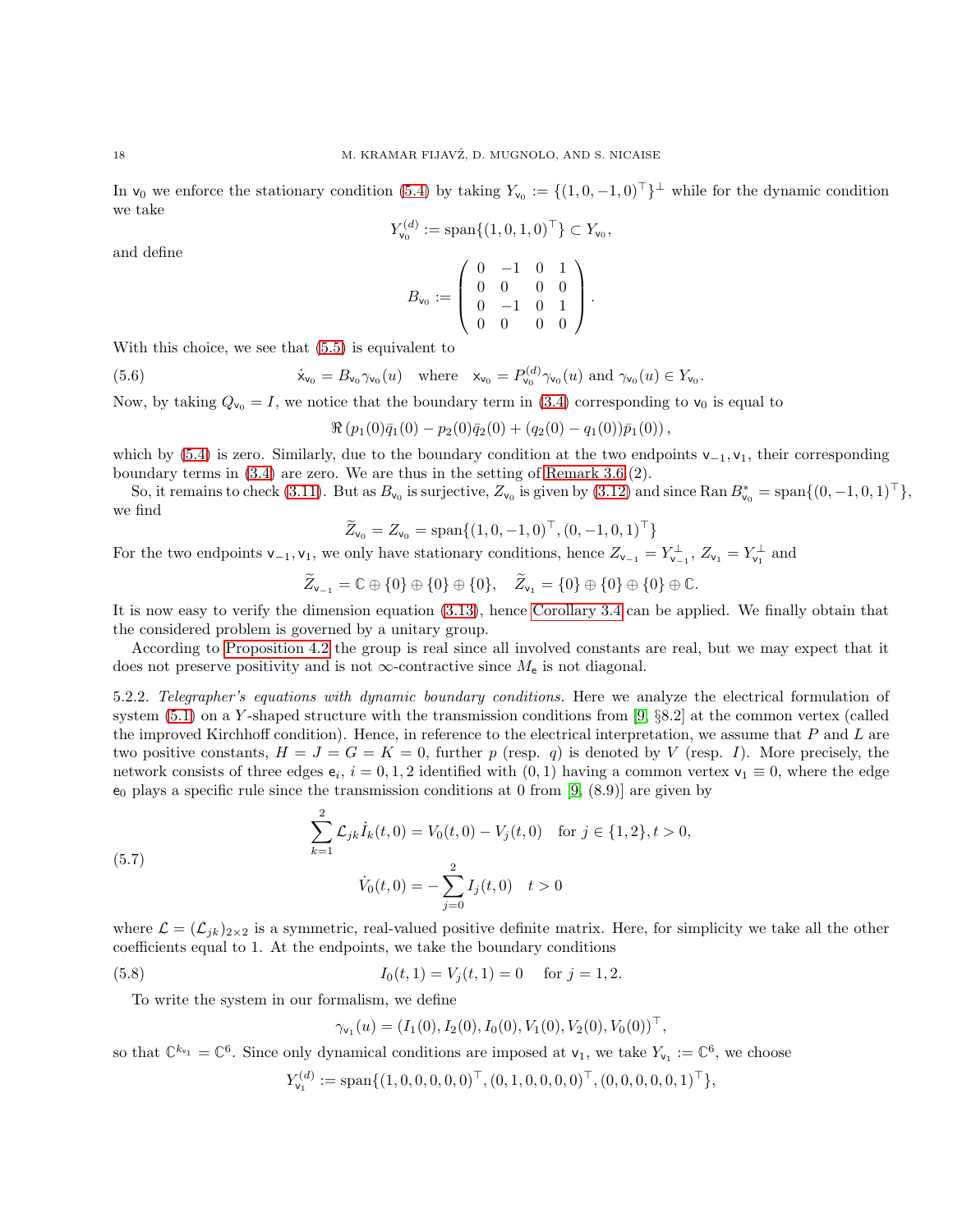In $\mathsf{v}_0$ we enforce the stationary condition (5.4) by taking $Y_{\mathsf{v}_0} := \{(1,0,-1,0)^\top\}^\perp$ while for the dynamic condition we take

$$Y^{(d)}_{\mathsf{v}_0} := \operatorname{span}\{(1,0,1,0)^\top\} \subset Y_{\mathsf{v}_0},$$

and define

$$B_{\mathsf{v}_0} := \begin{pmatrix} 0 & -1 & 0 & 1 \\ 0 & 0 & 0 & 0 \\ 0 & -1 & 0 & 1 \\ 0 & 0 & 0 & 0 \end{pmatrix}.$$

With this choice, we see that (5.5) is equivalent to

$$\dot{\mathsf{x}}_{\mathsf{v}_0} = B_{\mathsf{v}_0}\gamma_{\mathsf{v}_0}(u) \quad \text{where} \quad \mathsf{x}_{\mathsf{v}_0} = P^{(d)}_{\mathsf{v}_0}\gamma_{\mathsf{v}_0}(u) \text{ and } \gamma_{\mathsf{v}_0}(u) \in Y_{\mathsf{v}_0}. \tag{5.6}$$

Now, by taking $Q_{\mathsf{v}_0} = I$, we notice that the boundary term in (3.4) corresponding to $\mathsf{v}_0$ is equal to

$$\Re\left(p_1(0)\bar{q}_1(0) - p_2(0)\bar{q}_2(0) + (q_2(0) - q_1(0))\bar{p}_1(0)\right),$$

which by (5.4) is zero. Similarly, due to the boundary condition at the two endpoints $\mathsf{v}_{-1}, \mathsf{v}_1$, their corresponding boundary terms in (3.4) are zero. We are thus in the setting of Remark 3.6.(2).

So, it remains to check (3.11). But as $B_{\mathsf{v}_0}$ is surjective, $Z_{\mathsf{v}_0}$ is given by (3.12) and since $\operatorname{Ran} B^*_{\mathsf{v}_0} = \operatorname{span}\{(0,-1,0,1)^\top\}$, we find

$$\widetilde{Z}_{\mathsf{v}_0} = Z_{\mathsf{v}_0} = \operatorname{span}\{(1,0,-1,0)^\top, (0,-1,0,1)^\top\}$$

For the two endpoints $\mathsf{v}_{-1}, \mathsf{v}_1$, we only have stationary conditions, hence $Z_{\mathsf{v}_{-1}} = Y^\perp_{\mathsf{v}_{-1}}$, $Z_{\mathsf{v}_1} = Y^\perp_{\mathsf{v}_1}$ and

$$\widetilde{Z}_{\mathsf{v}_{-1}} = \mathbb{C} \oplus \{0\} \oplus \{0\} \oplus \{0\}, \quad \widetilde{Z}_{\mathsf{v}_1} = \{0\} \oplus \{0\} \oplus \{0\} \oplus \mathbb{C}.$$

It is now easy to verify the dimension equation (3.13), hence Corollary 3.4 can be applied. We finally obtain that the considered problem is governed by a unitary group.

According to Proposition 4.2 the group is real since all involved constants are real, but we may expect that it does not preserve positivity and is not $\infty$-contractive since $M_{\mathsf{e}}$ is not diagonal.

5.2.2. *Telegrapher's equations with dynamic boundary conditions.* Here we analyze the electrical formulation of system (5.1) on a $Y$-shaped structure with the transmission conditions from [9, §8.2] at the common vertex (called the improved Kirchhoff condition). Hence, in reference to the electrical interpretation, we assume that $P$ and $L$ are two positive constants, $H = J = G = K = 0$, further $p$ (resp. $q$) is denoted by $V$ (resp. $I$). More precisely, the network consists of three edges $\mathsf{e}_i$, $i = 0,1,2$ identified with $(0,1)$ having a common vertex $\mathsf{v}_1 \equiv 0$, where the edge $\mathsf{e}_0$ plays a specific rule since the transmission conditions at 0 from [9, (8.9)] are given by

$$\begin{aligned} \sum_{k=1}^{2} \mathcal{L}_{jk}\dot{I}_k(t,0) &= V_0(t,0) - V_j(t,0) \quad \text{for } j \in \{1,2\}, t > 0, \\ \dot{V}_0(t,0) &= -\sum_{j=0}^{2} I_j(t,0) \quad t > 0 \end{aligned} \tag{5.7}$$

where $\mathcal{L} = (\mathcal{L}_{jk})_{2\times 2}$ is a symmetric, real-valued positive definite matrix. Here, for simplicity we take all the other coefficients equal to 1. At the endpoints, we take the boundary conditions

$$I_0(t,1) = V_j(t,1) = 0 \quad \text{for } j = 1,2. \tag{5.8}$$

To write the system in our formalism, we define

$$\gamma_{\mathsf{v}_1}(u) = (I_1(0), I_2(0), I_0(0), V_1(0), V_2(0), V_0(0))^\top,$$

so that $\mathbb{C}^{k_{\mathsf{v}_1}} = \mathbb{C}^6$. Since only dynamical conditions are imposed at $\mathsf{v}_1$, we take $Y_{\mathsf{v}_1} := \mathbb{C}^6$, we choose

$$Y^{(d)}_{\mathsf{v}_1} := \operatorname{span}\{(1,0,0,0,0,0)^\top, (0,1,0,0,0,0)^\top, (0,0,0,0,0,1)^\top\},$$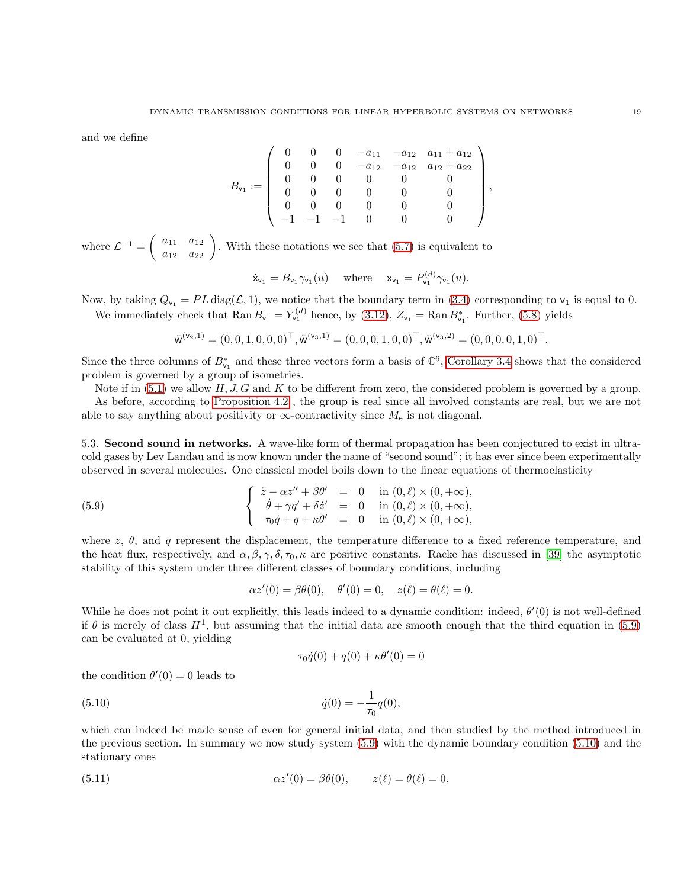and we define

$$B_{\mathsf{v}_1} := \begin{pmatrix} 0 & 0 & 0 & -a_{11} & -a_{12} & a_{11}+a_{12} \\ 0 & 0 & 0 & -a_{12} & -a_{12} & a_{12}+a_{22} \\ 0 & 0 & 0 & 0 & 0 & 0 \\ 0 & 0 & 0 & 0 & 0 & 0 \\ 0 & 0 & 0 & 0 & 0 & 0 \\ -1 & -1 & -1 & 0 & 0 & 0 \end{pmatrix},$$

where $\mathcal{L}^{-1} = \begin{pmatrix} a_{11} & a_{12} \\ a_{12} & a_{22} \end{pmatrix}$. With these notations we see that (5.7) is equivalent to

$$\dot{\mathsf{x}}_{\mathsf{v}_1} = B_{\mathsf{v}_1}\gamma_{\mathsf{v}_1}(u) \quad \text{where} \quad \mathsf{x}_{\mathsf{v}_1} = P^{(d)}_{\mathsf{v}_1}\gamma_{\mathsf{v}_1}(u).$$

Now, by taking $Q_{\mathsf{v}_1} = PL\,\mathrm{diag}(\mathcal{L}, 1)$, we notice that the boundary term in (3.4) corresponding to $\mathsf{v}_1$ is equal to 0.

We immediately check that $\mathrm{Ran}\,B_{\mathsf{v}_1} = Y^{(d)}_{\mathsf{v}_1}$ hence, by (3.12), $Z_{\mathsf{v}_1} = \mathrm{Ran}\,B^*_{\mathsf{v}_1}$. Further, (5.8) yields

$$\tilde{\mathsf{w}}^{(\mathsf{v}_2,1)} = (0,0,1,0,0,0)^\top, \tilde{\mathsf{w}}^{(\mathsf{v}_3,1)} = (0,0,0,1,0,0)^\top, \tilde{\mathsf{w}}^{(\mathsf{v}_3,2)} = (0,0,0,0,1,0)^\top.$$

Since the three columns of $B^*_{\mathsf{v}_1}$ and these three vectors form a basis of $\mathbb{C}^6$, Corollary 3.4 shows that the considered problem is governed by a group of isometries.

Note if in (5.1) we allow $H, J, G$ and $K$ to be different from zero, the considered problem is governed by a group.

As before, according to Proposition 4.2 , the group is real since all involved constants are real, but we are not able to say anything about positivity or $\infty$-contractivity since $M_{\mathsf{e}}$ is not diagonal.

### 5.3. Second sound in networks.

A wave-like form of thermal propagation has been conjectured to exist in ultracold gases by Lev Landau and is now known under the name of "second sound"; it has ever since been experimentally observed in several molecules. One classical model boils down to the linear equations of thermoelasticity

$$(5.9) \qquad \begin{cases} \ddot{z} - \alpha z'' + \beta\theta' &= 0 \quad \text{in } (0,\ell)\times(0,+\infty), \\ \dot{\theta} + \gamma q' + \delta \dot{z}' &= 0 \quad \text{in } (0,\ell)\times(0,+\infty), \\ \tau_0 \dot{q} + q + \kappa\theta' &= 0 \quad \text{in } (0,\ell)\times(0,+\infty), \end{cases}$$

where $z$, $\theta$, and $q$ represent the displacement, the temperature difference to a fixed reference temperature, and the heat flux, respectively, and $\alpha, \beta, \gamma, \delta, \tau_0, \kappa$ are positive constants. Racke has discussed in [39] the asymptotic stability of this system under three different classes of boundary conditions, including

$$\alpha z'(0) = \beta\theta(0), \quad \theta'(0) = 0, \quad z(\ell) = \theta(\ell) = 0.$$

While he does not point it out explicitly, this leads indeed to a dynamic condition: indeed, $\theta'(0)$ is not well-defined if $\theta$ is merely of class $H^1$, but assuming that the initial data are smooth enough that the third equation in (5.9) can be evaluated at 0, yielding

$$\tau_0\dot{q}(0) + q(0) + \kappa\theta'(0) = 0$$

the condition $\theta'(0) = 0$ leads to

$$(5.10) \qquad \dot{q}(0) = -\frac{1}{\tau_0}q(0),$$

which can indeed be made sense of even for general initial data, and then studied by the method introduced in the previous section. In summary we now study system (5.9) with the dynamic boundary condition (5.10) and the stationary ones

$$(5.11) \qquad \alpha z'(0) = \beta\theta(0), \qquad z(\ell) = \theta(\ell) = 0.$$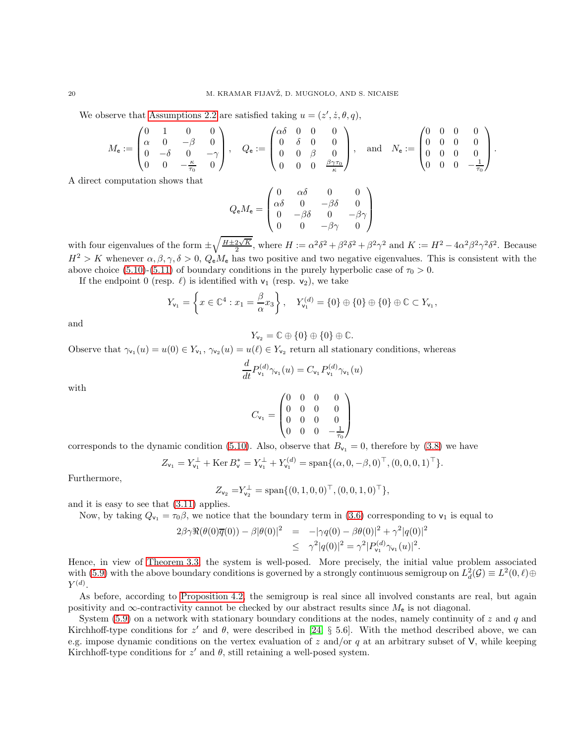We observe that Assumptions 2.2 are satisfied taking $u = (z', \dot z, \theta, q)$,

$$
M_{\mathsf e} := \begin{pmatrix} 0 & 1 & 0 & 0 \\ \alpha & 0 & -\beta & 0 \\ 0 & -\delta & 0 & -\gamma \\ 0 & 0 & -\frac{\kappa}{\tau_0} & 0 \end{pmatrix}, \quad Q_{\mathsf e} := \begin{pmatrix} \alpha\delta & 0 & 0 & 0 \\ 0 & \delta & 0 & 0 \\ 0 & 0 & \beta & 0 \\ 0 & 0 & 0 & \frac{\beta\gamma\tau_0}{\kappa} \end{pmatrix}, \quad \text{and} \quad N_{\mathsf e} := \begin{pmatrix} 0 & 0 & 0 & 0 \\ 0 & 0 & 0 & 0 \\ 0 & 0 & 0 & 0 \\ 0 & 0 & 0 & -\frac{1}{\tau_0} \end{pmatrix}.
$$

A direct computation shows that

$$
Q_{\mathsf e} M_{\mathsf e} = \begin{pmatrix} 0 & \alpha\delta & 0 & 0 \\ \alpha\delta & 0 & -\beta\delta & 0 \\ 0 & -\beta\delta & 0 & -\beta\gamma \\ 0 & 0 & -\beta\gamma & 0 \end{pmatrix}
$$

with four eigenvalues of the form $\pm\sqrt{\frac{H\pm 2\sqrt{K}}{2}}$, where $H := \alpha^2\delta^2 + \beta^2\delta^2 + \beta^2\gamma^2$ and $K := H^2 - 4\alpha^2\beta^2\gamma^2\delta^2$. Because $H^2 > K$ whenever $\alpha, \beta, \gamma, \delta > 0$, $Q_{\mathsf e} M_{\mathsf e}$ has two positive and two negative eigenvalues. This is consistent with the above choice (5.10)-(5.11) of boundary conditions in the purely hyperbolic case of $\tau_0 > 0$.

If the endpoint 0 (resp. $\ell$) is identified with $\mathsf v_1$ (resp. $\mathsf v_2$), we take

$$
Y_{\mathsf v_1} = \left\{ x \in \mathbb C^4 : x_1 = \frac{\beta}{\alpha} x_3 \right\}, \quad Y^{(d)}_{\mathsf v_1} = \{0\} \oplus \{0\} \oplus \{0\} \oplus \mathbb C \subset Y_{\mathsf v_1},
$$

and

$$
Y_{\mathsf v_2} = \mathbb C \oplus \{0\} \oplus \{0\} \oplus \mathbb C.
$$

Observe that $\gamma_{\mathsf v_1}(u) = u(0) \in Y_{\mathsf v_1}$, $\gamma_{\mathsf v_2}(u) = u(\ell) \in Y_{\mathsf v_2}$ return all stationary conditions, whereas

$$
\frac{d}{dt} P^{(d)}_{\mathsf v_1} \gamma_{\mathsf v_1}(u) = C_{\mathsf v_1} P^{(d)}_{\mathsf v_1} \gamma_{\mathsf v_1}(u)
$$

with

$$
C_{\mathsf v_1} = \begin{pmatrix} 0 & 0 & 0 & 0 \\ 0 & 0 & 0 & 0 \\ 0 & 0 & 0 & 0 \\ 0 & 0 & 0 & -\frac{1}{\tau_0} \end{pmatrix}
$$

corresponds to the dynamic condition (5.10). Also, observe that $B_{\mathsf v_1} = 0$, therefore by (3.8) we have

$$
Z_{\mathsf v_1} = Y^\perp_{\mathsf v_1} + \operatorname{Ker} B^*_{\mathsf v} = Y^\perp_{\mathsf v_1} + Y^{(d)}_{\mathsf v_1} = \operatorname{span}\{(\alpha, 0, -\beta, 0)^\top, (0,0,0,1)^\top\}.
$$

Furthermore,

$$
Z_{\mathsf v_2} = Y^\perp_{\mathsf v_2} = \operatorname{span}\{(0,1,0,0)^\top, (0,0,1,0)^\top\},
$$

and it is easy to see that (3.11) applies.

Now, by taking $Q_{\mathsf v_1} = \tau_0\beta$, we notice that the boundary term in (3.6) corresponding to $\mathsf v_1$ is equal to

$$
\begin{aligned}
2\beta\gamma \Re(\theta(0)\overline{q}(0)) - \beta|\theta(0)|^2 &= -|\gamma q(0) - \beta\theta(0)|^2 + \gamma^2 |q(0)|^2 \\
&\le \gamma^2 |q(0)|^2 = \gamma^2 |P^{(d)}_{\mathsf v_1} \gamma_{\mathsf v_1}(u)|^2.
\end{aligned}
$$

Hence, in view of Theorem 3.3, the system is well-posed. More precisely, the initial value problem associated with (5.9) with the above boundary conditions is governed by a strongly continuous semigroup on $L^2_d(\mathcal G) \equiv L^2(0,\ell) \oplus Y^{(d)}$.

As before, according to Proposition 4.2, the semigroup is real since all involved constants are real, but again positivity and $\infty$-contractivity cannot be checked by our abstract results since $M_{\mathsf e}$ is not diagonal.

System (5.9) on a network with stationary boundary conditions at the nodes, namely continuity of $z$ and $q$ and Kirchhoff-type conditions for $z'$ and $\theta$, were described in [24, § 5.6]. With the method described above, we can e.g. impose dynamic conditions on the vertex evaluation of $z$ and/or $q$ at an arbitrary subset of $\mathsf V$, while keeping Kirchhoff-type conditions for $z'$ and $\theta$, still retaining a well-posed system.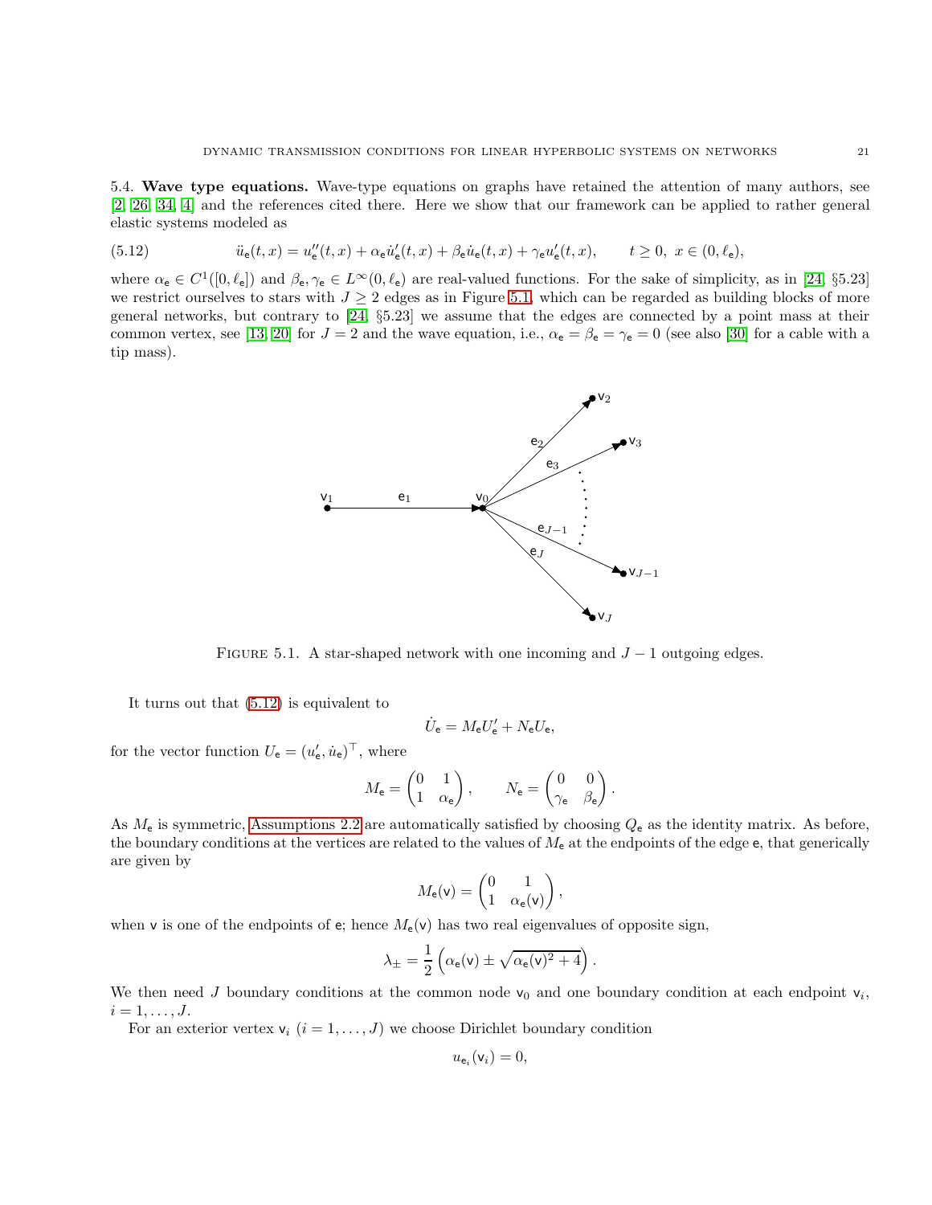5.4. **Wave type equations.** Wave-type equations on graphs have retained the attention of many authors, see [2, 26, 34, 4] and the references cited there. Here we show that our framework can be applied to rather general elastic systems modeled as

$$\ddot{u}_{\mathsf{e}}(t,x) = u''_{\mathsf{e}}(t,x) + \alpha_{\mathsf{e}} \dot{u}'_{\mathsf{e}}(t,x) + \beta_{\mathsf{e}} \dot{u}_{\mathsf{e}}(t,x) + \gamma_{\mathsf{e}} u'_{\mathsf{e}}(t,x), \qquad t \geq 0,\ x \in (0,\ell_{\mathsf{e}}), \tag{5.12}$$

where $\alpha_{\mathsf{e}} \in C^1([0,\ell_{\mathsf{e}}])$ and $\beta_{\mathsf{e}}, \gamma_{\mathsf{e}} \in L^\infty(0,\ell_{\mathsf{e}})$ are real-valued functions. For the sake of simplicity, as in [24, §5.23] we restrict ourselves to stars with $J \geq 2$ edges as in Figure 5.1, which can be regarded as building blocks of more general networks, but contrary to [24, §5.23] we assume that the edges are connected by a point mass at their common vertex, see [13, 20] for $J = 2$ and the wave equation, i.e., $\alpha_{\mathsf{e}} = \beta_{\mathsf{e}} = \gamma_{\mathsf{e}} = 0$ (see also [30] for a cable with a tip mass).

FIGURE 5.1. A star-shaped network with one incoming and $J-1$ outgoing edges.

It turns out that (5.12) is equivalent to

$$\dot{U}_{\mathsf{e}} = M_{\mathsf{e}} U'_{\mathsf{e}} + N_{\mathsf{e}} U_{\mathsf{e}},$$

for the vector function $U_{\mathsf{e}} = (u'_{\mathsf{e}}, \dot{u}_{\mathsf{e}})^\top$, where

$$M_{\mathsf{e}} = \begin{pmatrix} 0 & 1 \\ 1 & \alpha_{\mathsf{e}} \end{pmatrix}, \qquad N_{\mathsf{e}} = \begin{pmatrix} 0 & 0 \\ \gamma_{\mathsf{e}} & \beta_{\mathsf{e}} \end{pmatrix}.$$

As $M_{\mathsf{e}}$ is symmetric, Assumptions 2.2 are automatically satisfied by choosing $Q_{\mathsf{e}}$ as the identity matrix. As before, the boundary conditions at the vertices are related to the values of $M_{\mathsf{e}}$ at the endpoints of the edge $\mathsf{e}$, that generically are given by

$$M_{\mathsf{e}}(\mathsf{v}) = \begin{pmatrix} 0 & 1 \\ 1 & \alpha_{\mathsf{e}}(\mathsf{v}) \end{pmatrix},$$

when $\mathsf{v}$ is one of the endpoints of $\mathsf{e}$; hence $M_{\mathsf{e}}(\mathsf{v})$ has two real eigenvalues of opposite sign,

$$\lambda_\pm = \frac{1}{2}\left(\alpha_{\mathsf{e}}(\mathsf{v}) \pm \sqrt{\alpha_{\mathsf{e}}(\mathsf{v})^2 + 4}\right).$$

We then need $J$ boundary conditions at the common node $\mathsf{v}_0$ and one boundary condition at each endpoint $\mathsf{v}_i$, $i = 1, \ldots, J$.

For an exterior vertex $\mathsf{v}_i$ $(i = 1, \ldots, J)$ we choose Dirichlet boundary condition

$$u_{\mathsf{e}_i}(\mathsf{v}_i) = 0,$$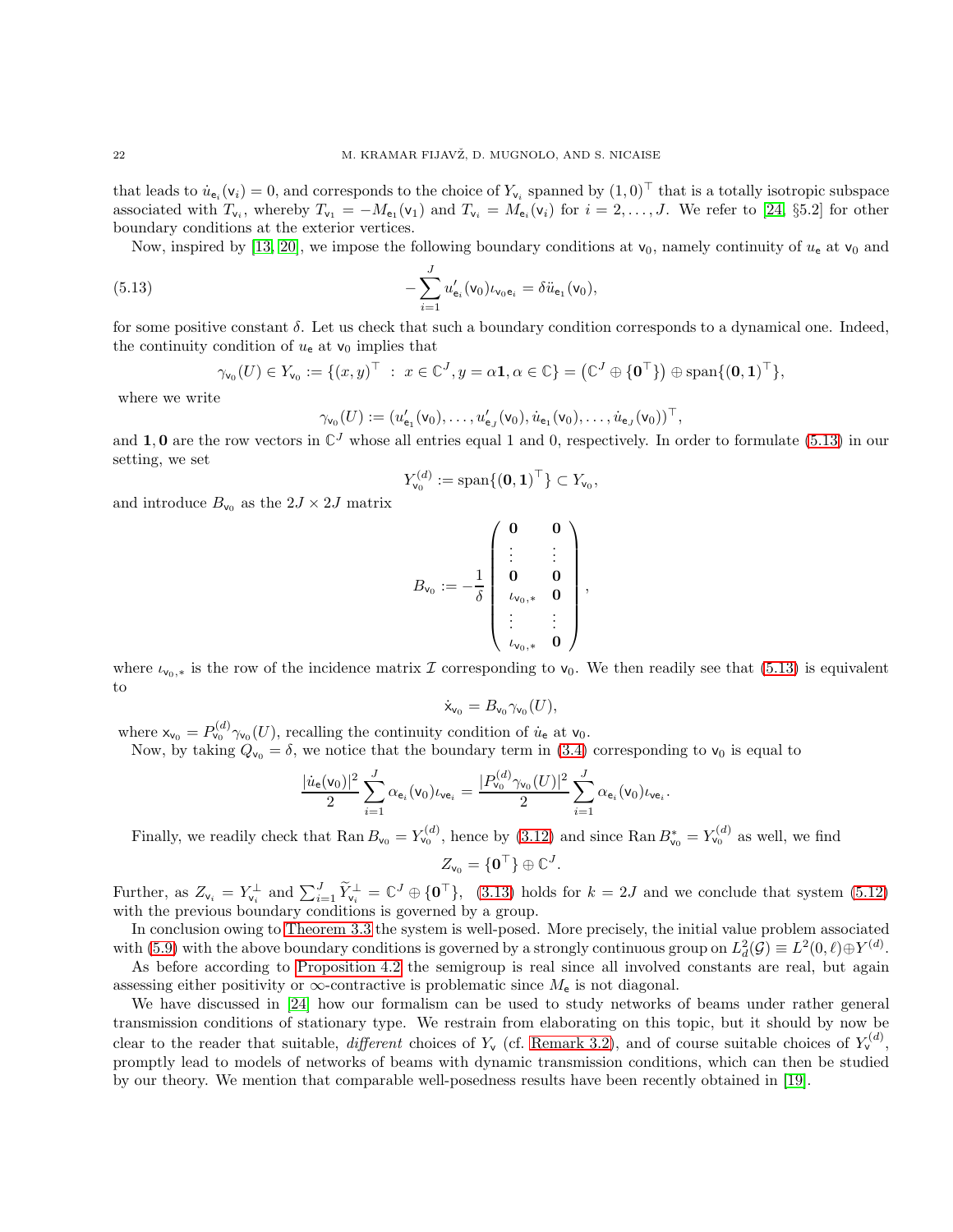that leads to $\dot{u}_{\mathsf{e}_i}(\mathsf{v}_i) = 0$, and corresponds to the choice of $Y_{\mathsf{v}_i}$ spanned by $(1,0)^\top$ that is a totally isotropic subspace associated with $T_{\mathsf{v}_i}$, whereby $T_{\mathsf{v}_1} = -M_{\mathsf{e}_1}(\mathsf{v}_1)$ and $T_{\mathsf{v}_i} = M_{\mathsf{e}_i}(\mathsf{v}_i)$ for $i = 2, \ldots, J$. We refer to [24, §5.2] for other boundary conditions at the exterior vertices.

Now, inspired by [13, 20], we impose the following boundary conditions at $\mathsf{v}_0$, namely continuity of $u_\mathsf{e}$ at $\mathsf{v}_0$ and

$$
-\sum_{i=1}^{J} u'_{\mathsf{e}_i}(\mathsf{v}_0)\iota_{\mathsf{v}_0\mathsf{e}_i} = \delta \ddot{u}_{\mathsf{e}_1}(\mathsf{v}_0), \tag{5.13}
$$

for some positive constant $\delta$. Let us check that such a boundary condition corresponds to a dynamical one. Indeed, the continuity condition of $u_\mathsf{e}$ at $\mathsf{v}_0$ implies that

$$
\gamma_{\mathsf{v}_0}(U) \in Y_{\mathsf{v}_0} := \{(x,y)^\top \,:\, x \in \mathbb{C}^J, y = \alpha\mathbf{1}, \alpha \in \mathbb{C}\} = \left(\mathbb{C}^J \oplus \{\mathbf{0}^\top\}\right) \oplus \operatorname{span}\{(\mathbf{0},\mathbf{1})^\top\},
$$

where we write

$$
\gamma_{\mathsf{v}_0}(U) := (u'_{\mathsf{e}_1}(\mathsf{v}_0), \ldots, u'_{\mathsf{e}_J}(\mathsf{v}_0), \dot{u}_{\mathsf{e}_1}(\mathsf{v}_0), \ldots, \dot{u}_{\mathsf{e}_J}(\mathsf{v}_0))^\top,
$$

and $\mathbf{1}, \mathbf{0}$ are the row vectors in $\mathbb{C}^J$ whose all entries equal 1 and 0, respectively. In order to formulate (5.13) in our setting, we set

$$
Y^{(d)}_{\mathsf{v}_0} := \operatorname{span}\{(\mathbf{0},\mathbf{1})^\top\} \subset Y_{\mathsf{v}_0},
$$

and introduce $B_{\mathsf{v}_0}$ as the $2J \times 2J$ matrix

$$
B_{\mathsf{v}_0} := -\frac{1}{\delta}\begin{pmatrix} \mathbf{0} & \mathbf{0} \\ \vdots & \vdots \\ \mathbf{0} & \mathbf{0} \\ \iota_{\mathsf{v}_0,*} & \mathbf{0} \\ \vdots & \vdots \\ \iota_{\mathsf{v}_0,*} & \mathbf{0} \end{pmatrix},
$$

where $\iota_{\mathsf{v}_0,*}$ is the row of the incidence matrix $\mathcal{I}$ corresponding to $\mathsf{v}_0$. We then readily see that (5.13) is equivalent to

$$
\dot{\mathsf{x}}_{\mathsf{v}_0} = B_{\mathsf{v}_0}\gamma_{\mathsf{v}_0}(U),
$$

where $\mathsf{x}_{\mathsf{v}_0} = P^{(d)}_{\mathsf{v}_0}\gamma_{\mathsf{v}_0}(U)$, recalling the continuity condition of $\dot{u}_\mathsf{e}$ at $\mathsf{v}_0$.

Now, by taking $Q_{\mathsf{v}_0} = \delta$, we notice that the boundary term in (3.4) corresponding to $\mathsf{v}_0$ is equal to

$$
\frac{|\dot{u}_\mathsf{e}(\mathsf{v}_0)|^2}{2}\sum_{i=1}^{J}\alpha_{\mathsf{e}_i}(\mathsf{v}_0)\iota_{\mathsf{v}\mathsf{e}_i} = \frac{|P^{(d)}_{\mathsf{v}_0}\gamma_{\mathsf{v}_0}(U)|^2}{2}\sum_{i=1}^{J}\alpha_{\mathsf{e}_i}(\mathsf{v}_0)\iota_{\mathsf{v}\mathsf{e}_i}.
$$

Finally, we readily check that $\operatorname{Ran} B_{\mathsf{v}_0} = Y^{(d)}_{\mathsf{v}_0}$, hence by (3.12) and since $\operatorname{Ran} B^*_{\mathsf{v}_0} = Y^{(d)}_{\mathsf{v}_0}$ as well, we find

$$
Z_{\mathsf{v}_0} = \{\mathbf{0}^\top\} \oplus \mathbb{C}^J.
$$

Further, as $Z_{\mathsf{v}_i} = Y^\perp_{\mathsf{v}_i}$ and $\sum_{i=1}^{J}\widetilde{Y}^\perp_{\mathsf{v}_i} = \mathbb{C}^J \oplus \{\mathbf{0}^\top\}$, (3.13) holds for $k = 2J$ and we conclude that system (5.12) with the previous boundary conditions is governed by a group.

In conclusion owing to Theorem 3.3 the system is well-posed. More precisely, the initial value problem associated with (5.9) with the above boundary conditions is governed by a strongly continuous group on $L^2_d(\mathcal{G}) \equiv L^2(0,\ell)\oplus Y^{(d)}$.

As before according to Proposition 4.2 the semigroup is real since all involved constants are real, but again assessing either positivity or $\infty$-contractive is problematic since $M_\mathsf{e}$ is not diagonal.

We have discussed in [24] how our formalism can be used to study networks of beams under rather general transmission conditions of stationary type. We restrain from elaborating on this topic, but it should by now be clear to the reader that suitable, *different* choices of $Y_\mathsf{v}$ (cf. Remark 3.2), and of course suitable choices of $Y^{(d)}_\mathsf{v}$, promptly lead to models of networks of beams with dynamic transmission conditions, which can then be studied by our theory. We mention that comparable well-posedness results have been recently obtained in [19].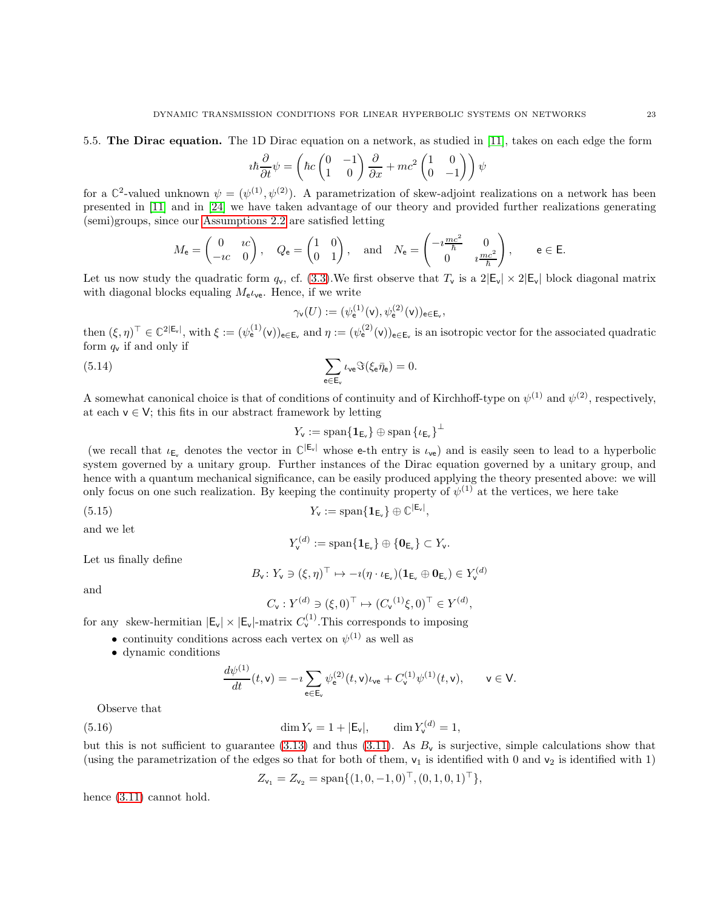### 5.5. The Dirac equation.

The 1D Dirac equation on a network, as studied in [11], takes on each edge the form

$$\imath\hbar\frac{\partial}{\partial t}\psi = \left(\hbar c\begin{pmatrix}0 & -1\\ 1 & 0\end{pmatrix}\frac{\partial}{\partial x} + mc^2\begin{pmatrix}1 & 0\\ 0 & -1\end{pmatrix}\right)\psi$$

for a $\mathbb{C}^2$-valued unknown $\psi = (\psi^{(1)}, \psi^{(2)})$. A parametrization of skew-adjoint realizations on a network has been presented in [11] and in [24] we have taken advantage of our theory and provided further realizations generating (semi)groups, since our Assumptions 2.2 are satisfied letting

$$M_{\mathsf{e}} = \begin{pmatrix}0 & \imath c\\ -\imath c & 0\end{pmatrix}, \quad Q_{\mathsf{e}} = \begin{pmatrix}1 & 0\\ 0 & 1\end{pmatrix}, \quad \text{and} \quad N_{\mathsf{e}} = \begin{pmatrix}-\imath\frac{mc^2}{\hbar} & 0\\ 0 & \imath\frac{mc^2}{\hbar}\end{pmatrix}, \qquad \mathsf{e}\in\mathsf{E}.$$

Let us now study the quadratic form $q_{\mathsf{v}}$, cf. (3.3).We first observe that $T_{\mathsf{v}}$ is a $2|\mathsf{E}_{\mathsf{v}}|\times 2|\mathsf{E}_{\mathsf{v}}|$ block diagonal matrix with diagonal blocks equaling $M_{\mathsf{e}}\iota_{\mathsf{ve}}$. Hence, if we write

$$\gamma_{\mathsf{v}}(U) := (\psi^{(1)}_{\mathsf{e}}(\mathsf{v}), \psi^{(2)}_{\mathsf{e}}(\mathsf{v}))_{\mathsf{e}\in\mathsf{E}_{\mathsf{v}}},$$

then $(\xi,\eta)^\top\in\mathbb{C}^{2|\mathsf{E}_{\mathsf{v}}|}$, with $\xi := (\psi^{(1)}_{\mathsf{e}}(\mathsf{v}))_{\mathsf{e}\in\mathsf{E}_{\mathsf{v}}}$ and $\eta := (\psi^{(2)}_{\mathsf{e}}(\mathsf{v}))_{\mathsf{e}\in\mathsf{E}_{\mathsf{v}}}$ is an isotropic vector for the associated quadratic form $q_{\mathsf{v}}$ if and only if

$$\sum_{\mathsf{e}\in\mathsf{E}_{\mathsf{v}}}\iota_{\mathsf{ve}}\Im(\xi_{\mathsf{e}}\bar{\eta}_{\mathsf{e}}) = 0. \tag{5.14}$$

A somewhat canonical choice is that of conditions of continuity and of Kirchhoff-type on $\psi^{(1)}$ and $\psi^{(2)}$, respectively, at each $\mathsf{v}\in\mathsf{V}$; this fits in our abstract framework by letting

$$Y_{\mathsf{v}} := \operatorname{span}\{\mathbf{1}_{\mathsf{E}_{\mathsf{v}}}\}\oplus\operatorname{span}\{\iota_{\mathsf{E}_{\mathsf{v}}}\}^\perp$$

(we recall that $\iota_{\mathsf{E}_{\mathsf{v}}}$ denotes the vector in $\mathbb{C}^{|\mathsf{E}_{\mathsf{v}}|}$ whose e-th entry is $\iota_{\mathsf{ve}}$) and is easily seen to lead to a hyperbolic system governed by a unitary group. Further instances of the Dirac equation governed by a unitary group, and hence with a quantum mechanical significance, can be easily produced applying the theory presented above: we will only focus on one such realization. By keeping the continuity property of $\psi^{(1)}$ at the vertices, we here take

$$Y_{\mathsf{v}} := \operatorname{span}\{\mathbf{1}_{\mathsf{E}_{\mathsf{v}}}\}\oplus\mathbb{C}^{|\mathsf{E}_{\mathsf{v}}|}, \tag{5.15}$$

and we let

$$Y^{(d)}_{\mathsf{v}} := \operatorname{span}\{\mathbf{1}_{\mathsf{E}_{\mathsf{v}}}\}\oplus\{\mathbf{0}_{\mathsf{E}_{\mathsf{v}}}\}\subset Y_{\mathsf{v}}.$$

Let us finally define

$$B_{\mathsf{v}}\colon Y_{\mathsf{v}}\ni(\xi,\eta)^\top\mapsto -\imath(\eta\cdot\iota_{\mathsf{E}_{\mathsf{v}}})(\mathbf{1}_{\mathsf{E}_{\mathsf{v}}}\oplus\mathbf{0}_{\mathsf{E}_{\mathsf{v}}})\in Y^{(d)}_{\mathsf{v}}$$

and

$$C_{\mathsf{v}}: Y^{(d)}\ni(\xi,0)^\top\mapsto({C_{\mathsf{v}}}^{(1)}\xi,0)^\top\in Y^{(d)},$$

for any skew-hermitian $|\mathsf{E}_{\mathsf{v}}|\times|\mathsf{E}_{\mathsf{v}}|$-matrix $C^{(1)}_{\mathsf{v}}$.This corresponds to imposing

- continuity conditions across each vertex on $\psi^{(1)}$ as well as
- dynamic conditions

$$\frac{d\psi^{(1)}}{dt}(t,\mathsf{v}) = -\imath\sum_{\mathsf{e}\in\mathsf{E}_{\mathsf{v}}}\psi^{(2)}_{\mathsf{e}}(t,\mathsf{v})\iota_{\mathsf{ve}} + C^{(1)}_{\mathsf{v}}\psi^{(1)}(t,\mathsf{v}), \qquad \mathsf{v}\in\mathsf{V}.$$

Observe that

$$\dim Y_{\mathsf{v}} = 1+|\mathsf{E}_{\mathsf{v}}|, \qquad \dim Y^{(d)}_{\mathsf{v}} = 1, \tag{5.16}$$

but this is not sufficient to guarantee (3.13) and thus (3.11). As $B_{\mathsf{v}}$ is surjective, simple calculations show that (using the parametrization of the edges so that for both of them, $\mathsf{v}_1$ is identified with 0 and $\mathsf{v}_2$ is identified with 1)

$$Z_{\mathsf{v}_1} = Z_{\mathsf{v}_2} = \operatorname{span}\{(1,0,-1,0)^\top,(0,1,0,1)^\top\},$$

hence (3.11) cannot hold.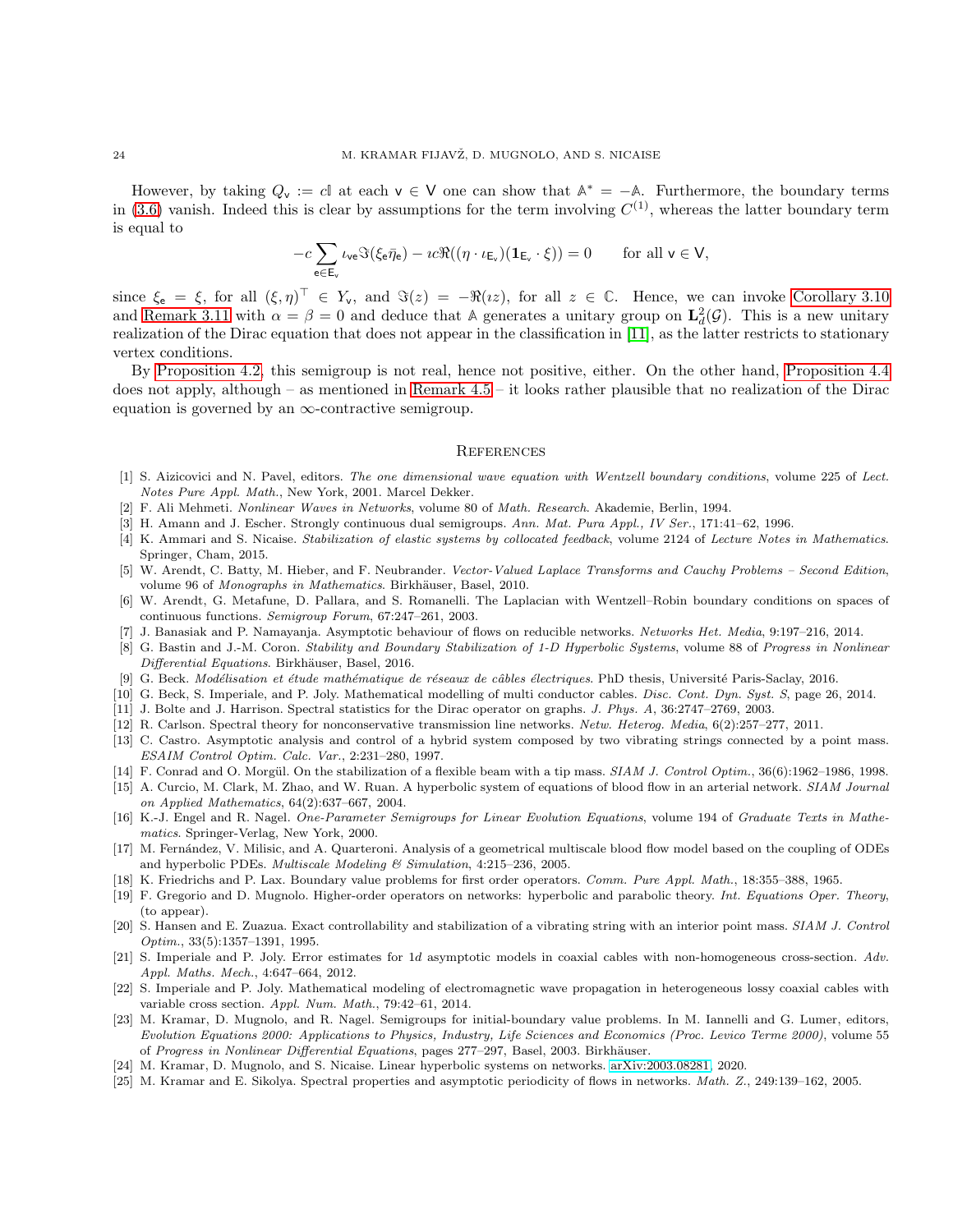However, by taking $Q_{\mathsf{v}} := c\mathbb{I}$ at each $\mathsf{v} \in \mathsf{V}$ one can show that $\mathbb{A}^* = -\mathbb{A}$. Furthermore, the boundary terms in (3.6) vanish. Indeed this is clear by assumptions for the term involving $C^{(1)}$, whereas the latter boundary term is equal to

$$-c \sum_{\mathsf{e} \in \mathsf{E}_{\mathsf{v}}} \iota_{\mathsf{ve}} \Im(\xi_{\mathsf{e}} \bar{\eta}_{\mathsf{e}}) - \imath c \Re((\eta \cdot \iota_{\mathsf{E}_{\mathsf{v}}})(\mathbf{1}_{\mathsf{E}_{\mathsf{v}}} \cdot \xi)) = 0 \qquad \text{for all } \mathsf{v} \in \mathsf{V},$$

since $\xi_{\mathsf{e}} = \xi$, for all $(\xi, \eta)^\top \in Y_{\mathsf{v}}$, and $\Im(z) = -\Re(\imath z)$, for all $z \in \mathbb{C}$. Hence, we can invoke Corollary 3.10 and Remark 3.11 with $\alpha = \beta = 0$ and deduce that $\mathbb{A}$ generates a unitary group on $\mathbf{L}^2_d(\mathcal{G})$. This is a new unitary realization of the Dirac equation that does not appear in the classification in [11], as the latter restricts to stationary vertex conditions.

By Proposition 4.2, this semigroup is not real, hence not positive, either. On the other hand, Proposition 4.4 does not apply, although – as mentioned in Remark 4.5 – it looks rather plausible that no realization of the Dirac equation is governed by an $\infty$-contractive semigroup.

## References

[1] S. Aizicovici and N. Pavel, editors. *The one dimensional wave equation with Wentzell boundary conditions*, volume 225 of *Lect. Notes Pure Appl. Math.*, New York, 2001. Marcel Dekker.

[2] F. Ali Mehmeti. *Nonlinear Waves in Networks*, volume 80 of *Math. Research*. Akademie, Berlin, 1994.

[3] H. Amann and J. Escher. Strongly continuous dual semigroups. *Ann. Mat. Pura Appl., IV Ser.*, 171:41–62, 1996.

[4] K. Ammari and S. Nicaise. *Stabilization of elastic systems by collocated feedback*, volume 2124 of *Lecture Notes in Mathematics*. Springer, Cham, 2015.

[5] W. Arendt, C. Batty, M. Hieber, and F. Neubrander. *Vector-Valued Laplace Transforms and Cauchy Problems – Second Edition*, volume 96 of *Monographs in Mathematics*. Birkhäuser, Basel, 2010.

[6] W. Arendt, G. Metafune, D. Pallara, and S. Romanelli. The Laplacian with Wentzell–Robin boundary conditions on spaces of continuous functions. *Semigroup Forum*, 67:247–261, 2003.

[7] J. Banasiak and P. Namayanja. Asymptotic behaviour of flows on reducible networks. *Networks Het. Media*, 9:197–216, 2014.

[8] G. Bastin and J.-M. Coron. *Stability and Boundary Stabilization of 1-D Hyperbolic Systems*, volume 88 of *Progress in Nonlinear Differential Equations*. Birkhäuser, Basel, 2016.

[9] G. Beck. *Modélisation et étude mathématique de réseaux de câbles électriques*. PhD thesis, Université Paris-Saclay, 2016.

[10] G. Beck, S. Imperiale, and P. Joly. Mathematical modelling of multi conductor cables. *Disc. Cont. Dyn. Syst. S*, page 26, 2014.

[11] J. Bolte and J. Harrison. Spectral statistics for the Dirac operator on graphs. *J. Phys. A*, 36:2747–2769, 2003.

[12] R. Carlson. Spectral theory for nonconservative transmission line networks. *Netw. Heterog. Media*, 6(2):257–277, 2011.

[13] C. Castro. Asymptotic analysis and control of a hybrid system composed by two vibrating strings connected by a point mass. *ESAIM Control Optim. Calc. Var.*, 2:231–280, 1997.

[14] F. Conrad and O. Morgül. On the stabilization of a flexible beam with a tip mass. *SIAM J. Control Optim.*, 36(6):1962–1986, 1998.

[15] A. Curcio, M. Clark, M. Zhao, and W. Ruan. A hyperbolic system of equations of blood flow in an arterial network. *SIAM Journal on Applied Mathematics*, 64(2):637–667, 2004.

[16] K.-J. Engel and R. Nagel. *One-Parameter Semigroups for Linear Evolution Equations*, volume 194 of *Graduate Texts in Mathematics*. Springer-Verlag, New York, 2000.

[17] M. Fernández, V. Milisic, and A. Quarteroni. Analysis of a geometrical multiscale blood flow model based on the coupling of ODEs and hyperbolic PDEs. *Multiscale Modeling & Simulation*, 4:215–236, 2005.

[18] K. Friedrichs and P. Lax. Boundary value problems for first order operators. *Comm. Pure Appl. Math.*, 18:355–388, 1965.

[19] F. Gregorio and D. Mugnolo. Higher-order operators on networks: hyperbolic and parabolic theory. *Int. Equations Oper. Theory*, (to appear).

[20] S. Hansen and E. Zuazua. Exact controllability and stabilization of a vibrating string with an interior point mass. *SIAM J. Control Optim.*, 33(5):1357–1391, 1995.

[21] S. Imperiale and P. Joly. Error estimates for 1*d* asymptotic models in coaxial cables with non-homogeneous cross-section. *Adv. Appl. Maths. Mech.*, 4:647–664, 2012.

[22] S. Imperiale and P. Joly. Mathematical modeling of electromagnetic wave propagation in heterogeneous lossy coaxial cables with variable cross section. *Appl. Num. Math.*, 79:42–61, 2014.

[23] M. Kramar, D. Mugnolo, and R. Nagel. Semigroups for initial-boundary value problems. In M. Iannelli and G. Lumer, editors, *Evolution Equations 2000: Applications to Physics, Industry, Life Sciences and Economics (Proc. Levico Terme 2000)*, volume 55 of *Progress in Nonlinear Differential Equations*, pages 277–297, Basel, 2003. Birkhäuser.

[24] M. Kramar, D. Mugnolo, and S. Nicaise. Linear hyperbolic systems on networks. arXiv:2003.08281, 2020.

[25] M. Kramar and E. Sikolya. Spectral properties and asymptotic periodicity of flows in networks. *Math. Z.*, 249:139–162, 2005.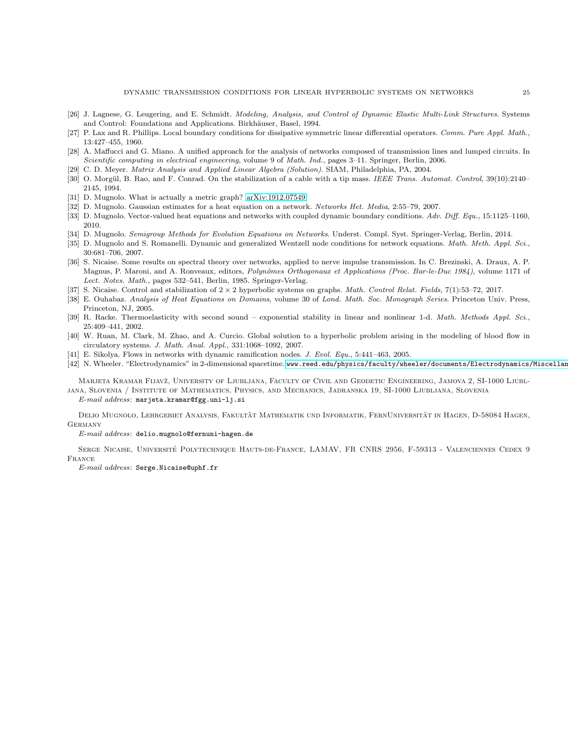[26] J. Lagnese, G. Leugering, and E. Schmidt. *Modeling, Analysis, and Control of Dynamic Elastic Multi-Link Structures*. Systems and Control: Foundations and Applications. Birkhäuser, Basel, 1994.

[27] P. Lax and R. Phillips. Local boundary conditions for dissipative symmetric linear differential operators. *Comm. Pure Appl. Math.*, 13:427–455, 1960.

[28] A. Maffucci and G. Miano. A unified approach for the analysis of networks composed of transmission lines and lumped circuits. In *Scientific computing in electrical engineering*, volume 9 of *Math. Ind.*, pages 3–11. Springer, Berlin, 2006.

[29] C. D. Meyer. *Matrix Analysis and Applied Linear Algebra (Solution)*. SIAM, Philadelphia, PA, 2004.

[30] O. Morgül, B. Rao, and F. Conrad. On the stabilization of a cable with a tip mass. *IEEE Trans. Automat. Control*, 39(10):2140–2145, 1994.

[31] D. Mugnolo. What is actually a metric graph? arXiv:1912.07549.

[32] D. Mugnolo. Gaussian estimates for a heat equation on a network. *Networks Het. Media*, 2:55–79, 2007.

[33] D. Mugnolo. Vector-valued heat equations and networks with coupled dynamic boundary conditions. *Adv. Diff. Equ.*, 15:1125–1160, 2010.

[34] D. Mugnolo. *Semigroup Methods for Evolution Equations on Networks*. Underst. Compl. Syst. Springer-Verlag, Berlin, 2014.

[35] D. Mugnolo and S. Romanelli. Dynamic and generalized Wentzell node conditions for network equations. *Math. Meth. Appl. Sci.*, 30:681–706, 2007.

[36] S. Nicaise. Some results on spectral theory over networks, applied to nerve impulse transmission. In C. Brezinski, A. Draux, A. P. Magnus, P. Maroni, and A. Ronveaux, editors, *Polynômes Orthogonaux et Applications (Proc. Bar-le-Duc 1984)*, volume 1171 of *Lect. Notes. Math.*, pages 532–541, Berlin, 1985. Springer-Verlag.

[37] S. Nicaise. Control and stabilization of $2 \times 2$ hyperbolic systems on graphs. *Math. Control Relat. Fields*, 7(1):53–72, 2017.

[38] E. Ouhabaz. *Analysis of Heat Equations on Domains*, volume 30 of *Lond. Math. Soc. Monograph Series*. Princeton Univ. Press, Princeton, NJ, 2005.

[39] R. Racke. Thermoelasticity with second sound – exponential stability in linear and nonlinear 1-d. *Math. Methods Appl. Sci.*, 25:409–441, 2002.

[40] W. Ruan, M. Clark, M. Zhao, and A. Curcio. Global solution to a hyperbolic problem arising in the modeling of blood flow in circulatory systems. *J. Math. Anal. Appl.*, 331:1068–1092, 2007.

[41] E. Sikolya. Flows in networks with dynamic ramification nodes. *J. Evol. Equ.*, 5:441–463, 2005.

[42] N. Wheeler. "Electrodynamics" in 2-dimensional spacetime. www.reed.edu/physics/faculty/wheeler/documents/Electrodynamics/Miscellan

Marjeta Kramar Fijavž, University of Ljubljana, Faculty of Civil and Geodetic Engineering, Jamova 2, SI-1000 Ljubljana, Slovenia / Institute of Mathematics, Physics, and Mechanics, Jadranska 19, SI-1000 Ljubljana, Slovenia

*E-mail address*: marjeta.kramar@fgg.uni-lj.si

Delio Mugnolo, Lehrgebiet Analysis, Fakultät Mathematik und Informatik, FernUniversität in Hagen, D-58084 Hagen, Germany

*E-mail address*: delio.mugnolo@fernuni-hagen.de

Serge Nicaise, Université Polytechnique Hauts-de-France, LAMAV, FR CNRS 2956, F-59313 - Valenciennes Cedex 9 France

*E-mail address*: Serge.Nicaise@uphf.fr